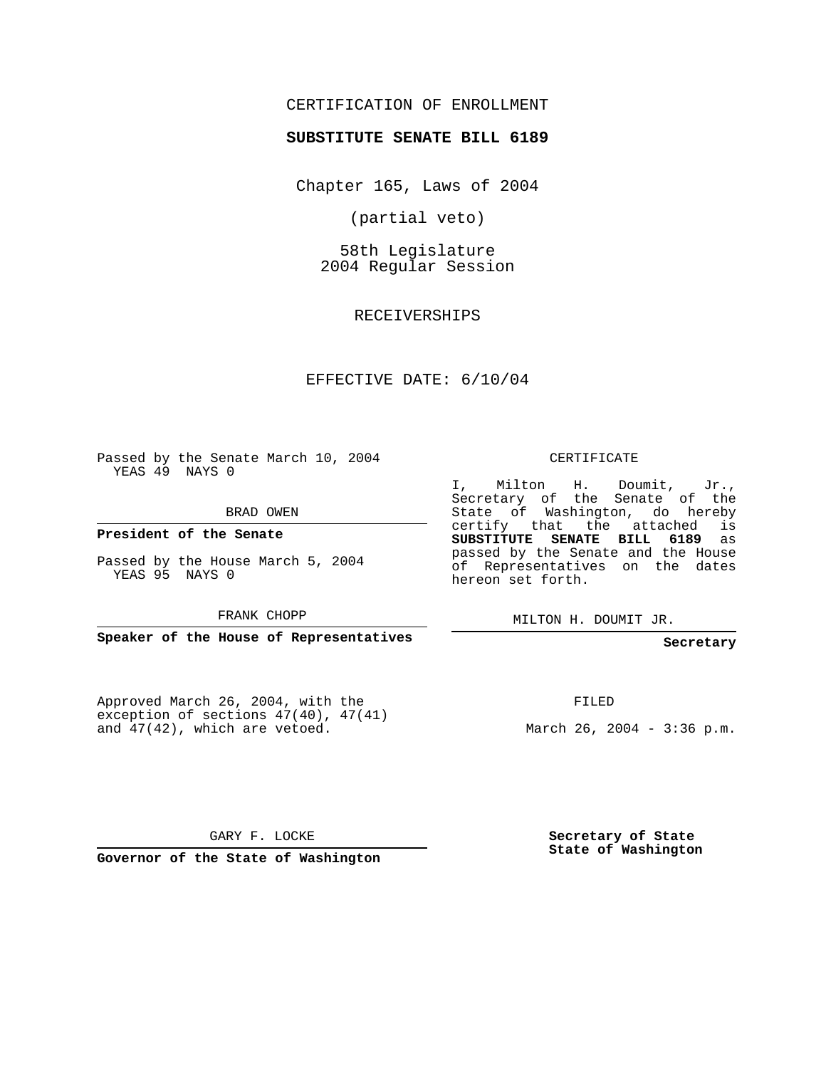CERTIFICATION OF ENROLLMENT

**SUBSTITUTE SENATE BILL 6189**

Chapter 165, Laws of 2004

(partial veto)

58th Legislature
2004 Regular Session

RECEIVERSHIPS

EFFECTIVE DATE: 6/10/04

Passed by the Senate March 10, 2004
YEAS 49 NAYS 0

BRAD OWEN

**President of the Senate**

Passed by the House March 5, 2004
YEAS 95 NAYS 0

FRANK CHOPP

**Speaker of the House of Representatives**

CERTIFICATE

I, Milton H. Doumit, Jr., Secretary of the Senate of the State of Washington, do hereby certify that the attached is **SUBSTITUTE SENATE BILL 6189** as passed by the Senate and the House of Representatives on the dates hereon set forth.

MILTON H. DOUMIT JR.

**Secretary**

Approved March 26, 2004, with the exception of sections 47(40), 47(41) and 47(42), which are vetoed.

FILED

March 26, 2004 - 3:36 p.m.

GARY F. LOCKE

**Governor of the State of Washington**

**Secretary of State**
**State of Washington**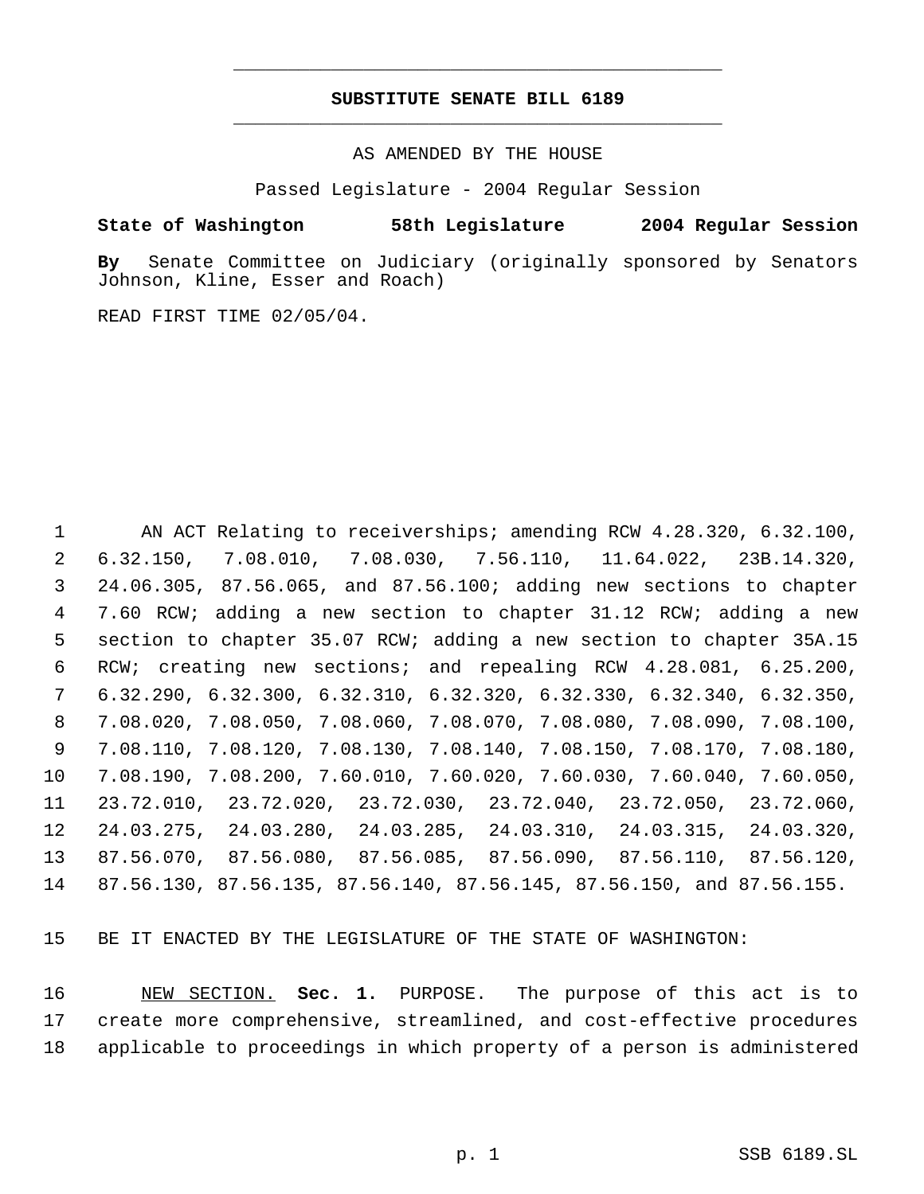# SUBSTITUTE SENATE BILL 6189

AS AMENDED BY THE HOUSE

Passed Legislature - 2004 Regular Session

**State of Washington 58th Legislature 2004 Regular Session**

**By** Senate Committee on Judiciary (originally sponsored by Senators Johnson, Kline, Esser and Roach)

READ FIRST TIME 02/05/04.

1 AN ACT Relating to receiverships; amending RCW 4.28.320, 6.32.100,
2 6.32.150, 7.08.010, 7.08.030, 7.56.110, 11.64.022, 23B.14.320,
3 24.06.305, 87.56.065, and 87.56.100; adding new sections to chapter
4 7.60 RCW; adding a new section to chapter 31.12 RCW; adding a new
5 section to chapter 35.07 RCW; adding a new section to chapter 35A.15
6 RCW; creating new sections; and repealing RCW 4.28.081, 6.25.200,
7 6.32.290, 6.32.300, 6.32.310, 6.32.320, 6.32.330, 6.32.340, 6.32.350,
8 7.08.020, 7.08.050, 7.08.060, 7.08.070, 7.08.080, 7.08.090, 7.08.100,
9 7.08.110, 7.08.120, 7.08.130, 7.08.140, 7.08.150, 7.08.170, 7.08.180,
10 7.08.190, 7.08.200, 7.60.010, 7.60.020, 7.60.030, 7.60.040, 7.60.050,
11 23.72.010, 23.72.020, 23.72.030, 23.72.040, 23.72.050, 23.72.060,
12 24.03.275, 24.03.280, 24.03.285, 24.03.310, 24.03.315, 24.03.320,
13 87.56.070, 87.56.080, 87.56.085, 87.56.090, 87.56.110, 87.56.120,
14 87.56.130, 87.56.135, 87.56.140, 87.56.145, 87.56.150, and 87.56.155.

15 BE IT ENACTED BY THE LEGISLATURE OF THE STATE OF WASHINGTON:

16 NEW SECTION. **Sec. 1.** PURPOSE. The purpose of this act is to
17 create more comprehensive, streamlined, and cost-effective procedures
18 applicable to proceedings in which property of a person is administered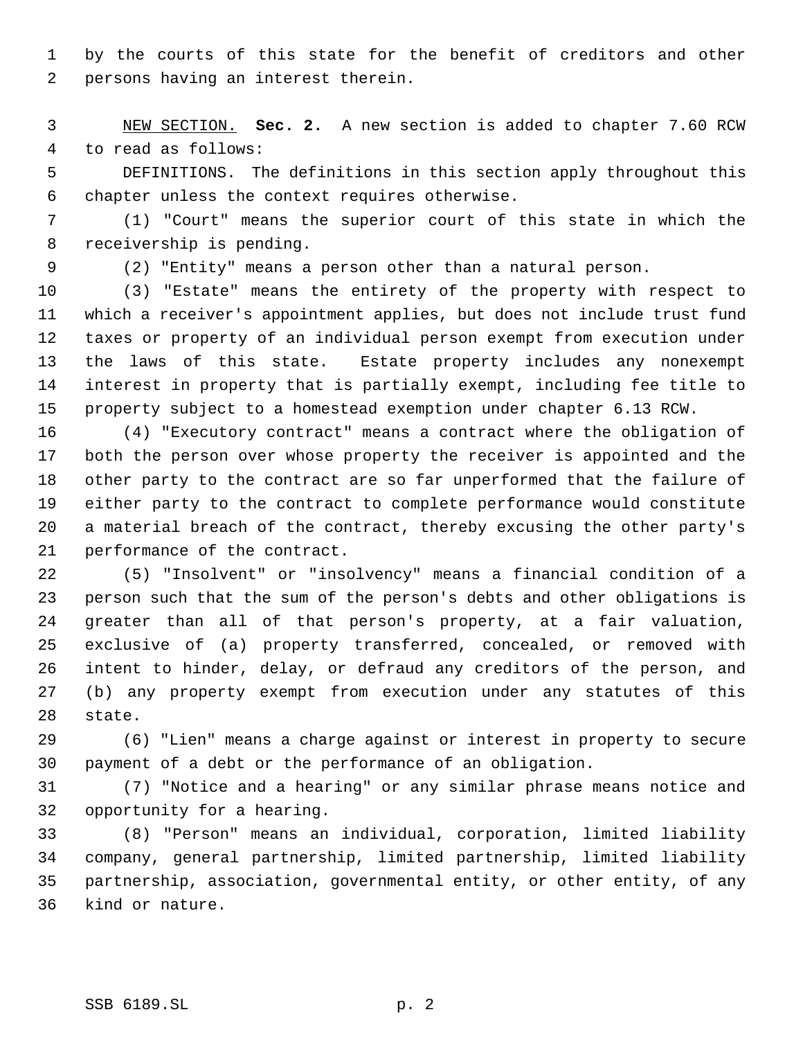by the courts of this state for the benefit of creditors and other persons having an interest therein.

NEW SECTION. **Sec. 2.** A new section is added to chapter 7.60 RCW to read as follows:

DEFINITIONS. The definitions in this section apply throughout this chapter unless the context requires otherwise.

(1) "Court" means the superior court of this state in which the receivership is pending.

(2) "Entity" means a person other than a natural person.

(3) "Estate" means the entirety of the property with respect to which a receiver's appointment applies, but does not include trust fund taxes or property of an individual person exempt from execution under the laws of this state. Estate property includes any nonexempt interest in property that is partially exempt, including fee title to property subject to a homestead exemption under chapter 6.13 RCW.

(4) "Executory contract" means a contract where the obligation of both the person over whose property the receiver is appointed and the other party to the contract are so far unperformed that the failure of either party to the contract to complete performance would constitute a material breach of the contract, thereby excusing the other party's performance of the contract.

(5) "Insolvent" or "insolvency" means a financial condition of a person such that the sum of the person's debts and other obligations is greater than all of that person's property, at a fair valuation, exclusive of (a) property transferred, concealed, or removed with intent to hinder, delay, or defraud any creditors of the person, and (b) any property exempt from execution under any statutes of this state.

(6) "Lien" means a charge against or interest in property to secure payment of a debt or the performance of an obligation.

(7) "Notice and a hearing" or any similar phrase means notice and opportunity for a hearing.

(8) "Person" means an individual, corporation, limited liability company, general partnership, limited partnership, limited liability partnership, association, governmental entity, or other entity, of any kind or nature.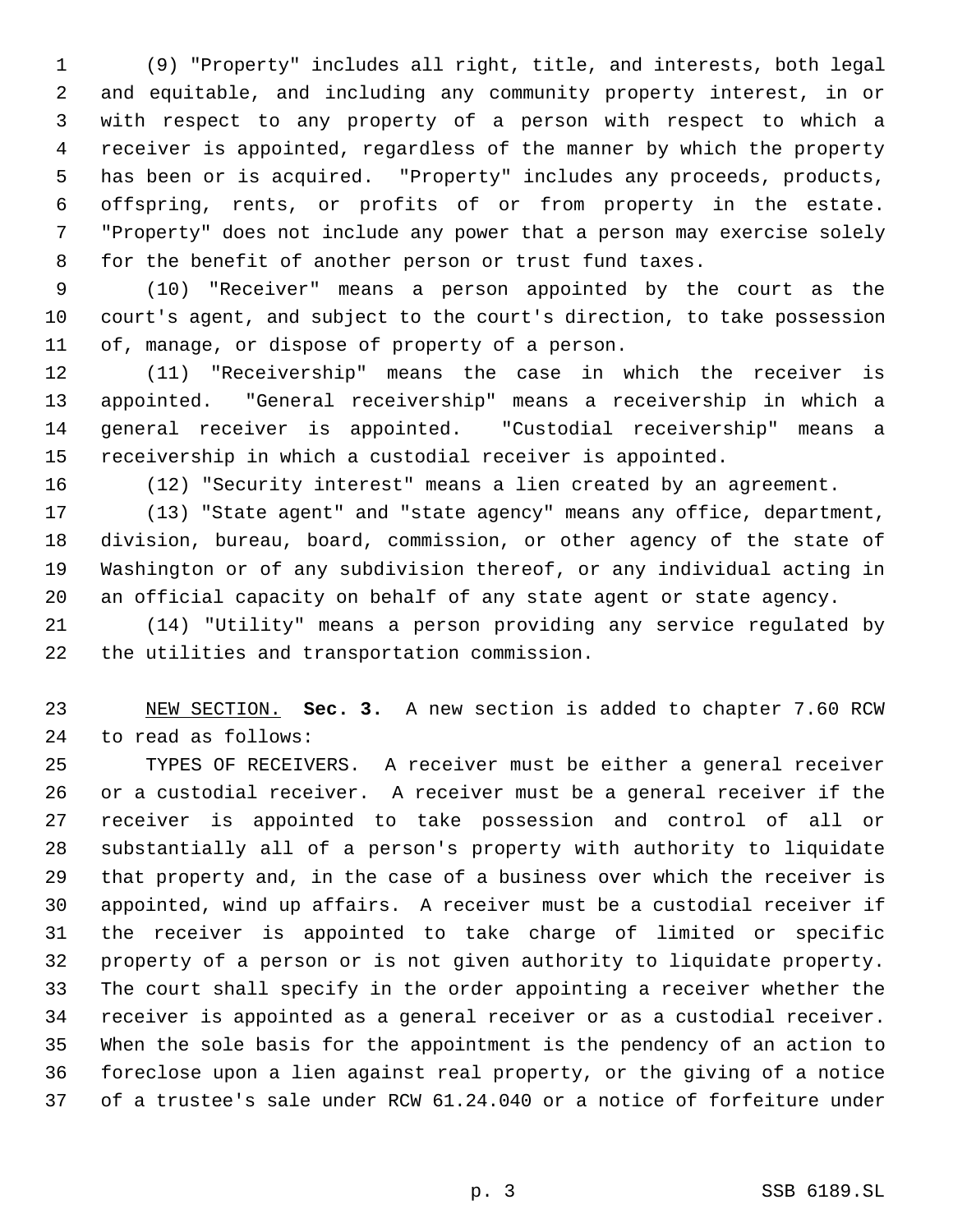(9) "Property" includes all right, title, and interests, both legal and equitable, and including any community property interest, in or with respect to any property of a person with respect to which a receiver is appointed, regardless of the manner by which the property has been or is acquired. "Property" includes any proceeds, products, offspring, rents, or profits of or from property in the estate. "Property" does not include any power that a person may exercise solely for the benefit of another person or trust fund taxes.

(10) "Receiver" means a person appointed by the court as the court's agent, and subject to the court's direction, to take possession of, manage, or dispose of property of a person.

(11) "Receivership" means the case in which the receiver is appointed. "General receivership" means a receivership in which a general receiver is appointed. "Custodial receivership" means a receivership in which a custodial receiver is appointed.

(12) "Security interest" means a lien created by an agreement.

(13) "State agent" and "state agency" means any office, department, division, bureau, board, commission, or other agency of the state of Washington or of any subdivision thereof, or any individual acting in an official capacity on behalf of any state agent or state agency.

(14) "Utility" means a person providing any service regulated by the utilities and transportation commission.

NEW SECTION. **Sec. 3.** A new section is added to chapter 7.60 RCW to read as follows:

TYPES OF RECEIVERS. A receiver must be either a general receiver or a custodial receiver. A receiver must be a general receiver if the receiver is appointed to take possession and control of all or substantially all of a person's property with authority to liquidate that property and, in the case of a business over which the receiver is appointed, wind up affairs. A receiver must be a custodial receiver if the receiver is appointed to take charge of limited or specific property of a person or is not given authority to liquidate property. The court shall specify in the order appointing a receiver whether the receiver is appointed as a general receiver or as a custodial receiver. When the sole basis for the appointment is the pendency of an action to foreclose upon a lien against real property, or the giving of a notice of a trustee's sale under RCW 61.24.040 or a notice of forfeiture under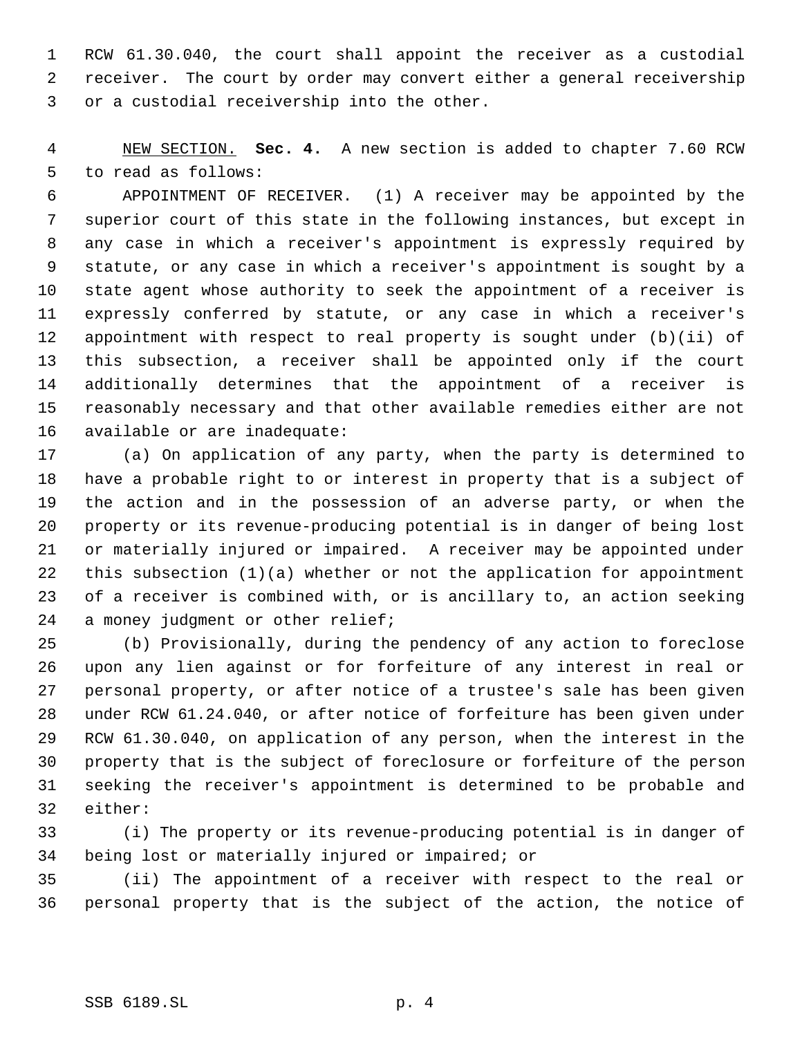RCW 61.30.040, the court shall appoint the receiver as a custodial receiver. The court by order may convert either a general receivership or a custodial receivership into the other.

NEW SECTION. **Sec. 4.** A new section is added to chapter 7.60 RCW to read as follows:

APPOINTMENT OF RECEIVER. (1) A receiver may be appointed by the superior court of this state in the following instances, but except in any case in which a receiver's appointment is expressly required by statute, or any case in which a receiver's appointment is sought by a state agent whose authority to seek the appointment of a receiver is expressly conferred by statute, or any case in which a receiver's appointment with respect to real property is sought under (b)(ii) of this subsection, a receiver shall be appointed only if the court additionally determines that the appointment of a receiver is reasonably necessary and that other available remedies either are not available or are inadequate:

(a) On application of any party, when the party is determined to have a probable right to or interest in property that is a subject of the action and in the possession of an adverse party, or when the property or its revenue-producing potential is in danger of being lost or materially injured or impaired. A receiver may be appointed under this subsection (1)(a) whether or not the application for appointment of a receiver is combined with, or is ancillary to, an action seeking a money judgment or other relief;

(b) Provisionally, during the pendency of any action to foreclose upon any lien against or for forfeiture of any interest in real or personal property, or after notice of a trustee's sale has been given under RCW 61.24.040, or after notice of forfeiture has been given under RCW 61.30.040, on application of any person, when the interest in the property that is the subject of foreclosure or forfeiture of the person seeking the receiver's appointment is determined to be probable and either:

(i) The property or its revenue-producing potential is in danger of being lost or materially injured or impaired; or

(ii) The appointment of a receiver with respect to the real or personal property that is the subject of the action, the notice of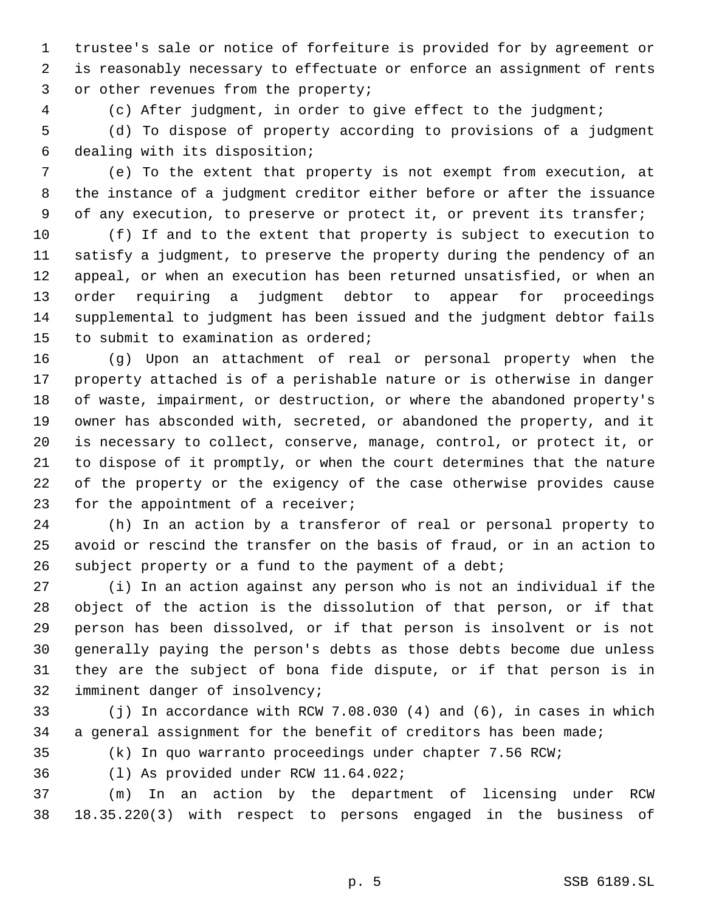trustee's sale or notice of forfeiture is provided for by agreement or is reasonably necessary to effectuate or enforce an assignment of rents or other revenues from the property;

(c) After judgment, in order to give effect to the judgment;

(d) To dispose of property according to provisions of a judgment dealing with its disposition;

(e) To the extent that property is not exempt from execution, at the instance of a judgment creditor either before or after the issuance of any execution, to preserve or protect it, or prevent its transfer;

(f) If and to the extent that property is subject to execution to satisfy a judgment, to preserve the property during the pendency of an appeal, or when an execution has been returned unsatisfied, or when an order requiring a judgment debtor to appear for proceedings supplemental to judgment has been issued and the judgment debtor fails to submit to examination as ordered;

(g) Upon an attachment of real or personal property when the property attached is of a perishable nature or is otherwise in danger of waste, impairment, or destruction, or where the abandoned property's owner has absconded with, secreted, or abandoned the property, and it is necessary to collect, conserve, manage, control, or protect it, or to dispose of it promptly, or when the court determines that the nature of the property or the exigency of the case otherwise provides cause for the appointment of a receiver;

(h) In an action by a transferor of real or personal property to avoid or rescind the transfer on the basis of fraud, or in an action to subject property or a fund to the payment of a debt;

(i) In an action against any person who is not an individual if the object of the action is the dissolution of that person, or if that person has been dissolved, or if that person is insolvent or is not generally paying the person's debts as those debts become due unless they are the subject of bona fide dispute, or if that person is in imminent danger of insolvency;

(j) In accordance with RCW 7.08.030 (4) and (6), in cases in which a general assignment for the benefit of creditors has been made;

(k) In quo warranto proceedings under chapter 7.56 RCW;

(l) As provided under RCW 11.64.022;

(m) In an action by the department of licensing under RCW 18.35.220(3) with respect to persons engaged in the business of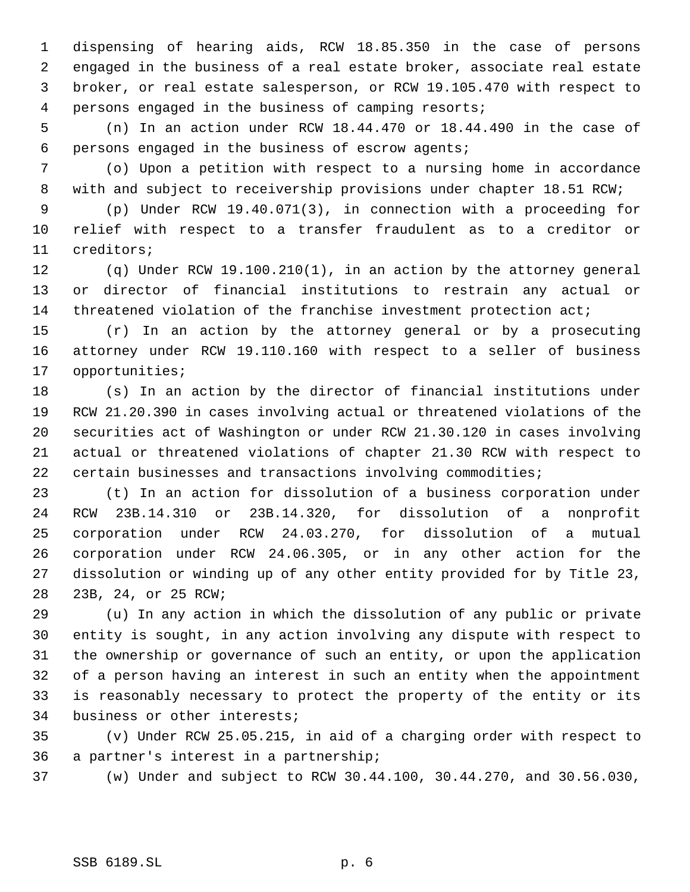dispensing of hearing aids, RCW 18.85.350 in the case of persons engaged in the business of a real estate broker, associate real estate broker, or real estate salesperson, or RCW 19.105.470 with respect to persons engaged in the business of camping resorts;

(n) In an action under RCW 18.44.470 or 18.44.490 in the case of persons engaged in the business of escrow agents;

(o) Upon a petition with respect to a nursing home in accordance with and subject to receivership provisions under chapter 18.51 RCW;

(p) Under RCW 19.40.071(3), in connection with a proceeding for relief with respect to a transfer fraudulent as to a creditor or creditors;

(q) Under RCW 19.100.210(1), in an action by the attorney general or director of financial institutions to restrain any actual or threatened violation of the franchise investment protection act;

(r) In an action by the attorney general or by a prosecuting attorney under RCW 19.110.160 with respect to a seller of business opportunities;

(s) In an action by the director of financial institutions under RCW 21.20.390 in cases involving actual or threatened violations of the securities act of Washington or under RCW 21.30.120 in cases involving actual or threatened violations of chapter 21.30 RCW with respect to certain businesses and transactions involving commodities;

(t) In an action for dissolution of a business corporation under RCW 23B.14.310 or 23B.14.320, for dissolution of a nonprofit corporation under RCW 24.03.270, for dissolution of a mutual corporation under RCW 24.06.305, or in any other action for the dissolution or winding up of any other entity provided for by Title 23, 23B, 24, or 25 RCW;

(u) In any action in which the dissolution of any public or private entity is sought, in any action involving any dispute with respect to the ownership or governance of such an entity, or upon the application of a person having an interest in such an entity when the appointment is reasonably necessary to protect the property of the entity or its business or other interests;

(v) Under RCW 25.05.215, in aid of a charging order with respect to a partner's interest in a partnership;

(w) Under and subject to RCW 30.44.100, 30.44.270, and 30.56.030,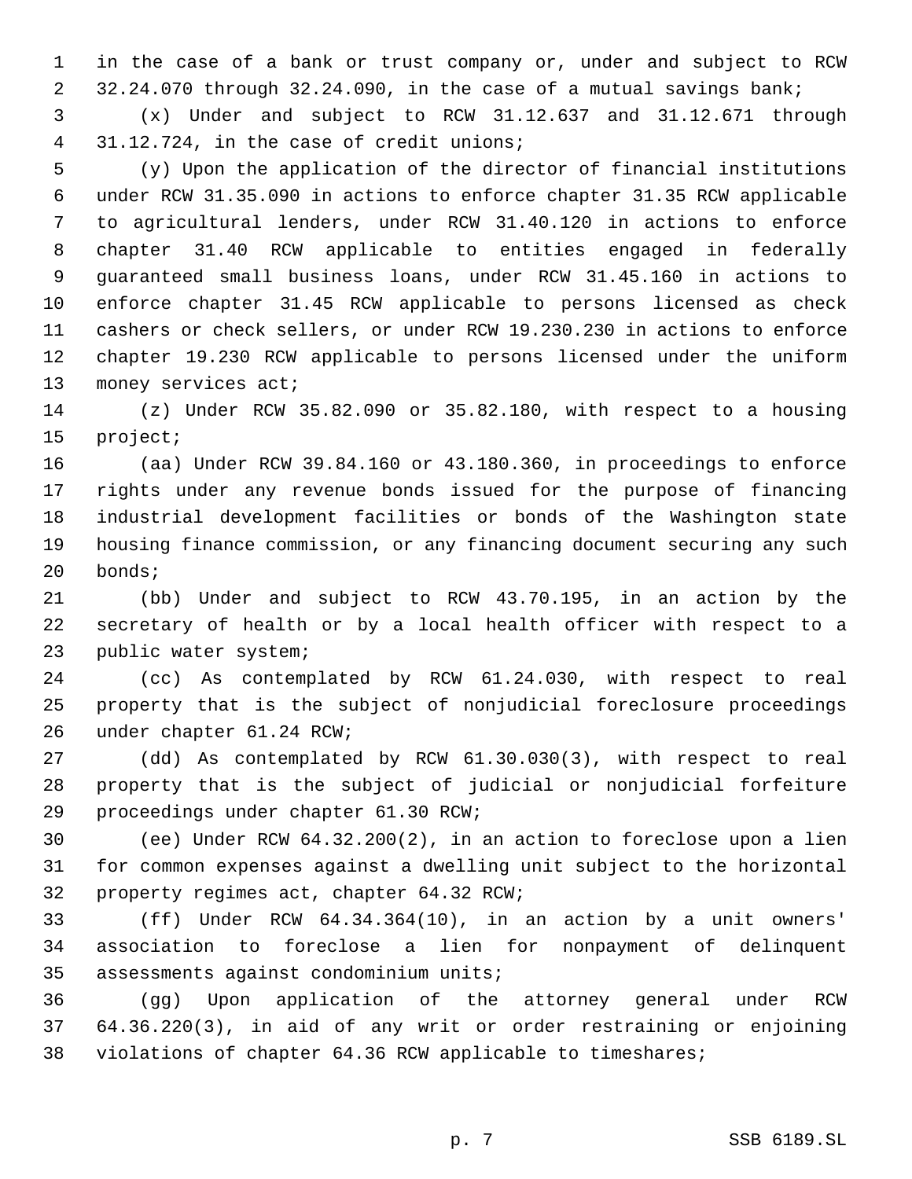in the case of a bank or trust company or, under and subject to RCW 32.24.070 through 32.24.090, in the case of a mutual savings bank;

(x) Under and subject to RCW 31.12.637 and 31.12.671 through 31.12.724, in the case of credit unions;

(y) Upon the application of the director of financial institutions under RCW 31.35.090 in actions to enforce chapter 31.35 RCW applicable to agricultural lenders, under RCW 31.40.120 in actions to enforce chapter 31.40 RCW applicable to entities engaged in federally guaranteed small business loans, under RCW 31.45.160 in actions to enforce chapter 31.45 RCW applicable to persons licensed as check cashers or check sellers, or under RCW 19.230.230 in actions to enforce chapter 19.230 RCW applicable to persons licensed under the uniform money services act;

(z) Under RCW 35.82.090 or 35.82.180, with respect to a housing project;

(aa) Under RCW 39.84.160 or 43.180.360, in proceedings to enforce rights under any revenue bonds issued for the purpose of financing industrial development facilities or bonds of the Washington state housing finance commission, or any financing document securing any such bonds;

(bb) Under and subject to RCW 43.70.195, in an action by the secretary of health or by a local health officer with respect to a public water system;

(cc) As contemplated by RCW 61.24.030, with respect to real property that is the subject of nonjudicial foreclosure proceedings under chapter 61.24 RCW;

(dd) As contemplated by RCW 61.30.030(3), with respect to real property that is the subject of judicial or nonjudicial forfeiture proceedings under chapter 61.30 RCW;

(ee) Under RCW 64.32.200(2), in an action to foreclose upon a lien for common expenses against a dwelling unit subject to the horizontal property regimes act, chapter 64.32 RCW;

(ff) Under RCW 64.34.364(10), in an action by a unit owners' association to foreclose a lien for nonpayment of delinquent assessments against condominium units;

(gg) Upon application of the attorney general under RCW 64.36.220(3), in aid of any writ or order restraining or enjoining violations of chapter 64.36 RCW applicable to timeshares;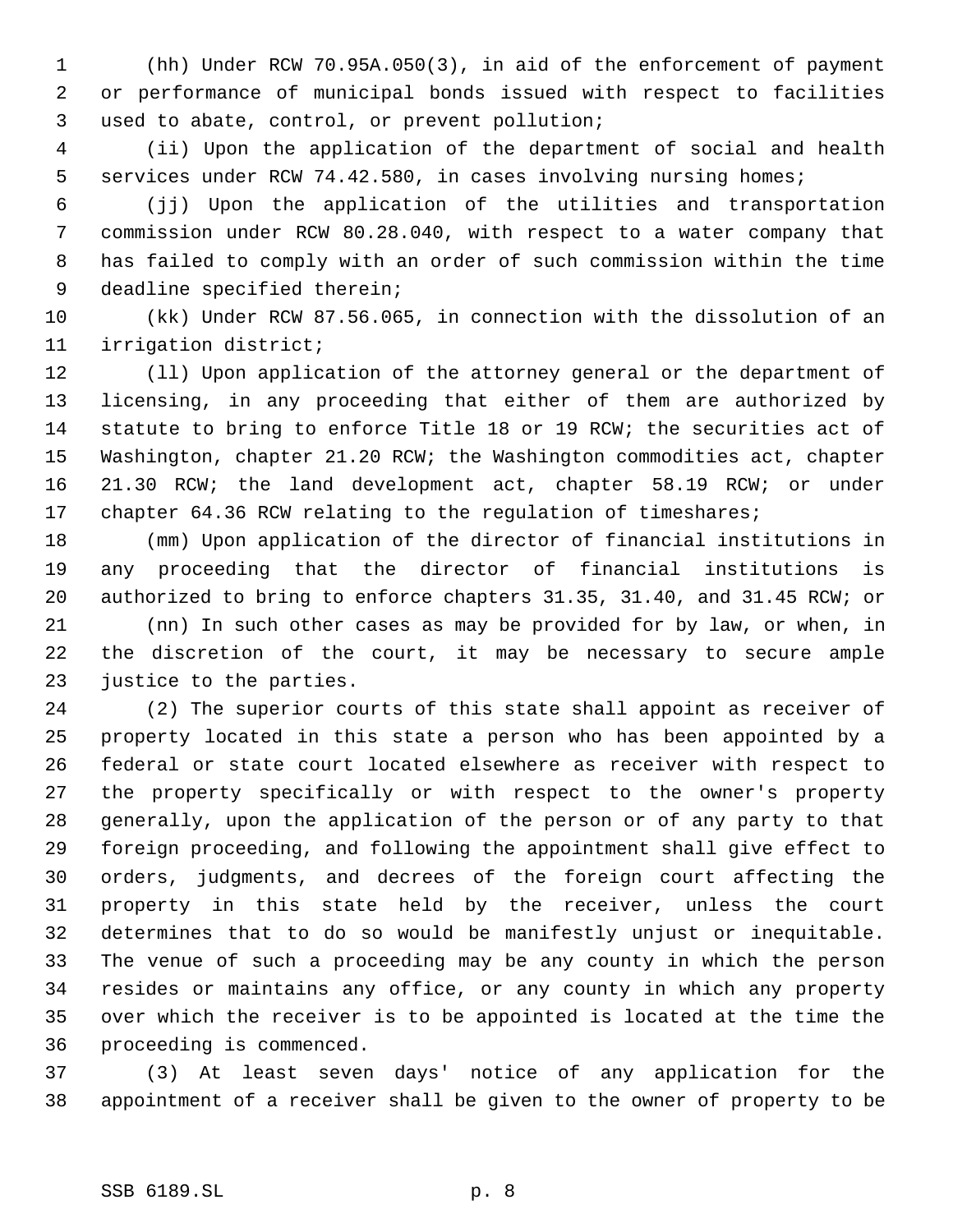(hh) Under RCW 70.95A.050(3), in aid of the enforcement of payment or performance of municipal bonds issued with respect to facilities used to abate, control, or prevent pollution;

(ii) Upon the application of the department of social and health services under RCW 74.42.580, in cases involving nursing homes;

(jj) Upon the application of the utilities and transportation commission under RCW 80.28.040, with respect to a water company that has failed to comply with an order of such commission within the time deadline specified therein;

(kk) Under RCW 87.56.065, in connection with the dissolution of an irrigation district;

(ll) Upon application of the attorney general or the department of licensing, in any proceeding that either of them are authorized by statute to bring to enforce Title 18 or 19 RCW; the securities act of Washington, chapter 21.20 RCW; the Washington commodities act, chapter 21.30 RCW; the land development act, chapter 58.19 RCW; or under chapter 64.36 RCW relating to the regulation of timeshares;

(mm) Upon application of the director of financial institutions in any proceeding that the director of financial institutions is authorized to bring to enforce chapters 31.35, 31.40, and 31.45 RCW; or

(nn) In such other cases as may be provided for by law, or when, in the discretion of the court, it may be necessary to secure ample justice to the parties.

(2) The superior courts of this state shall appoint as receiver of property located in this state a person who has been appointed by a federal or state court located elsewhere as receiver with respect to the property specifically or with respect to the owner's property generally, upon the application of the person or of any party to that foreign proceeding, and following the appointment shall give effect to orders, judgments, and decrees of the foreign court affecting the property in this state held by the receiver, unless the court determines that to do so would be manifestly unjust or inequitable. The venue of such a proceeding may be any county in which the person resides or maintains any office, or any county in which any property over which the receiver is to be appointed is located at the time the proceeding is commenced.

(3) At least seven days' notice of any application for the appointment of a receiver shall be given to the owner of property to be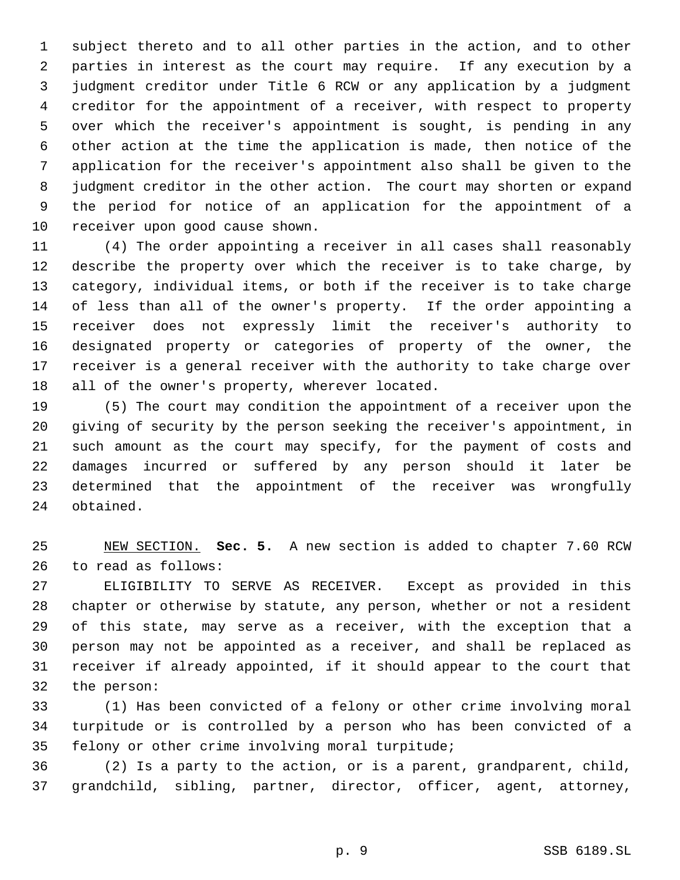subject thereto and to all other parties in the action, and to other parties in interest as the court may require. If any execution by a judgment creditor under Title 6 RCW or any application by a judgment creditor for the appointment of a receiver, with respect to property over which the receiver's appointment is sought, is pending in any other action at the time the application is made, then notice of the application for the receiver's appointment also shall be given to the judgment creditor in the other action. The court may shorten or expand the period for notice of an application for the appointment of a receiver upon good cause shown.

(4) The order appointing a receiver in all cases shall reasonably describe the property over which the receiver is to take charge, by category, individual items, or both if the receiver is to take charge of less than all of the owner's property. If the order appointing a receiver does not expressly limit the receiver's authority to designated property or categories of property of the owner, the receiver is a general receiver with the authority to take charge over all of the owner's property, wherever located.

(5) The court may condition the appointment of a receiver upon the giving of security by the person seeking the receiver's appointment, in such amount as the court may specify, for the payment of costs and damages incurred or suffered by any person should it later be determined that the appointment of the receiver was wrongfully obtained.

NEW SECTION. **Sec. 5.** A new section is added to chapter 7.60 RCW to read as follows:

ELIGIBILITY TO SERVE AS RECEIVER. Except as provided in this chapter or otherwise by statute, any person, whether or not a resident of this state, may serve as a receiver, with the exception that a person may not be appointed as a receiver, and shall be replaced as receiver if already appointed, if it should appear to the court that the person:

(1) Has been convicted of a felony or other crime involving moral turpitude or is controlled by a person who has been convicted of a felony or other crime involving moral turpitude;

(2) Is a party to the action, or is a parent, grandparent, child, grandchild, sibling, partner, director, officer, agent, attorney,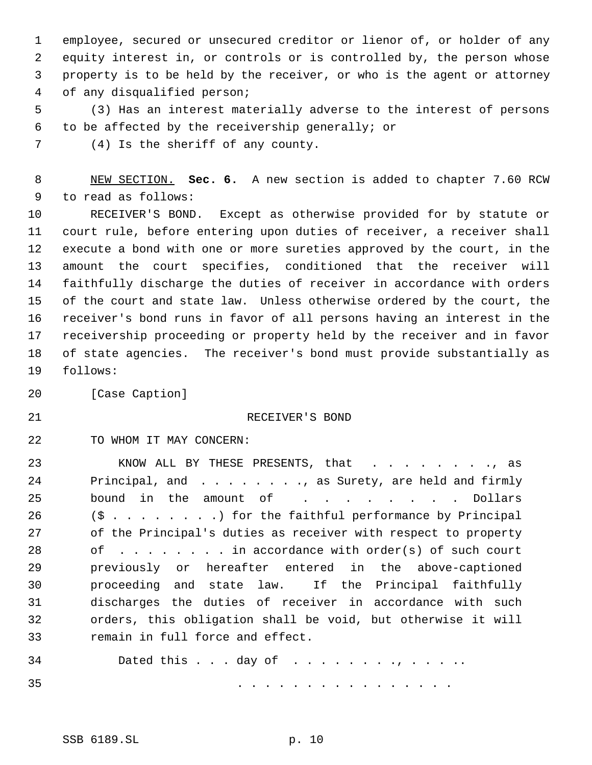employee, secured or unsecured creditor or lienor of, or holder of any equity interest in, or controls or is controlled by, the person whose property is to be held by the receiver, or who is the agent or attorney of any disqualified person;

(3) Has an interest materially adverse to the interest of persons to be affected by the receivership generally; or

(4) Is the sheriff of any county.

NEW SECTION. **Sec. 6.** A new section is added to chapter 7.60 RCW to read as follows:

RECEIVER'S BOND. Except as otherwise provided for by statute or court rule, before entering upon duties of receiver, a receiver shall execute a bond with one or more sureties approved by the court, in the amount the court specifies, conditioned that the receiver will faithfully discharge the duties of receiver in accordance with orders of the court and state law. Unless otherwise ordered by the court, the receiver's bond runs in favor of all persons having an interest in the receivership proceeding or property held by the receiver and in favor of state agencies. The receiver's bond must provide substantially as follows:

[Case Caption]

RECEIVER'S BOND

TO WHOM IT MAY CONCERN:

KNOW ALL BY THESE PRESENTS, that . . . . . . . . ., as Principal, and . . . . . . . . ., as Surety, are held and firmly bound in the amount of . . . . . . . . . Dollars ($ . . . . . . . . .) for the faithful performance by Principal of the Principal's duties as receiver with respect to property of . . . . . . . . . in accordance with order(s) of such court previously or hereafter entered in the above-captioned proceeding and state law. If the Principal faithfully discharges the duties of receiver in accordance with such orders, this obligation shall be void, but otherwise it will remain in full force and effect.

Dated this . . . day of . . . . . . . . ., . . . . ..

. . . . . . . . . . . . . . . .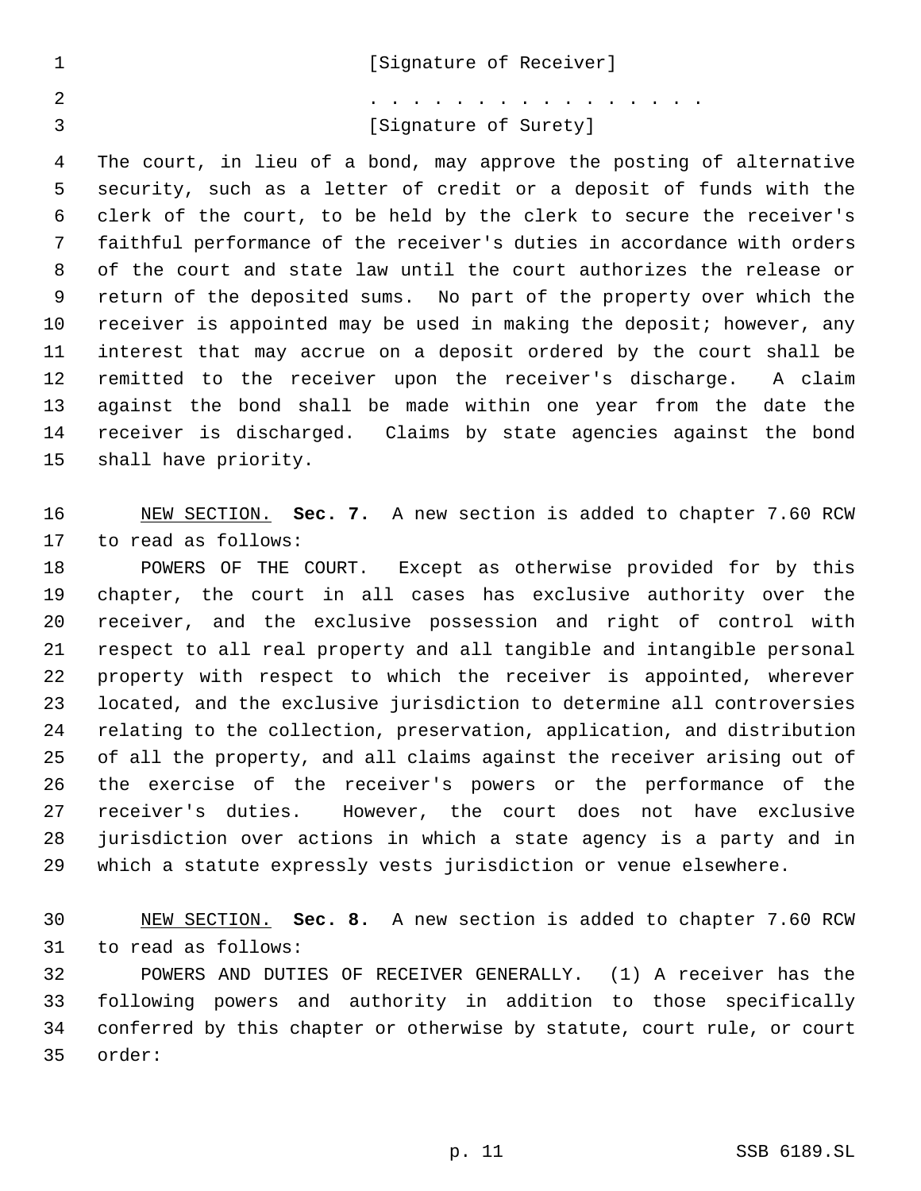[Signature of Receiver]

. . . . . . . . . . . . . . . .

[Signature of Surety]

The court, in lieu of a bond, may approve the posting of alternative security, such as a letter of credit or a deposit of funds with the clerk of the court, to be held by the clerk to secure the receiver's faithful performance of the receiver's duties in accordance with orders of the court and state law until the court authorizes the release or return of the deposited sums. No part of the property over which the receiver is appointed may be used in making the deposit; however, any interest that may accrue on a deposit ordered by the court shall be remitted to the receiver upon the receiver's discharge. A claim against the bond shall be made within one year from the date the receiver is discharged. Claims by state agencies against the bond shall have priority.

NEW SECTION. **Sec. 7.** A new section is added to chapter 7.60 RCW to read as follows:

POWERS OF THE COURT. Except as otherwise provided for by this chapter, the court in all cases has exclusive authority over the receiver, and the exclusive possession and right of control with respect to all real property and all tangible and intangible personal property with respect to which the receiver is appointed, wherever located, and the exclusive jurisdiction to determine all controversies relating to the collection, preservation, application, and distribution of all the property, and all claims against the receiver arising out of the exercise of the receiver's powers or the performance of the receiver's duties. However, the court does not have exclusive jurisdiction over actions in which a state agency is a party and in which a statute expressly vests jurisdiction or venue elsewhere.

NEW SECTION. **Sec. 8.** A new section is added to chapter 7.60 RCW to read as follows:

POWERS AND DUTIES OF RECEIVER GENERALLY. (1) A receiver has the following powers and authority in addition to those specifically conferred by this chapter or otherwise by statute, court rule, or court order: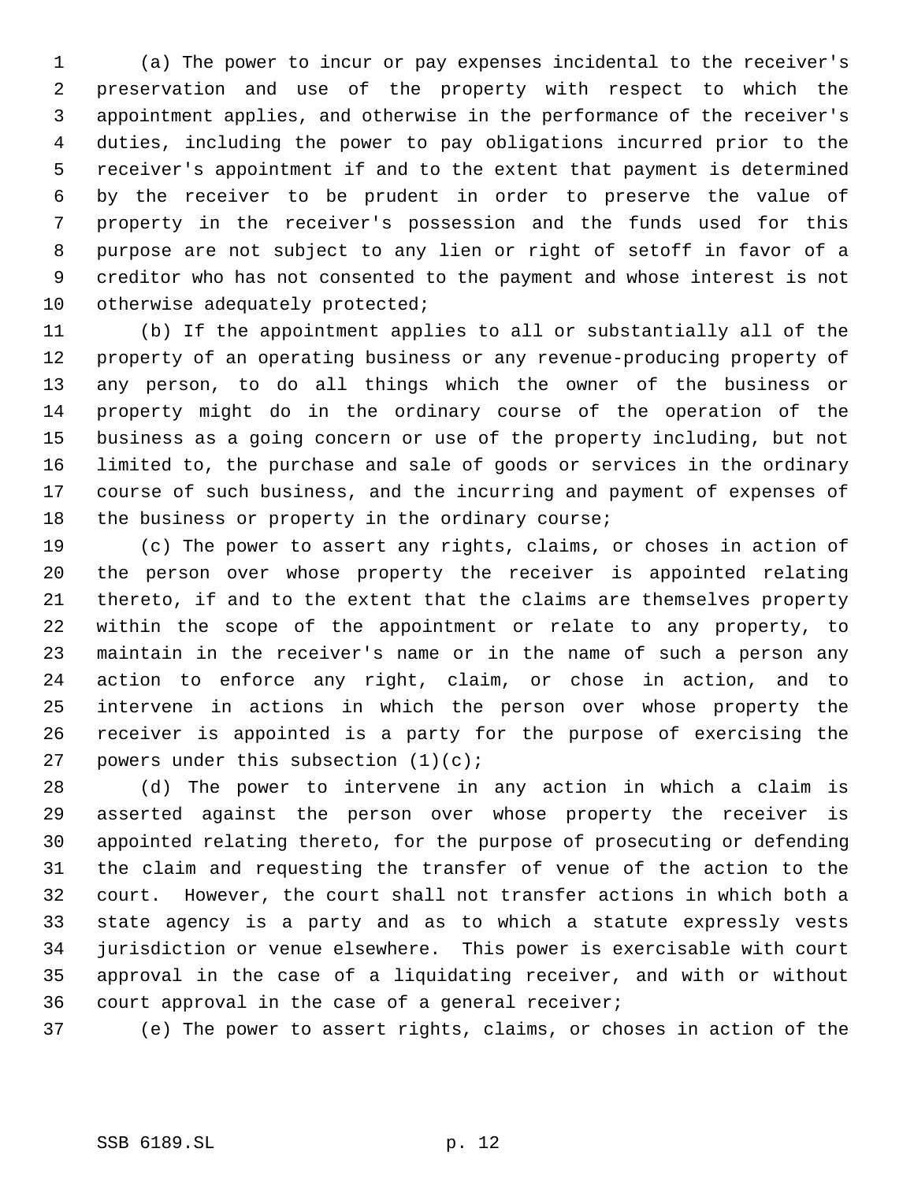(a) The power to incur or pay expenses incidental to the receiver's preservation and use of the property with respect to which the appointment applies, and otherwise in the performance of the receiver's duties, including the power to pay obligations incurred prior to the receiver's appointment if and to the extent that payment is determined by the receiver to be prudent in order to preserve the value of property in the receiver's possession and the funds used for this purpose are not subject to any lien or right of setoff in favor of a creditor who has not consented to the payment and whose interest is not otherwise adequately protected;

(b) If the appointment applies to all or substantially all of the property of an operating business or any revenue-producing property of any person, to do all things which the owner of the business or property might do in the ordinary course of the operation of the business as a going concern or use of the property including, but not limited to, the purchase and sale of goods or services in the ordinary course of such business, and the incurring and payment of expenses of the business or property in the ordinary course;

(c) The power to assert any rights, claims, or choses in action of the person over whose property the receiver is appointed relating thereto, if and to the extent that the claims are themselves property within the scope of the appointment or relate to any property, to maintain in the receiver's name or in the name of such a person any action to enforce any right, claim, or chose in action, and to intervene in actions in which the person over whose property the receiver is appointed is a party for the purpose of exercising the powers under this subsection (1)(c);

(d) The power to intervene in any action in which a claim is asserted against the person over whose property the receiver is appointed relating thereto, for the purpose of prosecuting or defending the claim and requesting the transfer of venue of the action to the court. However, the court shall not transfer actions in which both a state agency is a party and as to which a statute expressly vests jurisdiction or venue elsewhere. This power is exercisable with court approval in the case of a liquidating receiver, and with or without court approval in the case of a general receiver;

(e) The power to assert rights, claims, or choses in action of the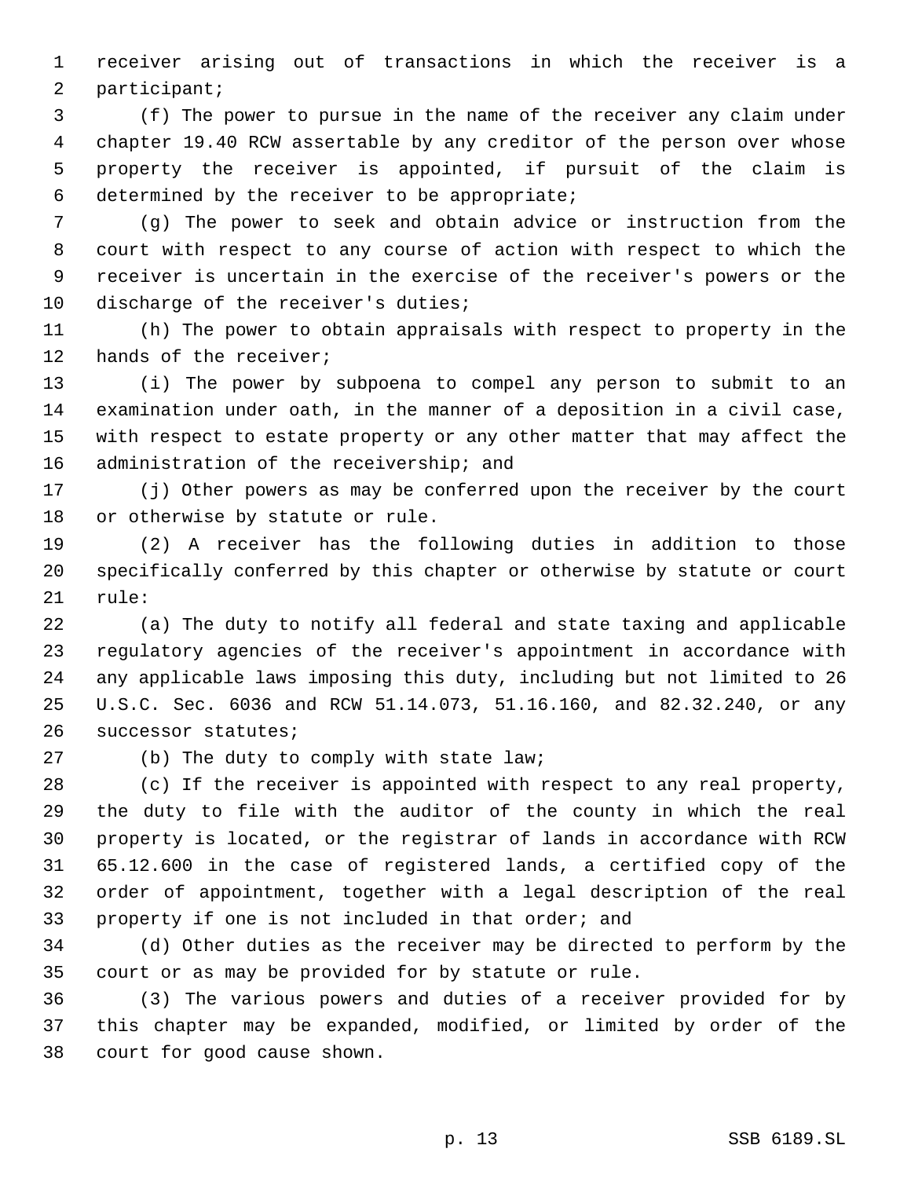receiver arising out of transactions in which the receiver is a participant;

(f) The power to pursue in the name of the receiver any claim under chapter 19.40 RCW assertable by any creditor of the person over whose property the receiver is appointed, if pursuit of the claim is determined by the receiver to be appropriate;

(g) The power to seek and obtain advice or instruction from the court with respect to any course of action with respect to which the receiver is uncertain in the exercise of the receiver's powers or the discharge of the receiver's duties;

(h) The power to obtain appraisals with respect to property in the hands of the receiver;

(i) The power by subpoena to compel any person to submit to an examination under oath, in the manner of a deposition in a civil case, with respect to estate property or any other matter that may affect the administration of the receivership; and

(j) Other powers as may be conferred upon the receiver by the court or otherwise by statute or rule.

(2) A receiver has the following duties in addition to those specifically conferred by this chapter or otherwise by statute or court rule:

(a) The duty to notify all federal and state taxing and applicable regulatory agencies of the receiver's appointment in accordance with any applicable laws imposing this duty, including but not limited to 26 U.S.C. Sec. 6036 and RCW 51.14.073, 51.16.160, and 82.32.240, or any successor statutes;

(b) The duty to comply with state law;

(c) If the receiver is appointed with respect to any real property, the duty to file with the auditor of the county in which the real property is located, or the registrar of lands in accordance with RCW 65.12.600 in the case of registered lands, a certified copy of the order of appointment, together with a legal description of the real property if one is not included in that order; and

(d) Other duties as the receiver may be directed to perform by the court or as may be provided for by statute or rule.

(3) The various powers and duties of a receiver provided for by this chapter may be expanded, modified, or limited by order of the court for good cause shown.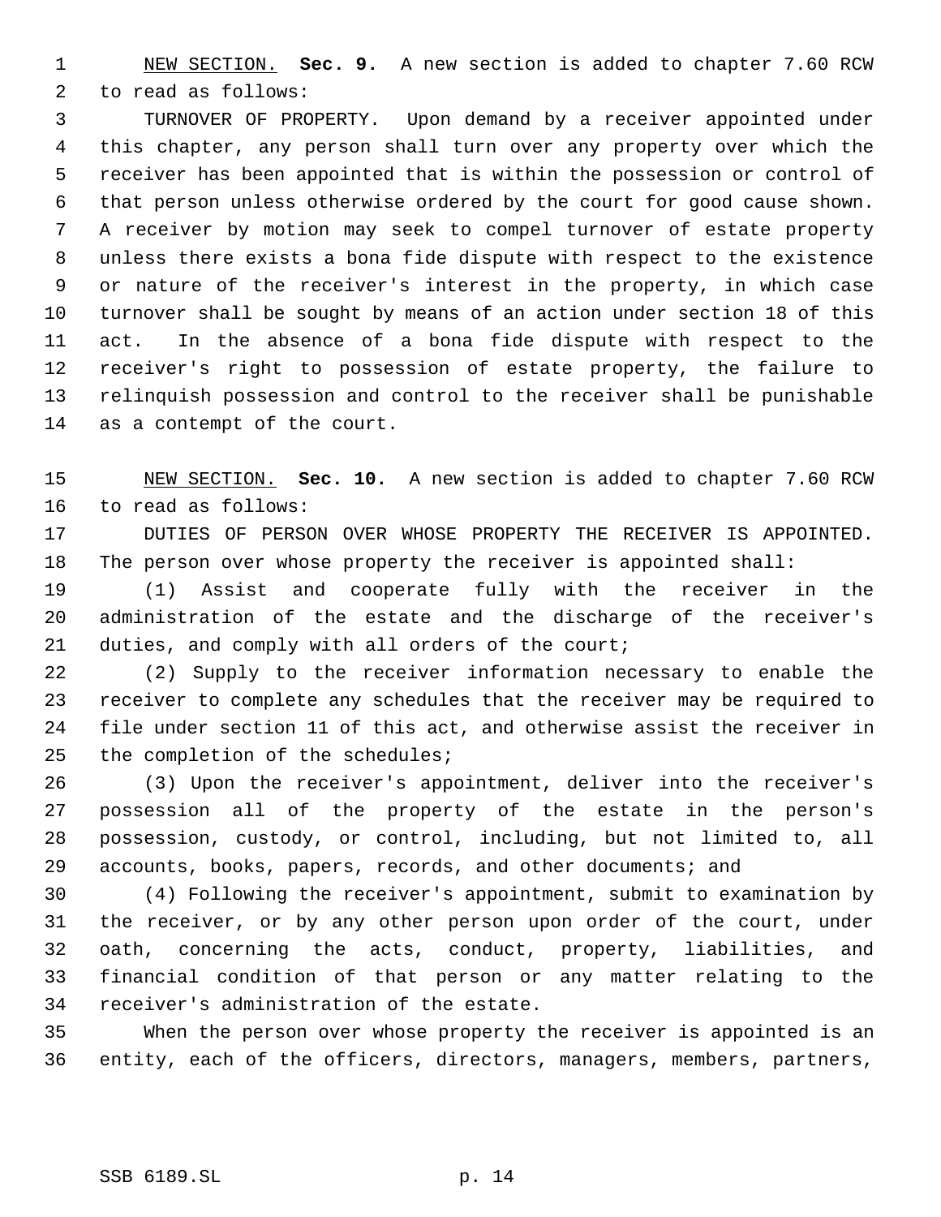NEW SECTION. **Sec. 9.** A new section is added to chapter 7.60 RCW to read as follows:

TURNOVER OF PROPERTY. Upon demand by a receiver appointed under this chapter, any person shall turn over any property over which the receiver has been appointed that is within the possession or control of that person unless otherwise ordered by the court for good cause shown. A receiver by motion may seek to compel turnover of estate property unless there exists a bona fide dispute with respect to the existence or nature of the receiver's interest in the property, in which case turnover shall be sought by means of an action under section 18 of this act. In the absence of a bona fide dispute with respect to the receiver's right to possession of estate property, the failure to relinquish possession and control to the receiver shall be punishable as a contempt of the court.

NEW SECTION. **Sec. 10.** A new section is added to chapter 7.60 RCW to read as follows:

DUTIES OF PERSON OVER WHOSE PROPERTY THE RECEIVER IS APPOINTED. The person over whose property the receiver is appointed shall:

(1) Assist and cooperate fully with the receiver in the administration of the estate and the discharge of the receiver's duties, and comply with all orders of the court;

(2) Supply to the receiver information necessary to enable the receiver to complete any schedules that the receiver may be required to file under section 11 of this act, and otherwise assist the receiver in the completion of the schedules;

(3) Upon the receiver's appointment, deliver into the receiver's possession all of the property of the estate in the person's possession, custody, or control, including, but not limited to, all accounts, books, papers, records, and other documents; and

(4) Following the receiver's appointment, submit to examination by the receiver, or by any other person upon order of the court, under oath, concerning the acts, conduct, property, liabilities, and financial condition of that person or any matter relating to the receiver's administration of the estate.

When the person over whose property the receiver is appointed is an entity, each of the officers, directors, managers, members, partners,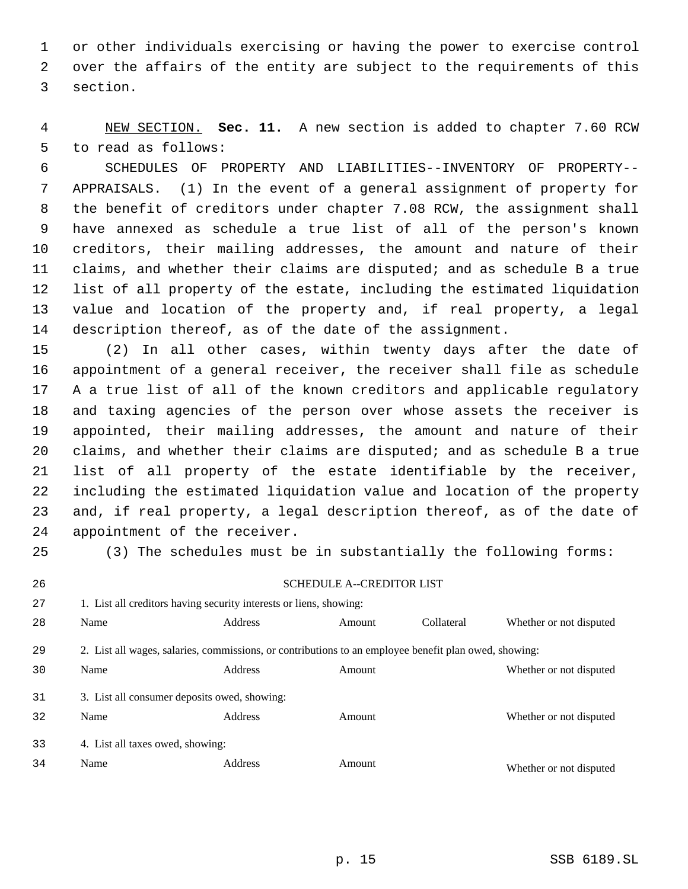or other individuals exercising or having the power to exercise control over the affairs of the entity are subject to the requirements of this section.

NEW SECTION. **Sec. 11.** A new section is added to chapter 7.60 RCW to read as follows:

SCHEDULES OF PROPERTY AND LIABILITIES--INVENTORY OF PROPERTY--APPRAISALS. (1) In the event of a general assignment of property for the benefit of creditors under chapter 7.08 RCW, the assignment shall have annexed as schedule a true list of all of the person's known creditors, their mailing addresses, the amount and nature of their claims, and whether their claims are disputed; and as schedule B a true list of all property of the estate, including the estimated liquidation value and location of the property and, if real property, a legal description thereof, as of the date of the assignment.

(2) In all other cases, within twenty days after the date of appointment of a general receiver, the receiver shall file as schedule A a true list of all of the known creditors and applicable regulatory and taxing agencies of the person over whose assets the receiver is appointed, their mailing addresses, the amount and nature of their claims, and whether their claims are disputed; and as schedule B a true list of all property of the estate identifiable by the receiver, including the estimated liquidation value and location of the property and, if real property, a legal description thereof, as of the date of appointment of the receiver.

(3) The schedules must be in substantially the following forms:

SCHEDULE A--CREDITOR LIST

1. List all creditors having security interests or liens, showing:

| Name | Address | Amount | Collateral | Whether or not disputed |
|---|---|---|---|---|

2. List all wages, salaries, commissions, or contributions to an employee benefit plan owed, showing:

| Name | Address | Amount | Whether or not disputed |
|---|---|---|---|

3. List all consumer deposits owed, showing:

| Name | Address | Amount | Whether or not disputed |
|---|---|---|---|

4. List all taxes owed, showing:

| Name | Address | Amount | Whether or not disputed |
|---|---|---|---|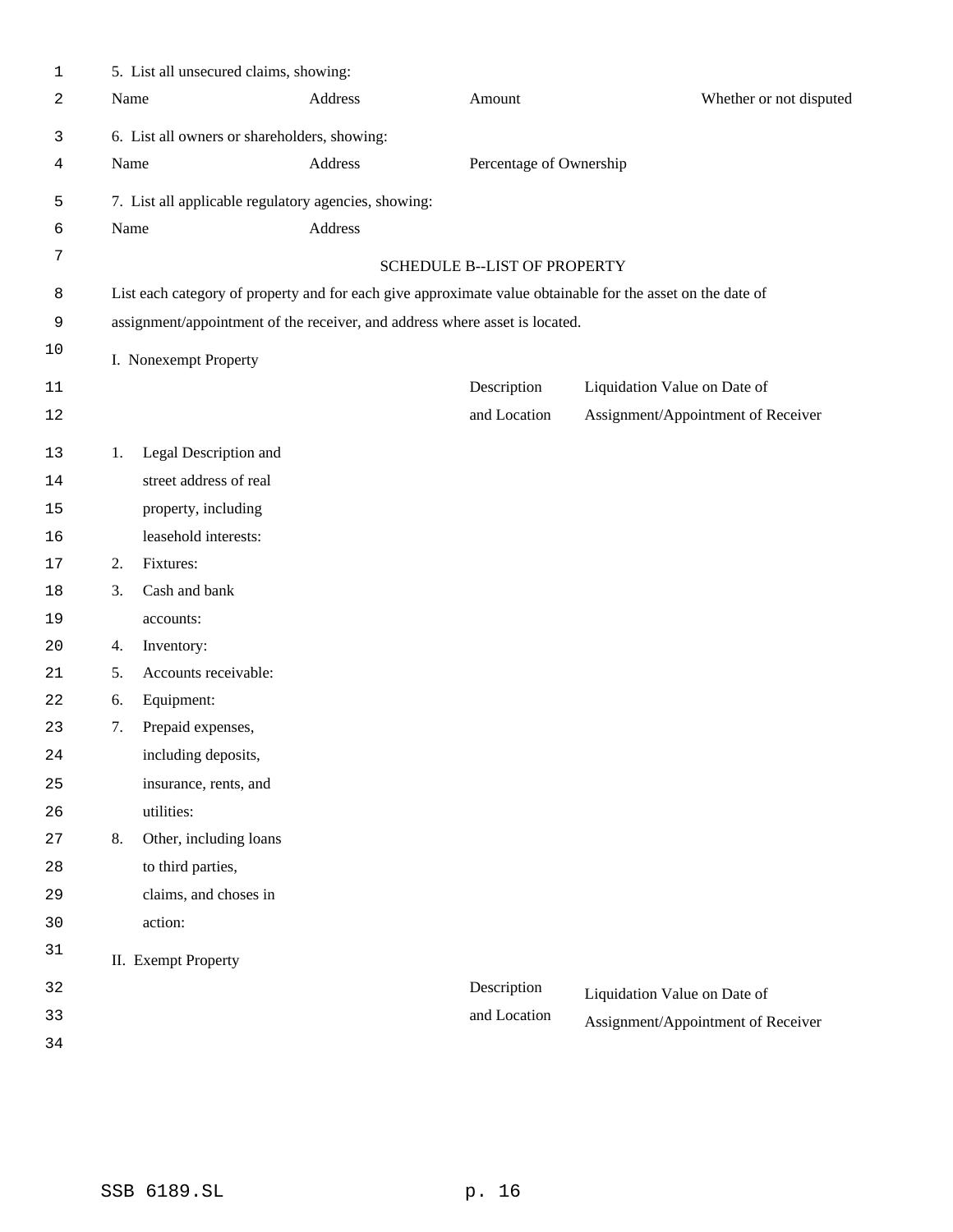5. List all unsecured claims, showing:

| Name | Address | Amount | Whether or not disputed |
|---|---|---|---|

6. List all owners or shareholders, showing:

| Name | Address | Percentage of Ownership |
|---|---|---|

7. List all applicable regulatory agencies, showing:

| Name | Address |
|---|---|

### SCHEDULE B--LIST OF PROPERTY

List each category of property and for each give approximate value obtainable for the asset on the date of assignment/appointment of the receiver, and address where asset is located.

I. Nonexempt Property

| | Description and Location | Liquidation Value on Date of Assignment/Appointment of Receiver |
|---|---|---|
| 1. Legal Description and street address of real property, including leasehold interests: | | |
| 2. Fixtures: | | |
| 3. Cash and bank accounts: | | |
| 4. Inventory: | | |
| 5. Accounts receivable: | | |
| 6. Equipment: | | |
| 7. Prepaid expenses, including deposits, insurance, rents, and utilities: | | |
| 8. Other, including loans to third parties, claims, and choses in action: | | |

II. Exempt Property

| | Description and Location | Liquidation Value on Date of Assignment/Appointment of Receiver |
|---|---|---|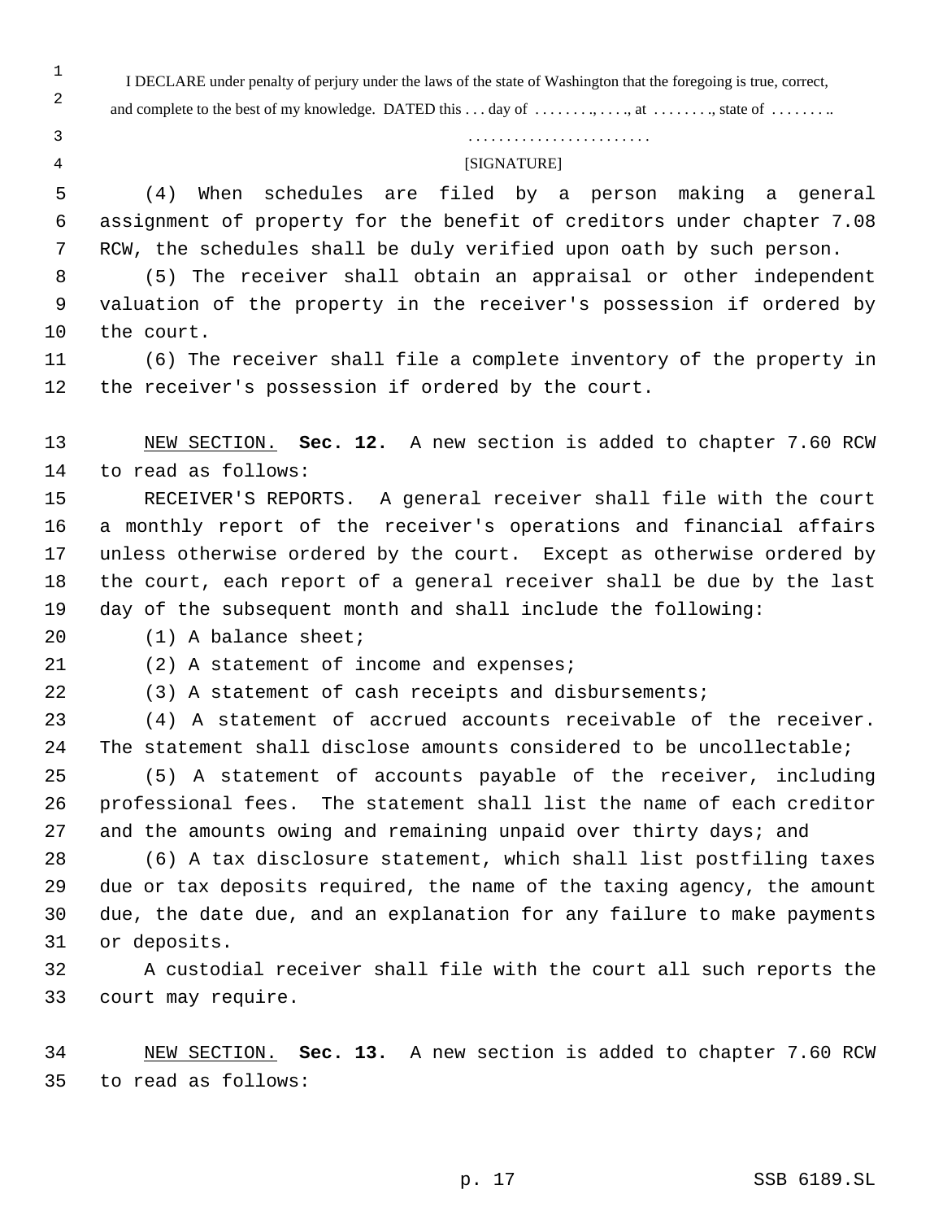I DECLARE under penalty of perjury under the laws of the state of Washington that the foregoing is true, correct, and complete to the best of my knowledge. DATED this . . . day of . . . . . . . ., . . . ., at . . . . . . . ., state of . . . . . . . ..

. . . . . . . . . . . . . . . . . . . . . . . .

[SIGNATURE]

(4) When schedules are filed by a person making a general assignment of property for the benefit of creditors under chapter 7.08 RCW, the schedules shall be duly verified upon oath by such person.

(5) The receiver shall obtain an appraisal or other independent valuation of the property in the receiver's possession if ordered by the court.

(6) The receiver shall file a complete inventory of the property in the receiver's possession if ordered by the court.

NEW SECTION. **Sec. 12.** A new section is added to chapter 7.60 RCW to read as follows:

RECEIVER'S REPORTS. A general receiver shall file with the court a monthly report of the receiver's operations and financial affairs unless otherwise ordered by the court. Except as otherwise ordered by the court, each report of a general receiver shall be due by the last day of the subsequent month and shall include the following:

(1) A balance sheet;

(2) A statement of income and expenses;

(3) A statement of cash receipts and disbursements;

(4) A statement of accrued accounts receivable of the receiver. The statement shall disclose amounts considered to be uncollectable;

(5) A statement of accounts payable of the receiver, including professional fees. The statement shall list the name of each creditor and the amounts owing and remaining unpaid over thirty days; and

(6) A tax disclosure statement, which shall list postfiling taxes due or tax deposits required, the name of the taxing agency, the amount due, the date due, and an explanation for any failure to make payments or deposits.

A custodial receiver shall file with the court all such reports the court may require.

NEW SECTION. **Sec. 13.** A new section is added to chapter 7.60 RCW to read as follows: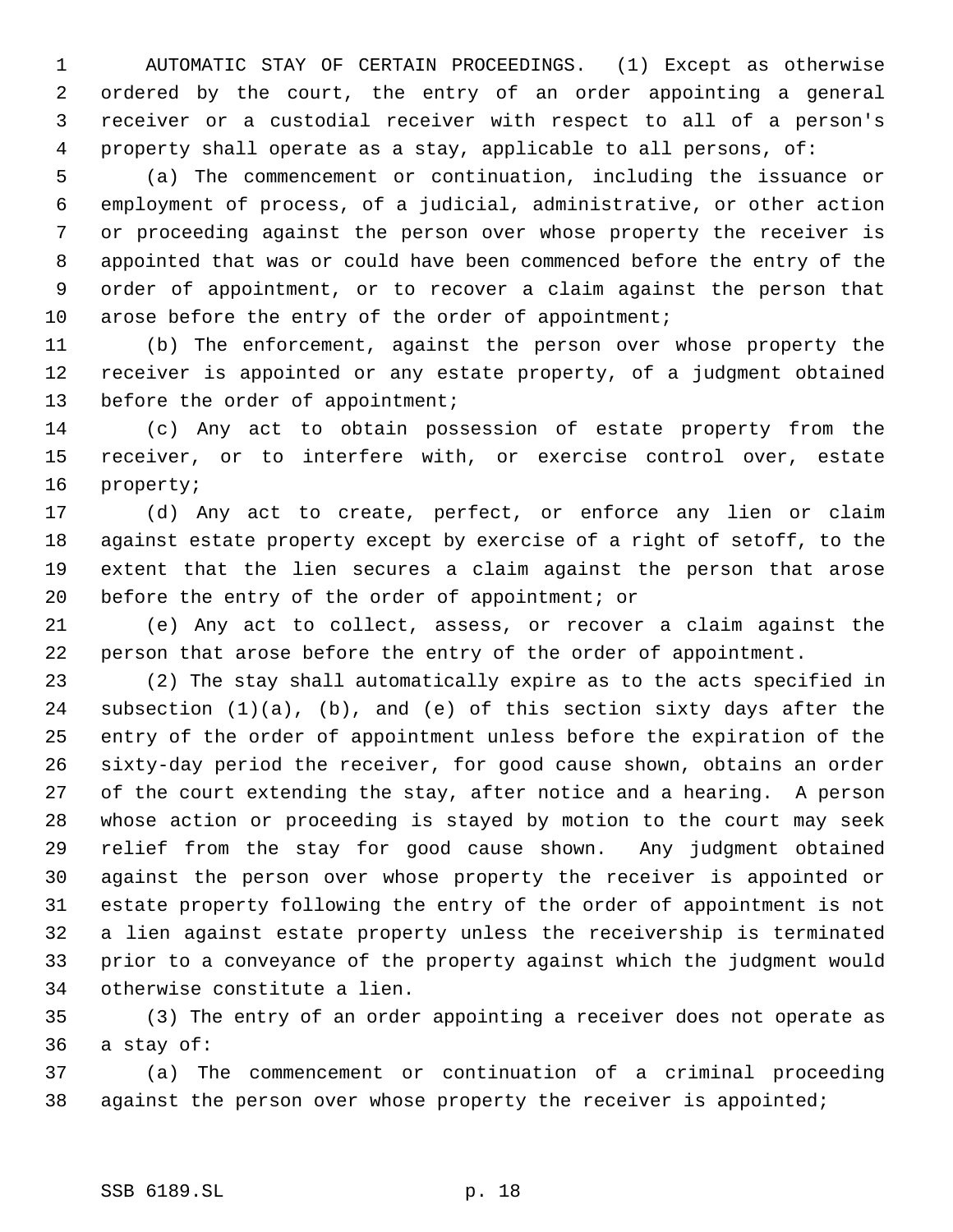AUTOMATIC STAY OF CERTAIN PROCEEDINGS. (1) Except as otherwise ordered by the court, the entry of an order appointing a general receiver or a custodial receiver with respect to all of a person's property shall operate as a stay, applicable to all persons, of:

(a) The commencement or continuation, including the issuance or employment of process, of a judicial, administrative, or other action or proceeding against the person over whose property the receiver is appointed that was or could have been commenced before the entry of the order of appointment, or to recover a claim against the person that arose before the entry of the order of appointment;

(b) The enforcement, against the person over whose property the receiver is appointed or any estate property, of a judgment obtained before the order of appointment;

(c) Any act to obtain possession of estate property from the receiver, or to interfere with, or exercise control over, estate property;

(d) Any act to create, perfect, or enforce any lien or claim against estate property except by exercise of a right of setoff, to the extent that the lien secures a claim against the person that arose before the entry of the order of appointment; or

(e) Any act to collect, assess, or recover a claim against the person that arose before the entry of the order of appointment.

(2) The stay shall automatically expire as to the acts specified in subsection (1)(a), (b), and (e) of this section sixty days after the entry of the order of appointment unless before the expiration of the sixty-day period the receiver, for good cause shown, obtains an order of the court extending the stay, after notice and a hearing. A person whose action or proceeding is stayed by motion to the court may seek relief from the stay for good cause shown. Any judgment obtained against the person over whose property the receiver is appointed or estate property following the entry of the order of appointment is not a lien against estate property unless the receivership is terminated prior to a conveyance of the property against which the judgment would otherwise constitute a lien.

(3) The entry of an order appointing a receiver does not operate as a stay of:

(a) The commencement or continuation of a criminal proceeding against the person over whose property the receiver is appointed;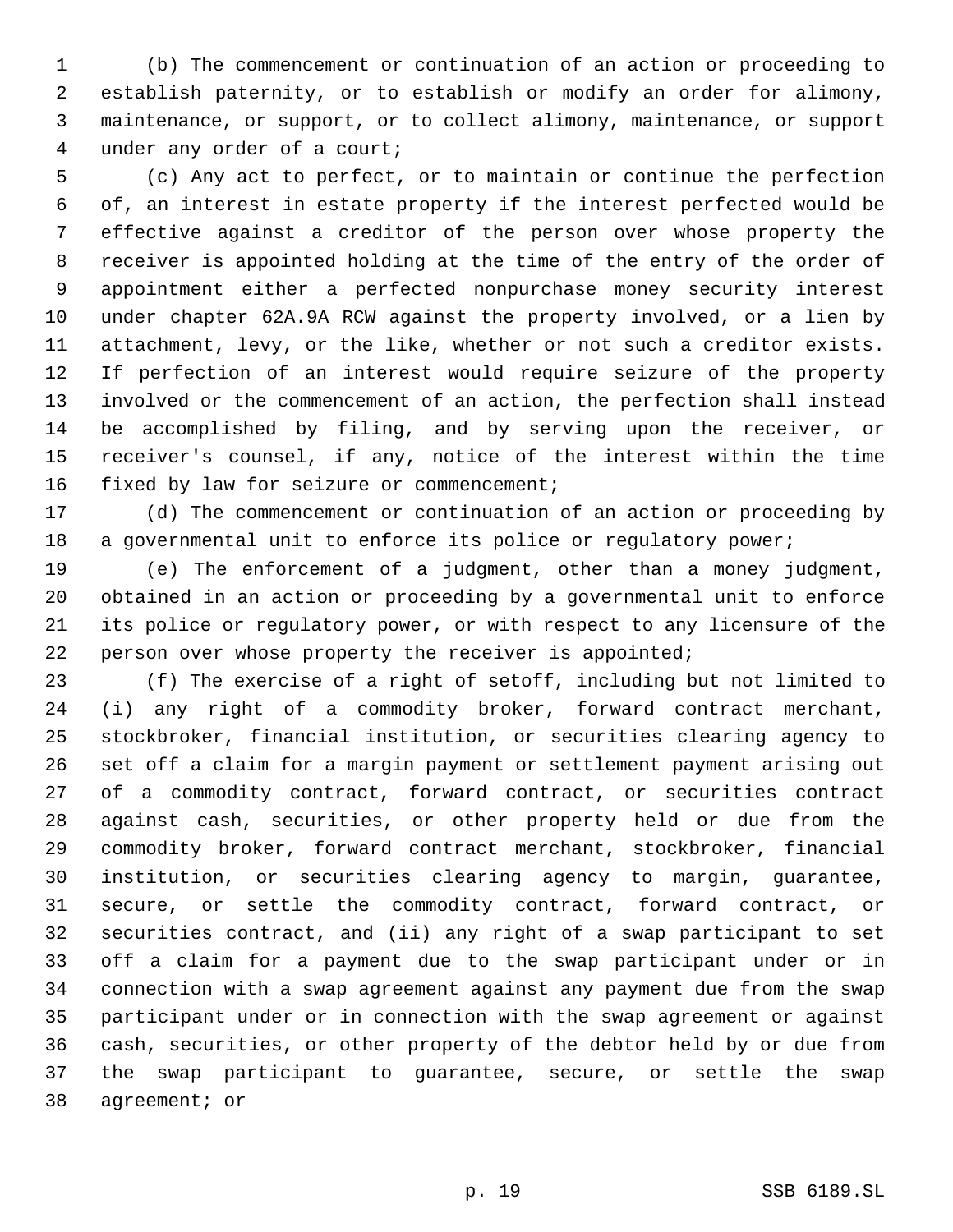(b) The commencement or continuation of an action or proceeding to establish paternity, or to establish or modify an order for alimony, maintenance, or support, or to collect alimony, maintenance, or support under any order of a court;

(c) Any act to perfect, or to maintain or continue the perfection of, an interest in estate property if the interest perfected would be effective against a creditor of the person over whose property the receiver is appointed holding at the time of the entry of the order of appointment either a perfected nonpurchase money security interest under chapter 62A.9A RCW against the property involved, or a lien by attachment, levy, or the like, whether or not such a creditor exists. If perfection of an interest would require seizure of the property involved or the commencement of an action, the perfection shall instead be accomplished by filing, and by serving upon the receiver, or receiver's counsel, if any, notice of the interest within the time fixed by law for seizure or commencement;

(d) The commencement or continuation of an action or proceeding by a governmental unit to enforce its police or regulatory power;

(e) The enforcement of a judgment, other than a money judgment, obtained in an action or proceeding by a governmental unit to enforce its police or regulatory power, or with respect to any licensure of the person over whose property the receiver is appointed;

(f) The exercise of a right of setoff, including but not limited to (i) any right of a commodity broker, forward contract merchant, stockbroker, financial institution, or securities clearing agency to set off a claim for a margin payment or settlement payment arising out of a commodity contract, forward contract, or securities contract against cash, securities, or other property held or due from the commodity broker, forward contract merchant, stockbroker, financial institution, or securities clearing agency to margin, guarantee, secure, or settle the commodity contract, forward contract, or securities contract, and (ii) any right of a swap participant to set off a claim for a payment due to the swap participant under or in connection with a swap agreement against any payment due from the swap participant under or in connection with the swap agreement or against cash, securities, or other property of the debtor held by or due from the swap participant to guarantee, secure, or settle the swap agreement; or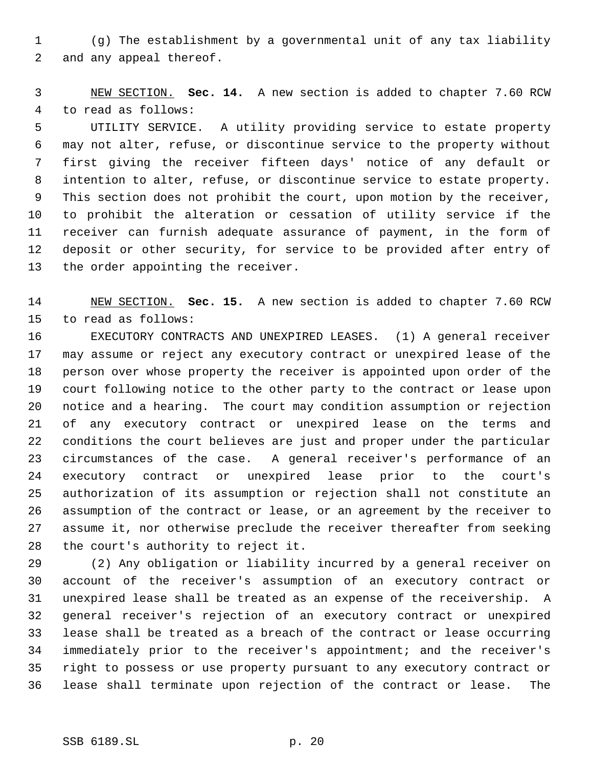(g) The establishment by a governmental unit of any tax liability and any appeal thereof.

NEW SECTION. **Sec. 14.** A new section is added to chapter 7.60 RCW to read as follows:

UTILITY SERVICE. A utility providing service to estate property may not alter, refuse, or discontinue service to the property without first giving the receiver fifteen days' notice of any default or intention to alter, refuse, or discontinue service to estate property. This section does not prohibit the court, upon motion by the receiver, to prohibit the alteration or cessation of utility service if the receiver can furnish adequate assurance of payment, in the form of deposit or other security, for service to be provided after entry of the order appointing the receiver.

NEW SECTION. **Sec. 15.** A new section is added to chapter 7.60 RCW to read as follows:

EXECUTORY CONTRACTS AND UNEXPIRED LEASES. (1) A general receiver may assume or reject any executory contract or unexpired lease of the person over whose property the receiver is appointed upon order of the court following notice to the other party to the contract or lease upon notice and a hearing. The court may condition assumption or rejection of any executory contract or unexpired lease on the terms and conditions the court believes are just and proper under the particular circumstances of the case. A general receiver's performance of an executory contract or unexpired lease prior to the court's authorization of its assumption or rejection shall not constitute an assumption of the contract or lease, or an agreement by the receiver to assume it, nor otherwise preclude the receiver thereafter from seeking the court's authority to reject it.

(2) Any obligation or liability incurred by a general receiver on account of the receiver's assumption of an executory contract or unexpired lease shall be treated as an expense of the receivership. A general receiver's rejection of an executory contract or unexpired lease shall be treated as a breach of the contract or lease occurring immediately prior to the receiver's appointment; and the receiver's right to possess or use property pursuant to any executory contract or lease shall terminate upon rejection of the contract or lease. The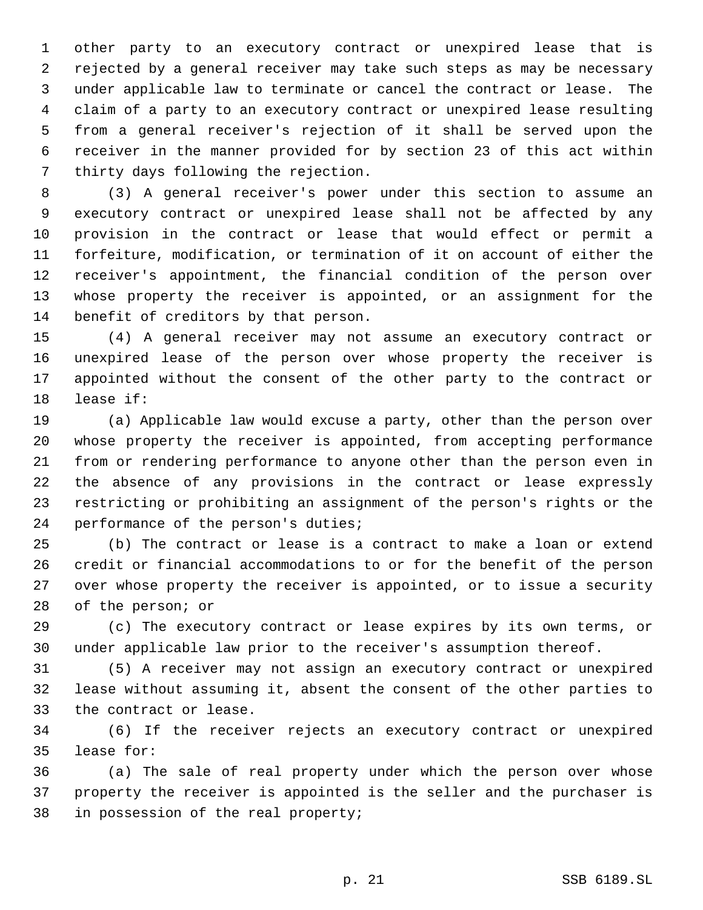other party to an executory contract or unexpired lease that is rejected by a general receiver may take such steps as may be necessary under applicable law to terminate or cancel the contract or lease. The claim of a party to an executory contract or unexpired lease resulting from a general receiver's rejection of it shall be served upon the receiver in the manner provided for by section 23 of this act within thirty days following the rejection.

(3) A general receiver's power under this section to assume an executory contract or unexpired lease shall not be affected by any provision in the contract or lease that would effect or permit a forfeiture, modification, or termination of it on account of either the receiver's appointment, the financial condition of the person over whose property the receiver is appointed, or an assignment for the benefit of creditors by that person.

(4) A general receiver may not assume an executory contract or unexpired lease of the person over whose property the receiver is appointed without the consent of the other party to the contract or lease if:

(a) Applicable law would excuse a party, other than the person over whose property the receiver is appointed, from accepting performance from or rendering performance to anyone other than the person even in the absence of any provisions in the contract or lease expressly restricting or prohibiting an assignment of the person's rights or the performance of the person's duties;

(b) The contract or lease is a contract to make a loan or extend credit or financial accommodations to or for the benefit of the person over whose property the receiver is appointed, or to issue a security of the person; or

(c) The executory contract or lease expires by its own terms, or under applicable law prior to the receiver's assumption thereof.

(5) A receiver may not assign an executory contract or unexpired lease without assuming it, absent the consent of the other parties to the contract or lease.

(6) If the receiver rejects an executory contract or unexpired lease for:

(a) The sale of real property under which the person over whose property the receiver is appointed is the seller and the purchaser is in possession of the real property;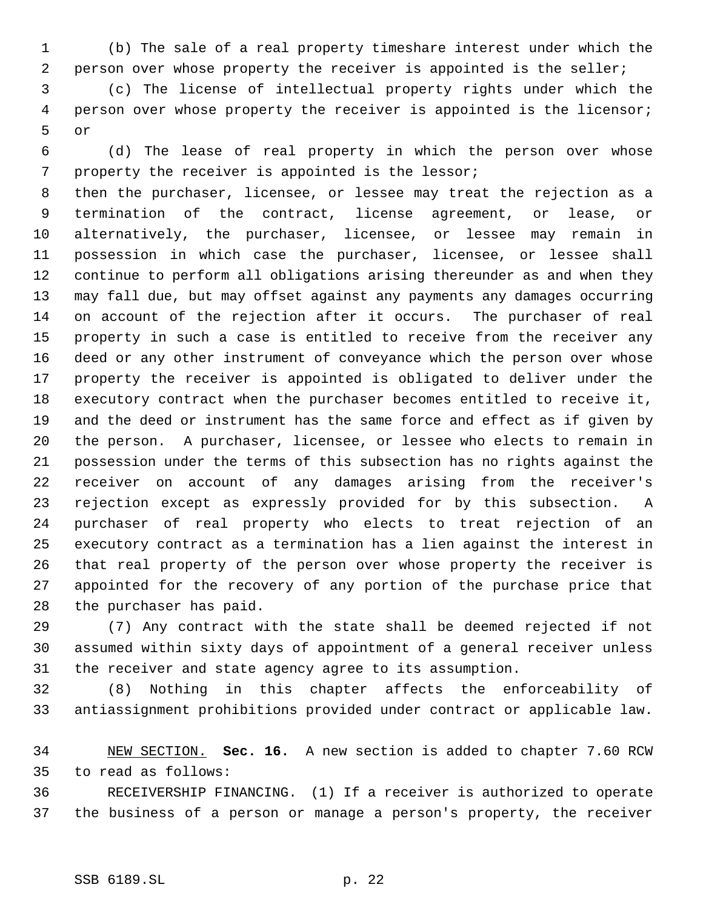(b) The sale of a real property timeshare interest under which the person over whose property the receiver is appointed is the seller;

(c) The license of intellectual property rights under which the person over whose property the receiver is appointed is the licensor; or

(d) The lease of real property in which the person over whose property the receiver is appointed is the lessor;

then the purchaser, licensee, or lessee may treat the rejection as a termination of the contract, license agreement, or lease, or alternatively, the purchaser, licensee, or lessee may remain in possession in which case the purchaser, licensee, or lessee shall continue to perform all obligations arising thereunder as and when they may fall due, but may offset against any payments any damages occurring on account of the rejection after it occurs. The purchaser of real property in such a case is entitled to receive from the receiver any deed or any other instrument of conveyance which the person over whose property the receiver is appointed is obligated to deliver under the executory contract when the purchaser becomes entitled to receive it, and the deed or instrument has the same force and effect as if given by the person. A purchaser, licensee, or lessee who elects to remain in possession under the terms of this subsection has no rights against the receiver on account of any damages arising from the receiver's rejection except as expressly provided for by this subsection. A purchaser of real property who elects to treat rejection of an executory contract as a termination has a lien against the interest in that real property of the person over whose property the receiver is appointed for the recovery of any portion of the purchase price that the purchaser has paid.

(7) Any contract with the state shall be deemed rejected if not assumed within sixty days of appointment of a general receiver unless the receiver and state agency agree to its assumption.

(8) Nothing in this chapter affects the enforceability of antiassignment prohibitions provided under contract or applicable law.

NEW SECTION. **Sec. 16.** A new section is added to chapter 7.60 RCW to read as follows:

RECEIVERSHIP FINANCING. (1) If a receiver is authorized to operate the business of a person or manage a person's property, the receiver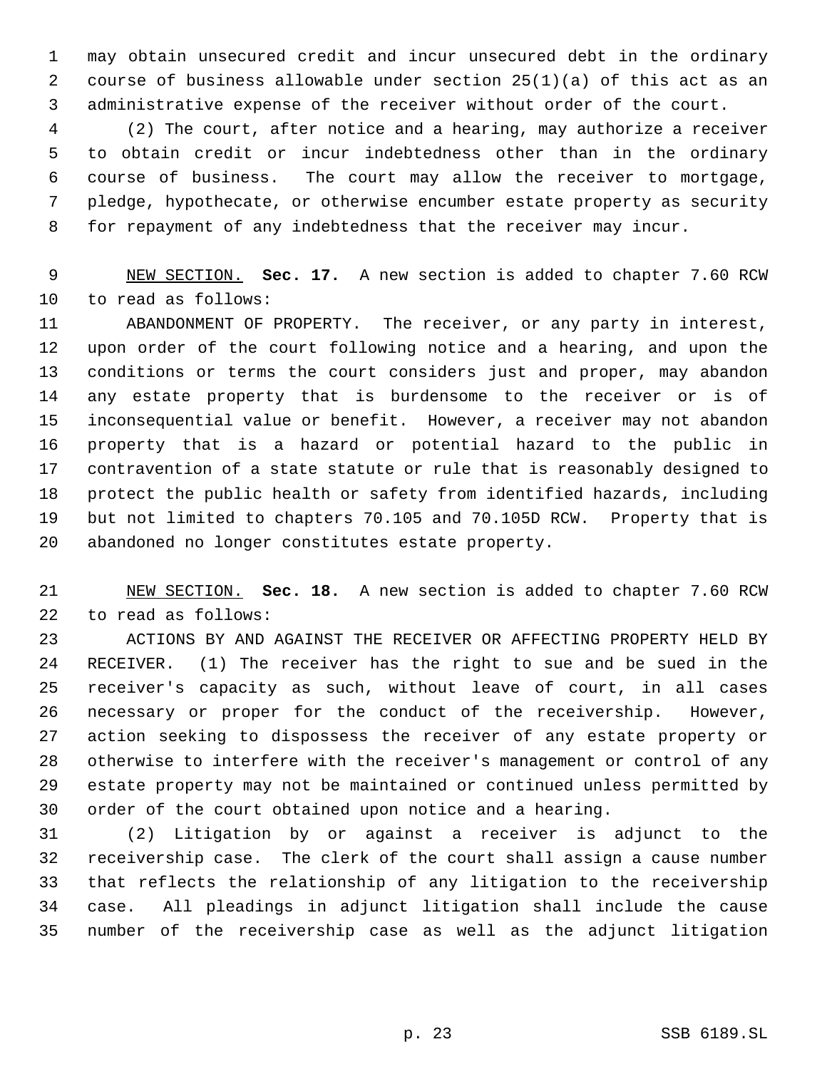may obtain unsecured credit and incur unsecured debt in the ordinary course of business allowable under section 25(1)(a) of this act as an administrative expense of the receiver without order of the court.

(2) The court, after notice and a hearing, may authorize a receiver to obtain credit or incur indebtedness other than in the ordinary course of business. The court may allow the receiver to mortgage, pledge, hypothecate, or otherwise encumber estate property as security for repayment of any indebtedness that the receiver may incur.

NEW SECTION. **Sec. 17.** A new section is added to chapter 7.60 RCW to read as follows:

ABANDONMENT OF PROPERTY. The receiver, or any party in interest, upon order of the court following notice and a hearing, and upon the conditions or terms the court considers just and proper, may abandon any estate property that is burdensome to the receiver or is of inconsequential value or benefit. However, a receiver may not abandon property that is a hazard or potential hazard to the public in contravention of a state statute or rule that is reasonably designed to protect the public health or safety from identified hazards, including but not limited to chapters 70.105 and 70.105D RCW. Property that is abandoned no longer constitutes estate property.

NEW SECTION. **Sec. 18.** A new section is added to chapter 7.60 RCW to read as follows:

ACTIONS BY AND AGAINST THE RECEIVER OR AFFECTING PROPERTY HELD BY RECEIVER. (1) The receiver has the right to sue and be sued in the receiver's capacity as such, without leave of court, in all cases necessary or proper for the conduct of the receivership. However, action seeking to dispossess the receiver of any estate property or otherwise to interfere with the receiver's management or control of any estate property may not be maintained or continued unless permitted by order of the court obtained upon notice and a hearing.

(2) Litigation by or against a receiver is adjunct to the receivership case. The clerk of the court shall assign a cause number that reflects the relationship of any litigation to the receivership case. All pleadings in adjunct litigation shall include the cause number of the receivership case as well as the adjunct litigation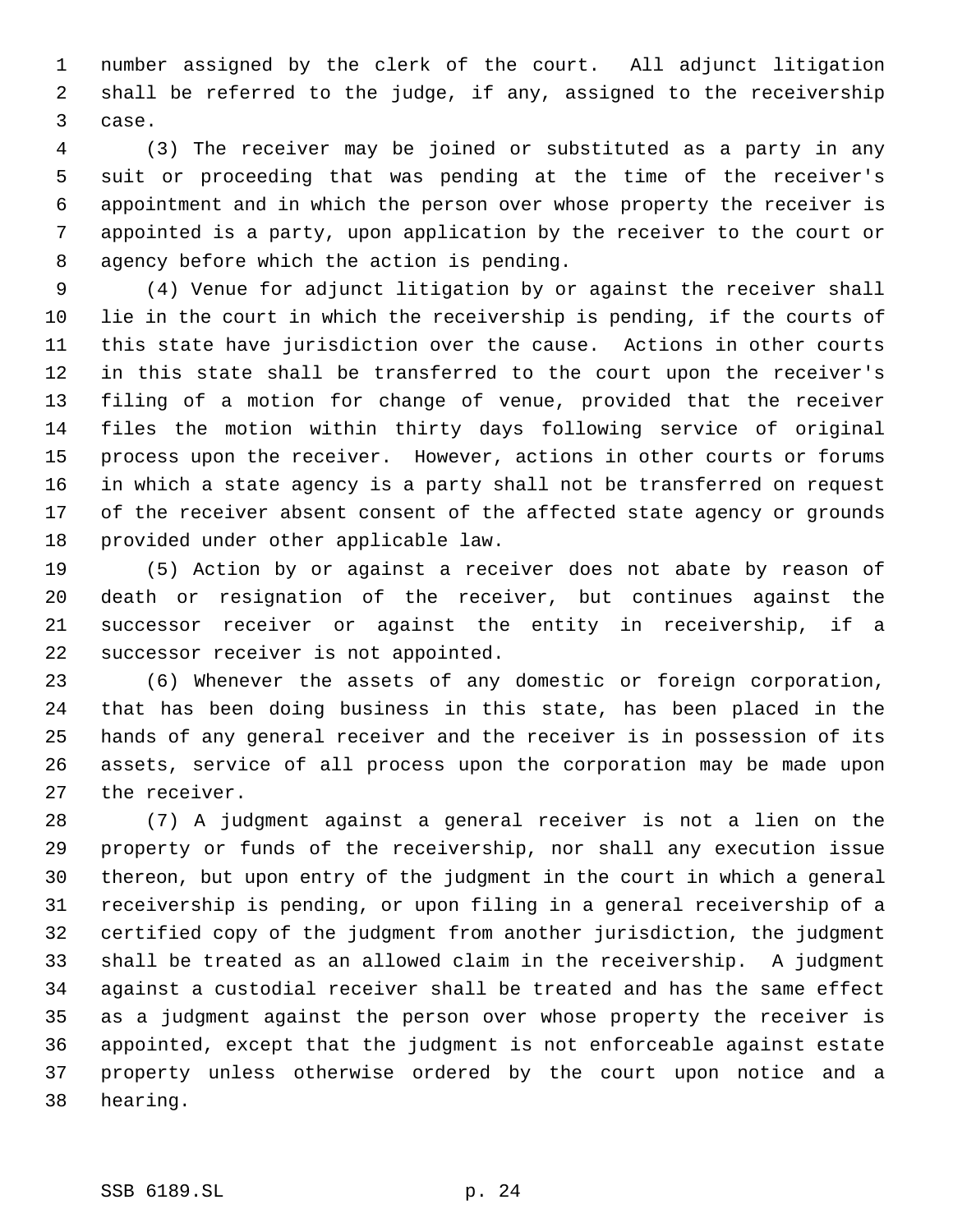number assigned by the clerk of the court. All adjunct litigation shall be referred to the judge, if any, assigned to the receivership case.

(3) The receiver may be joined or substituted as a party in any suit or proceeding that was pending at the time of the receiver's appointment and in which the person over whose property the receiver is appointed is a party, upon application by the receiver to the court or agency before which the action is pending.

(4) Venue for adjunct litigation by or against the receiver shall lie in the court in which the receivership is pending, if the courts of this state have jurisdiction over the cause. Actions in other courts in this state shall be transferred to the court upon the receiver's filing of a motion for change of venue, provided that the receiver files the motion within thirty days following service of original process upon the receiver. However, actions in other courts or forums in which a state agency is a party shall not be transferred on request of the receiver absent consent of the affected state agency or grounds provided under other applicable law.

(5) Action by or against a receiver does not abate by reason of death or resignation of the receiver, but continues against the successor receiver or against the entity in receivership, if a successor receiver is not appointed.

(6) Whenever the assets of any domestic or foreign corporation, that has been doing business in this state, has been placed in the hands of any general receiver and the receiver is in possession of its assets, service of all process upon the corporation may be made upon the receiver.

(7) A judgment against a general receiver is not a lien on the property or funds of the receivership, nor shall any execution issue thereon, but upon entry of the judgment in the court in which a general receivership is pending, or upon filing in a general receivership of a certified copy of the judgment from another jurisdiction, the judgment shall be treated as an allowed claim in the receivership. A judgment against a custodial receiver shall be treated and has the same effect as a judgment against the person over whose property the receiver is appointed, except that the judgment is not enforceable against estate property unless otherwise ordered by the court upon notice and a hearing.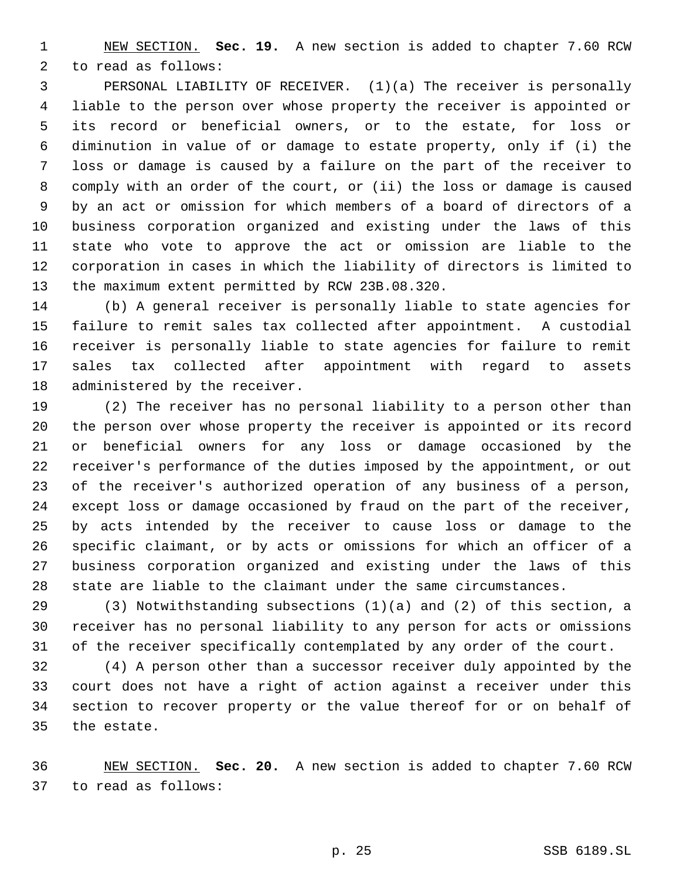NEW SECTION. **Sec. 19.** A new section is added to chapter 7.60 RCW to read as follows:

PERSONAL LIABILITY OF RECEIVER. (1)(a) The receiver is personally liable to the person over whose property the receiver is appointed or its record or beneficial owners, or to the estate, for loss or diminution in value of or damage to estate property, only if (i) the loss or damage is caused by a failure on the part of the receiver to comply with an order of the court, or (ii) the loss or damage is caused by an act or omission for which members of a board of directors of a business corporation organized and existing under the laws of this state who vote to approve the act or omission are liable to the corporation in cases in which the liability of directors is limited to the maximum extent permitted by RCW 23B.08.320.

(b) A general receiver is personally liable to state agencies for failure to remit sales tax collected after appointment. A custodial receiver is personally liable to state agencies for failure to remit sales tax collected after appointment with regard to assets administered by the receiver.

(2) The receiver has no personal liability to a person other than the person over whose property the receiver is appointed or its record or beneficial owners for any loss or damage occasioned by the receiver's performance of the duties imposed by the appointment, or out of the receiver's authorized operation of any business of a person, except loss or damage occasioned by fraud on the part of the receiver, by acts intended by the receiver to cause loss or damage to the specific claimant, or by acts or omissions for which an officer of a business corporation organized and existing under the laws of this state are liable to the claimant under the same circumstances.

(3) Notwithstanding subsections (1)(a) and (2) of this section, a receiver has no personal liability to any person for acts or omissions of the receiver specifically contemplated by any order of the court.

(4) A person other than a successor receiver duly appointed by the court does not have a right of action against a receiver under this section to recover property or the value thereof for or on behalf of the estate.

NEW SECTION. **Sec. 20.** A new section is added to chapter 7.60 RCW to read as follows: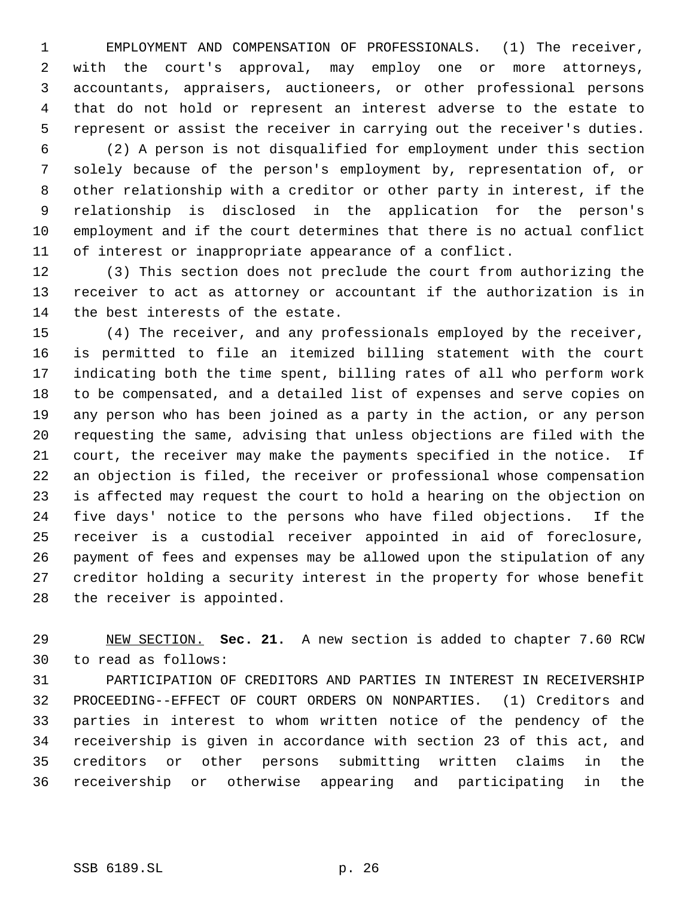EMPLOYMENT AND COMPENSATION OF PROFESSIONALS. (1) The receiver, with the court's approval, may employ one or more attorneys, accountants, appraisers, auctioneers, or other professional persons that do not hold or represent an interest adverse to the estate to represent or assist the receiver in carrying out the receiver's duties.

(2) A person is not disqualified for employment under this section solely because of the person's employment by, representation of, or other relationship with a creditor or other party in interest, if the relationship is disclosed in the application for the person's employment and if the court determines that there is no actual conflict of interest or inappropriate appearance of a conflict.

(3) This section does not preclude the court from authorizing the receiver to act as attorney or accountant if the authorization is in the best interests of the estate.

(4) The receiver, and any professionals employed by the receiver, is permitted to file an itemized billing statement with the court indicating both the time spent, billing rates of all who perform work to be compensated, and a detailed list of expenses and serve copies on any person who has been joined as a party in the action, or any person requesting the same, advising that unless objections are filed with the court, the receiver may make the payments specified in the notice. If an objection is filed, the receiver or professional whose compensation is affected may request the court to hold a hearing on the objection on five days' notice to the persons who have filed objections. If the receiver is a custodial receiver appointed in aid of foreclosure, payment of fees and expenses may be allowed upon the stipulation of any creditor holding a security interest in the property for whose benefit the receiver is appointed.

NEW SECTION. **Sec. 21.** A new section is added to chapter 7.60 RCW to read as follows:

PARTICIPATION OF CREDITORS AND PARTIES IN INTEREST IN RECEIVERSHIP PROCEEDING--EFFECT OF COURT ORDERS ON NONPARTIES. (1) Creditors and parties in interest to whom written notice of the pendency of the receivership is given in accordance with section 23 of this act, and creditors or other persons submitting written claims in the receivership or otherwise appearing and participating in the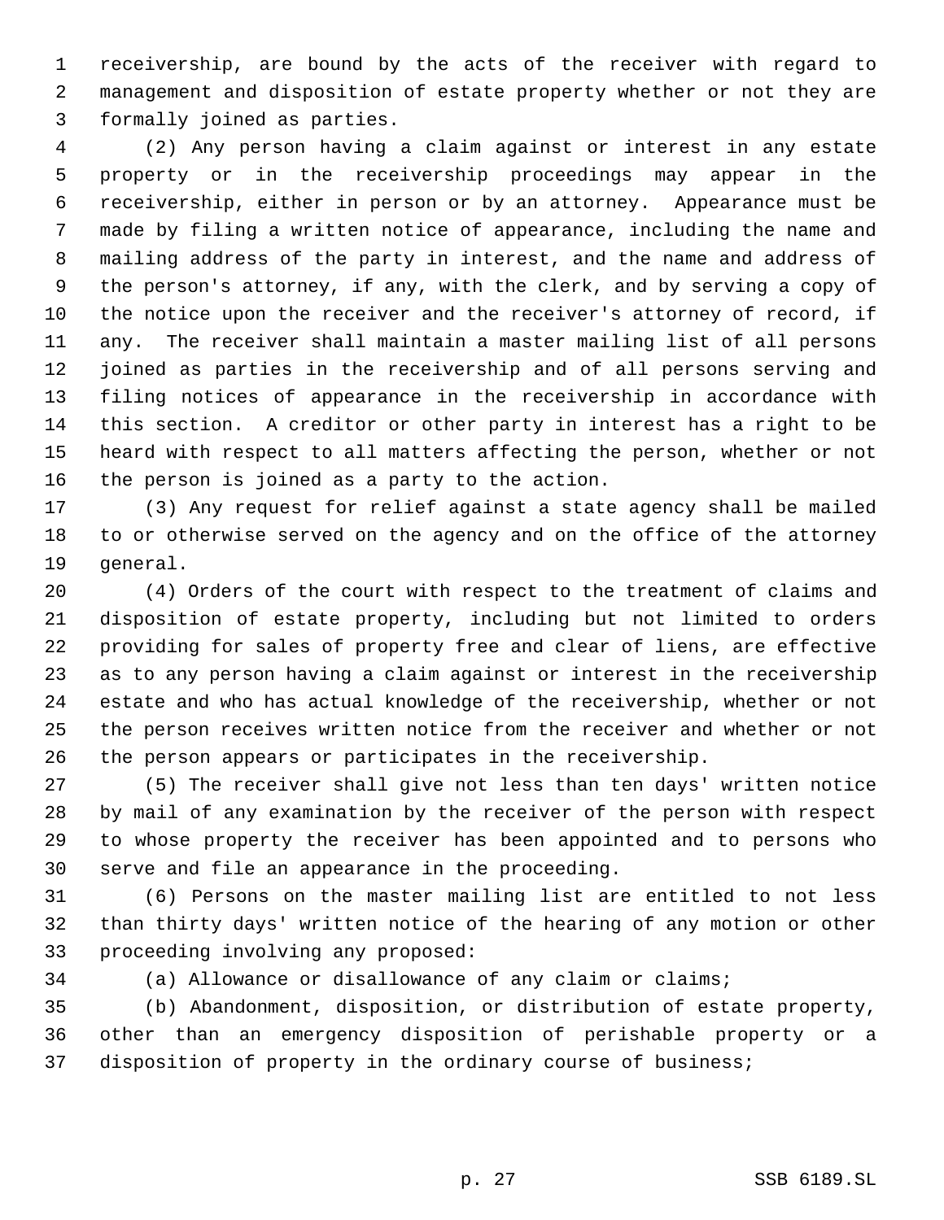receivership, are bound by the acts of the receiver with regard to management and disposition of estate property whether or not they are formally joined as parties.

(2) Any person having a claim against or interest in any estate property or in the receivership proceedings may appear in the receivership, either in person or by an attorney. Appearance must be made by filing a written notice of appearance, including the name and mailing address of the party in interest, and the name and address of the person's attorney, if any, with the clerk, and by serving a copy of the notice upon the receiver and the receiver's attorney of record, if any. The receiver shall maintain a master mailing list of all persons joined as parties in the receivership and of all persons serving and filing notices of appearance in the receivership in accordance with this section. A creditor or other party in interest has a right to be heard with respect to all matters affecting the person, whether or not the person is joined as a party to the action.

(3) Any request for relief against a state agency shall be mailed to or otherwise served on the agency and on the office of the attorney general.

(4) Orders of the court with respect to the treatment of claims and disposition of estate property, including but not limited to orders providing for sales of property free and clear of liens, are effective as to any person having a claim against or interest in the receivership estate and who has actual knowledge of the receivership, whether or not the person receives written notice from the receiver and whether or not the person appears or participates in the receivership.

(5) The receiver shall give not less than ten days' written notice by mail of any examination by the receiver of the person with respect to whose property the receiver has been appointed and to persons who serve and file an appearance in the proceeding.

(6) Persons on the master mailing list are entitled to not less than thirty days' written notice of the hearing of any motion or other proceeding involving any proposed:

(a) Allowance or disallowance of any claim or claims;

(b) Abandonment, disposition, or distribution of estate property, other than an emergency disposition of perishable property or a disposition of property in the ordinary course of business;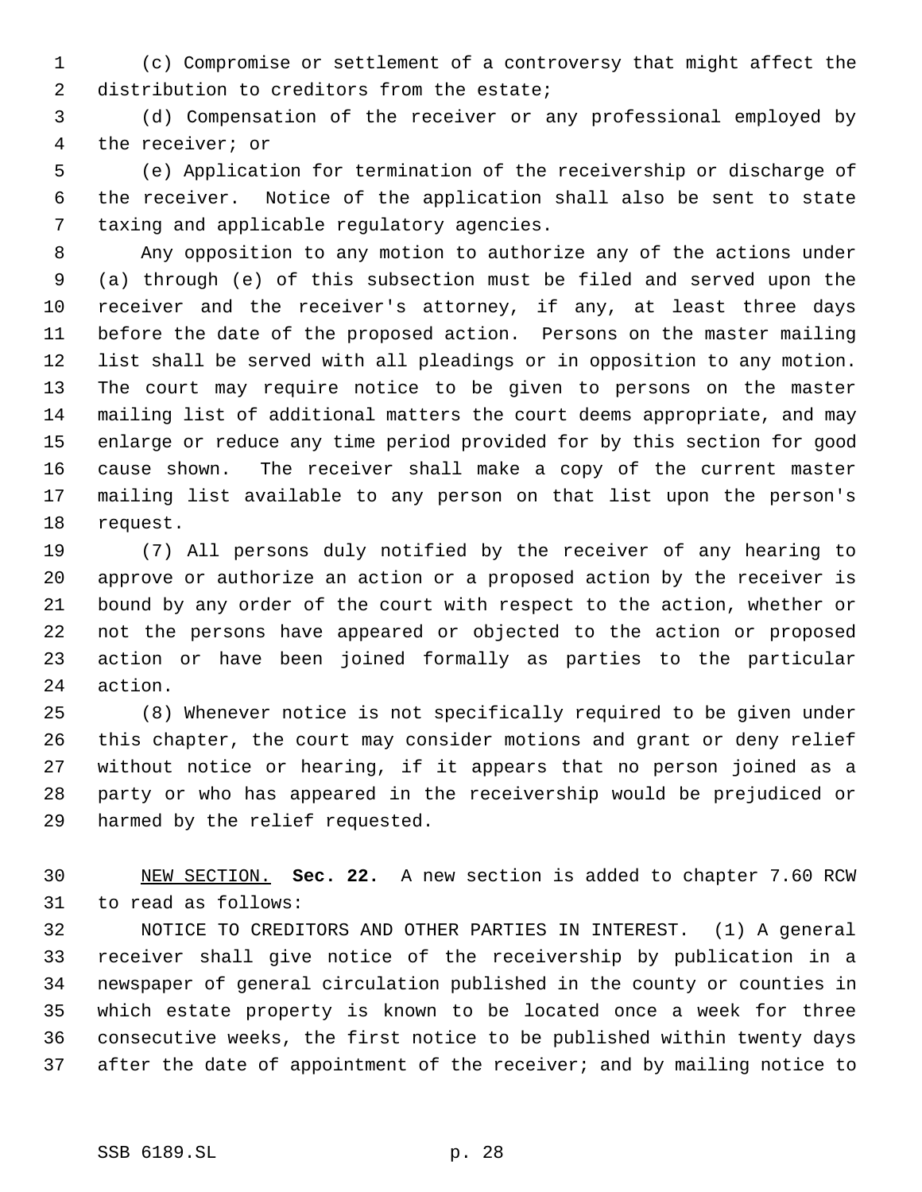(c) Compromise or settlement of a controversy that might affect the distribution to creditors from the estate;

(d) Compensation of the receiver or any professional employed by the receiver; or

(e) Application for termination of the receivership or discharge of the receiver. Notice of the application shall also be sent to state taxing and applicable regulatory agencies.

Any opposition to any motion to authorize any of the actions under (a) through (e) of this subsection must be filed and served upon the receiver and the receiver's attorney, if any, at least three days before the date of the proposed action. Persons on the master mailing list shall be served with all pleadings or in opposition to any motion. The court may require notice to be given to persons on the master mailing list of additional matters the court deems appropriate, and may enlarge or reduce any time period provided for by this section for good cause shown. The receiver shall make a copy of the current master mailing list available to any person on that list upon the person's request.

(7) All persons duly notified by the receiver of any hearing to approve or authorize an action or a proposed action by the receiver is bound by any order of the court with respect to the action, whether or not the persons have appeared or objected to the action or proposed action or have been joined formally as parties to the particular action.

(8) Whenever notice is not specifically required to be given under this chapter, the court may consider motions and grant or deny relief without notice or hearing, if it appears that no person joined as a party or who has appeared in the receivership would be prejudiced or harmed by the relief requested.

NEW SECTION. **Sec. 22.** A new section is added to chapter 7.60 RCW to read as follows:

NOTICE TO CREDITORS AND OTHER PARTIES IN INTEREST. (1) A general receiver shall give notice of the receivership by publication in a newspaper of general circulation published in the county or counties in which estate property is known to be located once a week for three consecutive weeks, the first notice to be published within twenty days after the date of appointment of the receiver; and by mailing notice to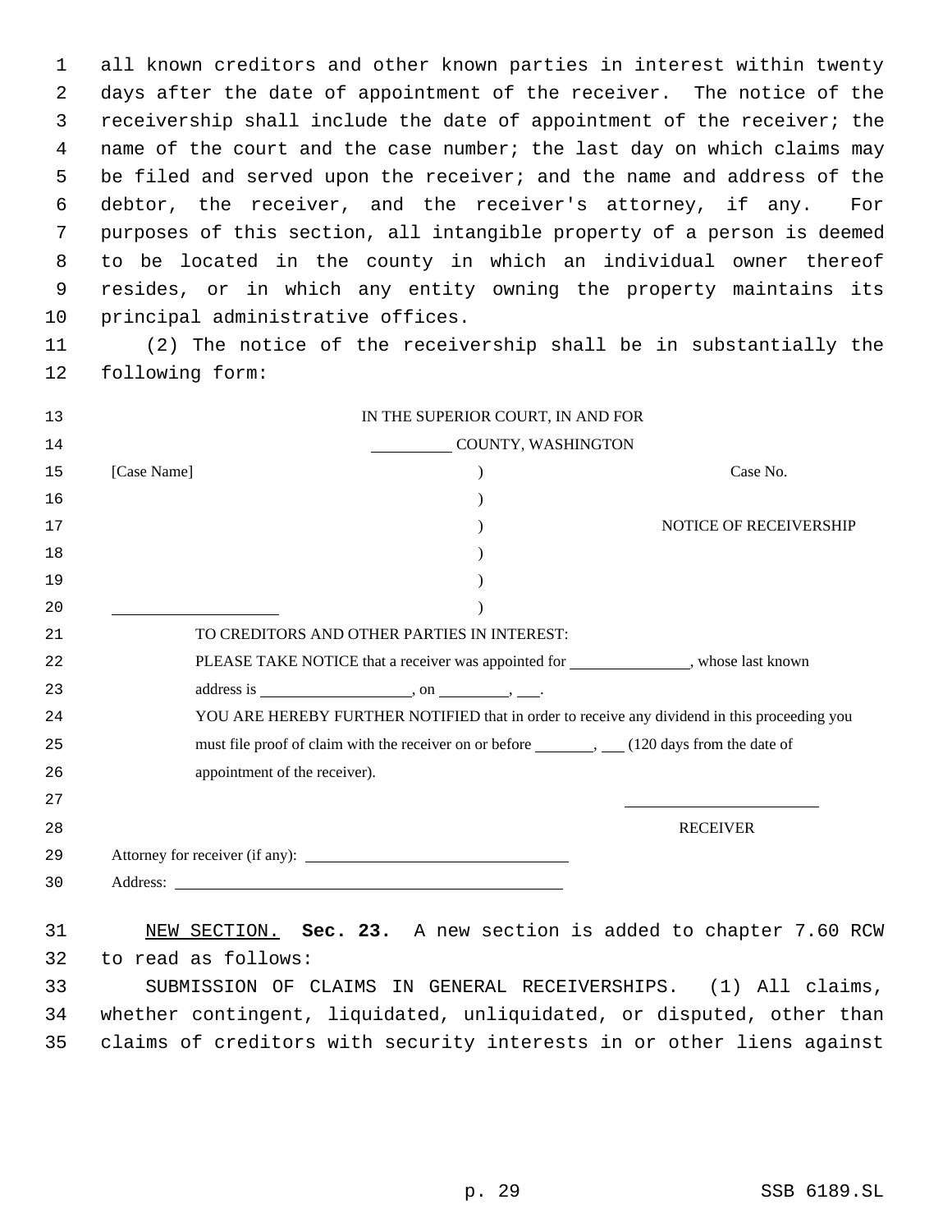all known creditors and other known parties in interest within twenty days after the date of appointment of the receiver. The notice of the receivership shall include the date of appointment of the receiver; the name of the court and the case number; the last day on which claims may be filed and served upon the receiver; and the name and address of the debtor, the receiver, and the receiver's attorney, if any. For purposes of this section, all intangible property of a person is deemed to be located in the county in which an individual owner thereof resides, or in which any entity owning the property maintains its principal administrative offices.

(2) The notice of the receivership shall be in substantially the following form:

IN THE SUPERIOR COURT, IN AND FOR

__________ COUNTY, WASHINGTON

| [Case Name] | ) | Case No. |
|---|---|---|
| | ) | |
| | ) | NOTICE OF RECEIVERSHIP |
| | ) | |
| | ) | |
| ____________________ | ) | |

TO CREDITORS AND OTHER PARTIES IN INTEREST:

PLEASE TAKE NOTICE that a receiver was appointed for _______________, whose last known address is ___________________, on _________, ___.

YOU ARE HEREBY FURTHER NOTIFIED that in order to receive any dividend in this proceeding you must file proof of claim with the receiver on or before _______, ___ (120 days from the date of appointment of the receiver).

________________________

RECEIVER

Attorney for receiver (if any): ______________________________

Address: ______________________________________________

NEW SECTION. **Sec. 23.** A new section is added to chapter 7.60 RCW to read as follows:

SUBMISSION OF CLAIMS IN GENERAL RECEIVERSHIPS. (1) All claims, whether contingent, liquidated, unliquidated, or disputed, other than claims of creditors with security interests in or other liens against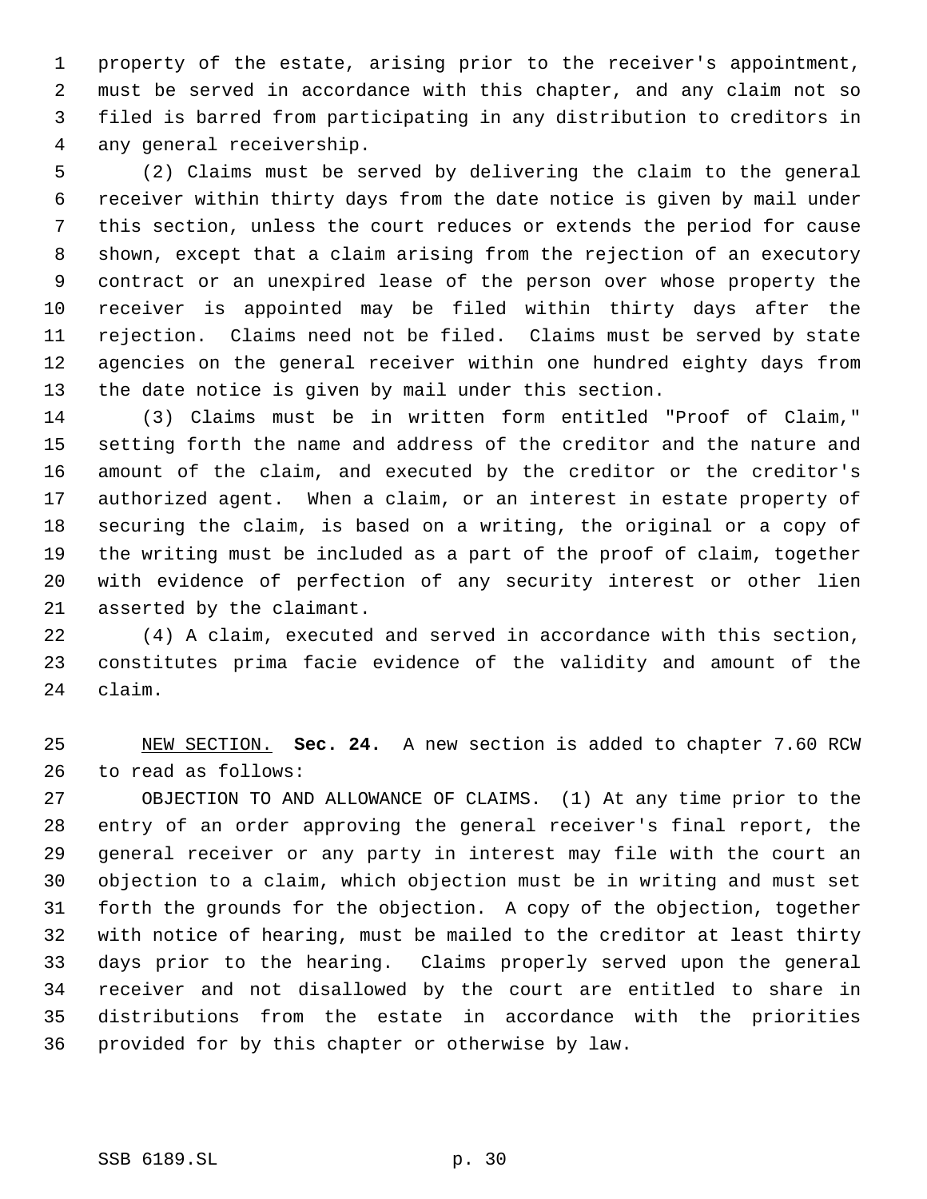property of the estate, arising prior to the receiver's appointment, must be served in accordance with this chapter, and any claim not so filed is barred from participating in any distribution to creditors in any general receivership.

(2) Claims must be served by delivering the claim to the general receiver within thirty days from the date notice is given by mail under this section, unless the court reduces or extends the period for cause shown, except that a claim arising from the rejection of an executory contract or an unexpired lease of the person over whose property the receiver is appointed may be filed within thirty days after the rejection. Claims need not be filed. Claims must be served by state agencies on the general receiver within one hundred eighty days from the date notice is given by mail under this section.

(3) Claims must be in written form entitled "Proof of Claim," setting forth the name and address of the creditor and the nature and amount of the claim, and executed by the creditor or the creditor's authorized agent. When a claim, or an interest in estate property of securing the claim, is based on a writing, the original or a copy of the writing must be included as a part of the proof of claim, together with evidence of perfection of any security interest or other lien asserted by the claimant.

(4) A claim, executed and served in accordance with this section, constitutes prima facie evidence of the validity and amount of the claim.

NEW SECTION. **Sec. 24.** A new section is added to chapter 7.60 RCW to read as follows:

OBJECTION TO AND ALLOWANCE OF CLAIMS. (1) At any time prior to the entry of an order approving the general receiver's final report, the general receiver or any party in interest may file with the court an objection to a claim, which objection must be in writing and must set forth the grounds for the objection. A copy of the objection, together with notice of hearing, must be mailed to the creditor at least thirty days prior to the hearing. Claims properly served upon the general receiver and not disallowed by the court are entitled to share in distributions from the estate in accordance with the priorities provided for by this chapter or otherwise by law.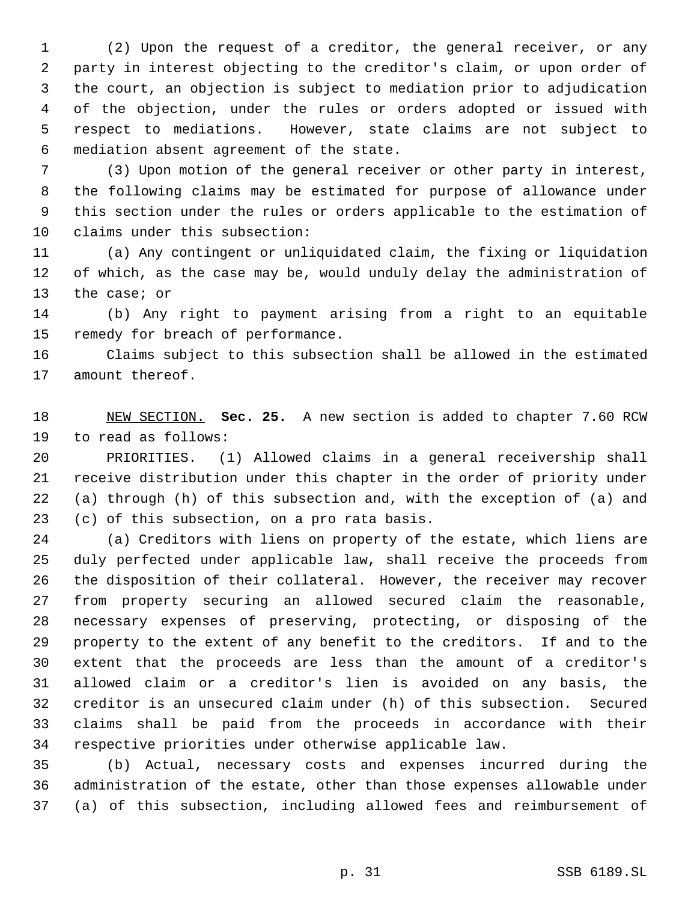(2) Upon the request of a creditor, the general receiver, or any party in interest objecting to the creditor's claim, or upon order of the court, an objection is subject to mediation prior to adjudication of the objection, under the rules or orders adopted or issued with respect to mediations. However, state claims are not subject to mediation absent agreement of the state.

(3) Upon motion of the general receiver or other party in interest, the following claims may be estimated for purpose of allowance under this section under the rules or orders applicable to the estimation of claims under this subsection:

(a) Any contingent or unliquidated claim, the fixing or liquidation of which, as the case may be, would unduly delay the administration of the case; or

(b) Any right to payment arising from a right to an equitable remedy for breach of performance.

Claims subject to this subsection shall be allowed in the estimated amount thereof.

NEW SECTION. **Sec. 25.** A new section is added to chapter 7.60 RCW to read as follows:

PRIORITIES. (1) Allowed claims in a general receivership shall receive distribution under this chapter in the order of priority under (a) through (h) of this subsection and, with the exception of (a) and (c) of this subsection, on a pro rata basis.

(a) Creditors with liens on property of the estate, which liens are duly perfected under applicable law, shall receive the proceeds from the disposition of their collateral. However, the receiver may recover from property securing an allowed secured claim the reasonable, necessary expenses of preserving, protecting, or disposing of the property to the extent of any benefit to the creditors. If and to the extent that the proceeds are less than the amount of a creditor's allowed claim or a creditor's lien is avoided on any basis, the creditor is an unsecured claim under (h) of this subsection. Secured claims shall be paid from the proceeds in accordance with their respective priorities under otherwise applicable law.

(b) Actual, necessary costs and expenses incurred during the administration of the estate, other than those expenses allowable under (a) of this subsection, including allowed fees and reimbursement of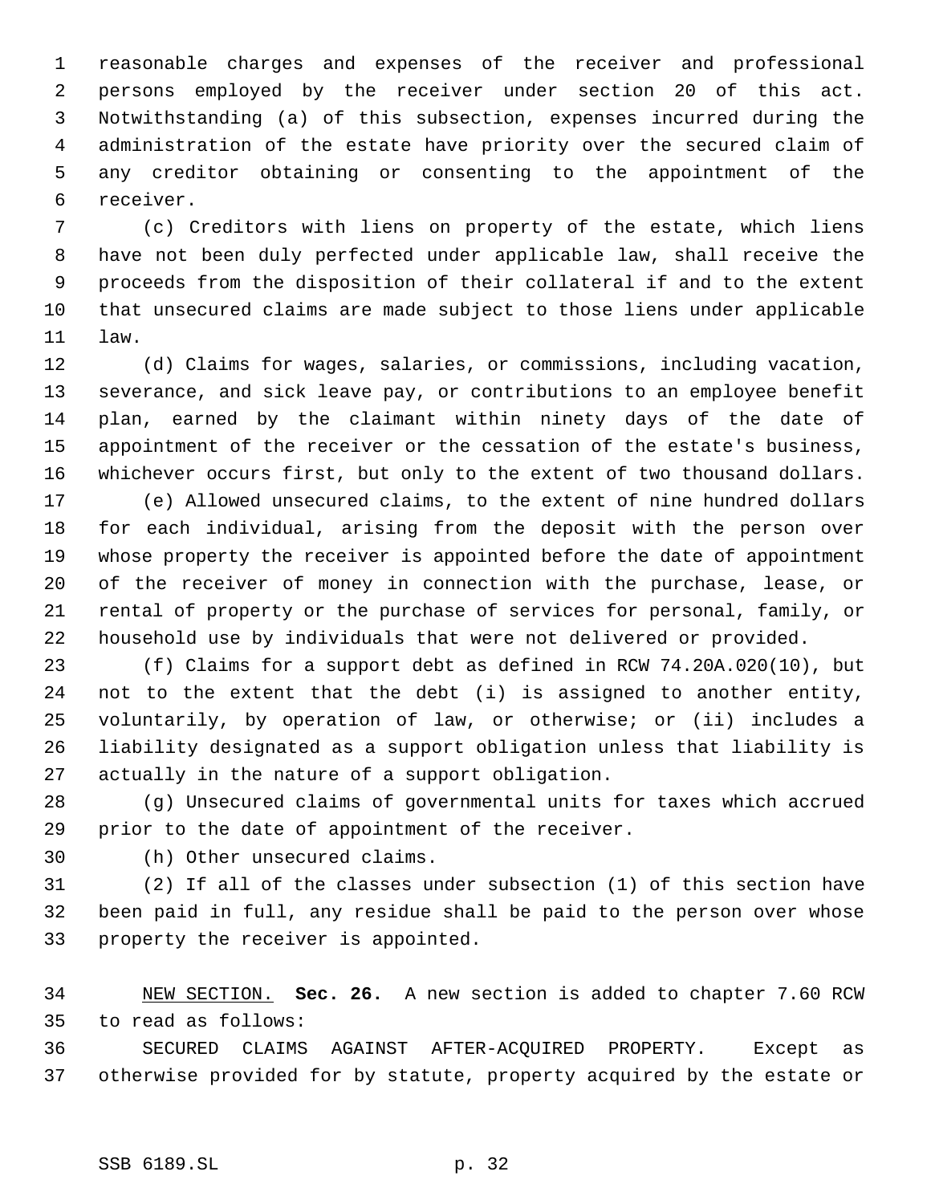reasonable charges and expenses of the receiver and professional persons employed by the receiver under section 20 of this act. Notwithstanding (a) of this subsection, expenses incurred during the administration of the estate have priority over the secured claim of any creditor obtaining or consenting to the appointment of the receiver.

(c) Creditors with liens on property of the estate, which liens have not been duly perfected under applicable law, shall receive the proceeds from the disposition of their collateral if and to the extent that unsecured claims are made subject to those liens under applicable law.

(d) Claims for wages, salaries, or commissions, including vacation, severance, and sick leave pay, or contributions to an employee benefit plan, earned by the claimant within ninety days of the date of appointment of the receiver or the cessation of the estate's business, whichever occurs first, but only to the extent of two thousand dollars.

(e) Allowed unsecured claims, to the extent of nine hundred dollars for each individual, arising from the deposit with the person over whose property the receiver is appointed before the date of appointment of the receiver of money in connection with the purchase, lease, or rental of property or the purchase of services for personal, family, or household use by individuals that were not delivered or provided.

(f) Claims for a support debt as defined in RCW 74.20A.020(10), but not to the extent that the debt (i) is assigned to another entity, voluntarily, by operation of law, or otherwise; or (ii) includes a liability designated as a support obligation unless that liability is actually in the nature of a support obligation.

(g) Unsecured claims of governmental units for taxes which accrued prior to the date of appointment of the receiver.

(h) Other unsecured claims.

(2) If all of the classes under subsection (1) of this section have been paid in full, any residue shall be paid to the person over whose property the receiver is appointed.

NEW SECTION. **Sec. 26.** A new section is added to chapter 7.60 RCW to read as follows:

SECURED CLAIMS AGAINST AFTER-ACQUIRED PROPERTY. Except as otherwise provided for by statute, property acquired by the estate or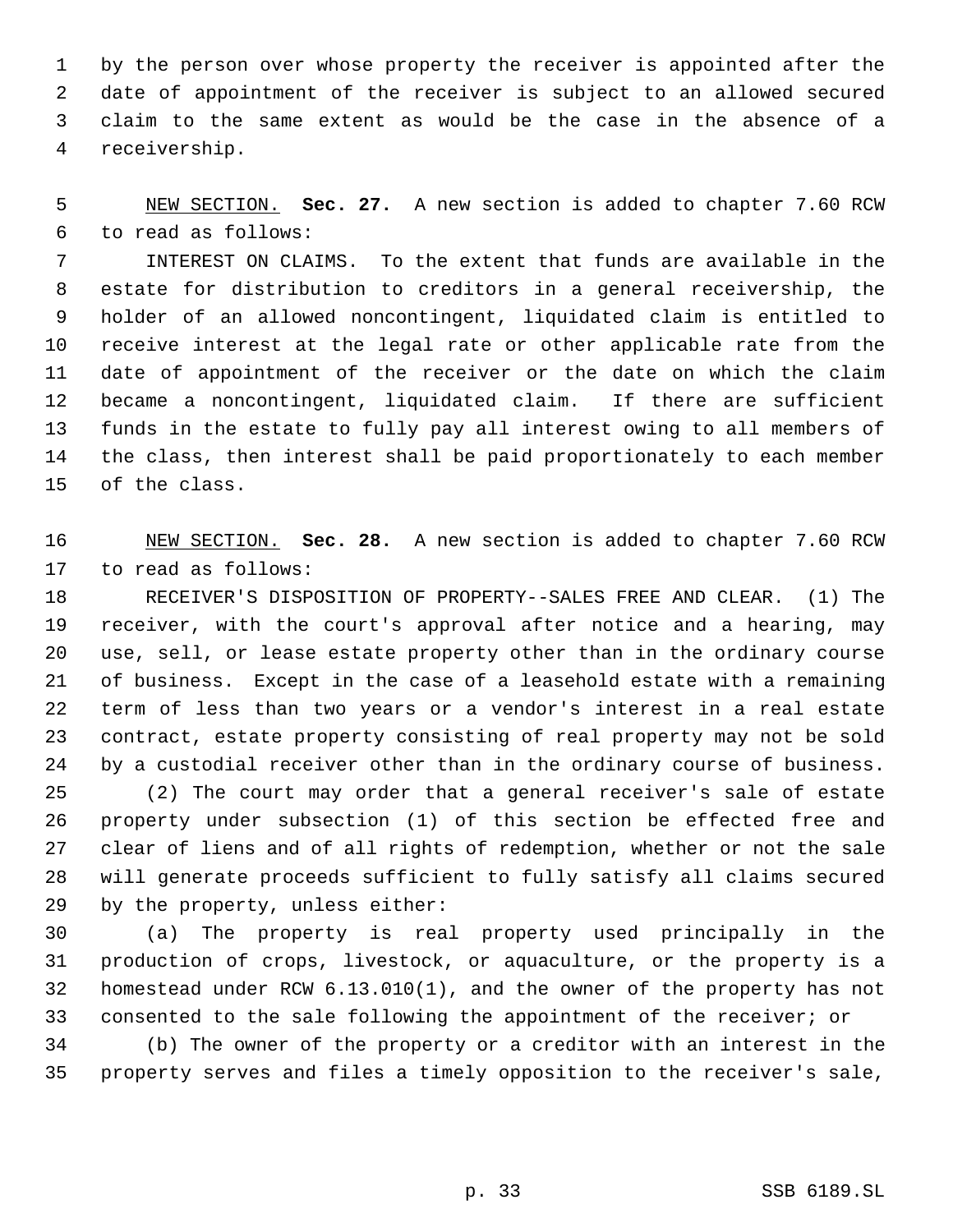by the person over whose property the receiver is appointed after the date of appointment of the receiver is subject to an allowed secured claim to the same extent as would be the case in the absence of a receivership.

NEW SECTION. **Sec. 27.** A new section is added to chapter 7.60 RCW to read as follows:

INTEREST ON CLAIMS. To the extent that funds are available in the estate for distribution to creditors in a general receivership, the holder of an allowed noncontingent, liquidated claim is entitled to receive interest at the legal rate or other applicable rate from the date of appointment of the receiver or the date on which the claim became a noncontingent, liquidated claim. If there are sufficient funds in the estate to fully pay all interest owing to all members of the class, then interest shall be paid proportionately to each member of the class.

NEW SECTION. **Sec. 28.** A new section is added to chapter 7.60 RCW to read as follows:

RECEIVER'S DISPOSITION OF PROPERTY--SALES FREE AND CLEAR. (1) The receiver, with the court's approval after notice and a hearing, may use, sell, or lease estate property other than in the ordinary course of business. Except in the case of a leasehold estate with a remaining term of less than two years or a vendor's interest in a real estate contract, estate property consisting of real property may not be sold by a custodial receiver other than in the ordinary course of business.

(2) The court may order that a general receiver's sale of estate property under subsection (1) of this section be effected free and clear of liens and of all rights of redemption, whether or not the sale will generate proceeds sufficient to fully satisfy all claims secured by the property, unless either:

(a) The property is real property used principally in the production of crops, livestock, or aquaculture, or the property is a homestead under RCW 6.13.010(1), and the owner of the property has not consented to the sale following the appointment of the receiver; or

(b) The owner of the property or a creditor with an interest in the property serves and files a timely opposition to the receiver's sale,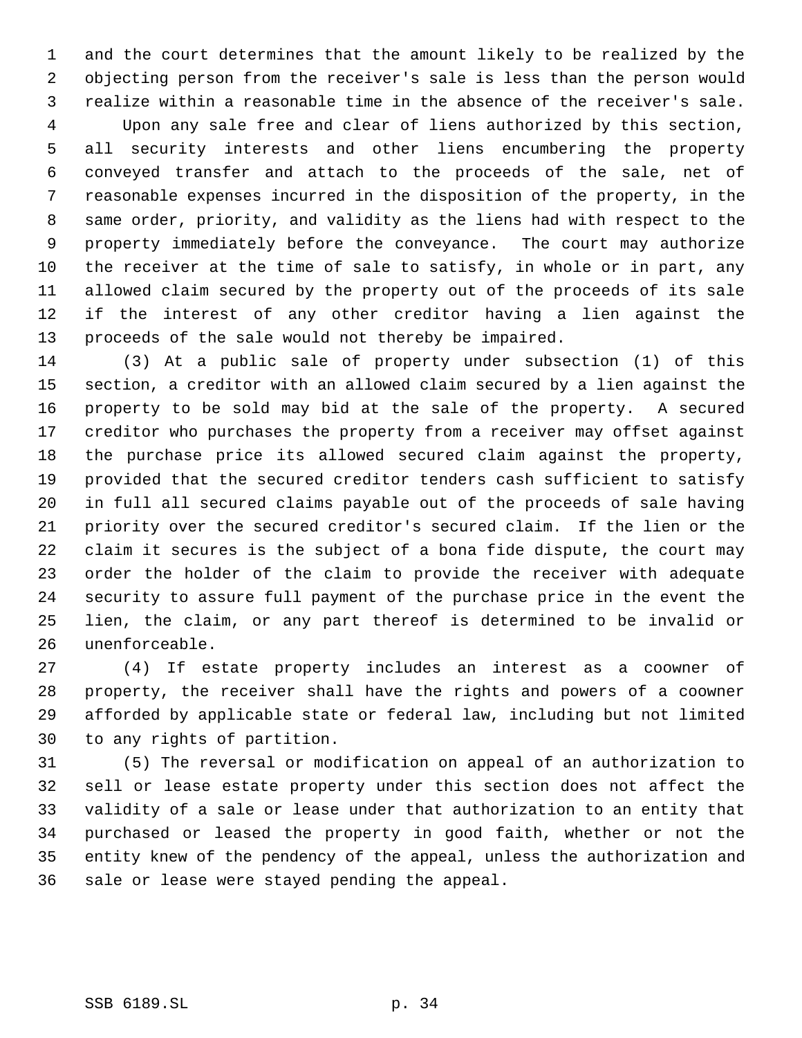and the court determines that the amount likely to be realized by the objecting person from the receiver's sale is less than the person would realize within a reasonable time in the absence of the receiver's sale.

Upon any sale free and clear of liens authorized by this section, all security interests and other liens encumbering the property conveyed transfer and attach to the proceeds of the sale, net of reasonable expenses incurred in the disposition of the property, in the same order, priority, and validity as the liens had with respect to the property immediately before the conveyance. The court may authorize the receiver at the time of sale to satisfy, in whole or in part, any allowed claim secured by the property out of the proceeds of its sale if the interest of any other creditor having a lien against the proceeds of the sale would not thereby be impaired.

(3) At a public sale of property under subsection (1) of this section, a creditor with an allowed claim secured by a lien against the property to be sold may bid at the sale of the property. A secured creditor who purchases the property from a receiver may offset against the purchase price its allowed secured claim against the property, provided that the secured creditor tenders cash sufficient to satisfy in full all secured claims payable out of the proceeds of sale having priority over the secured creditor's secured claim. If the lien or the claim it secures is the subject of a bona fide dispute, the court may order the holder of the claim to provide the receiver with adequate security to assure full payment of the purchase price in the event the lien, the claim, or any part thereof is determined to be invalid or unenforceable.

(4) If estate property includes an interest as a coowner of property, the receiver shall have the rights and powers of a coowner afforded by applicable state or federal law, including but not limited to any rights of partition.

(5) The reversal or modification on appeal of an authorization to sell or lease estate property under this section does not affect the validity of a sale or lease under that authorization to an entity that purchased or leased the property in good faith, whether or not the entity knew of the pendency of the appeal, unless the authorization and sale or lease were stayed pending the appeal.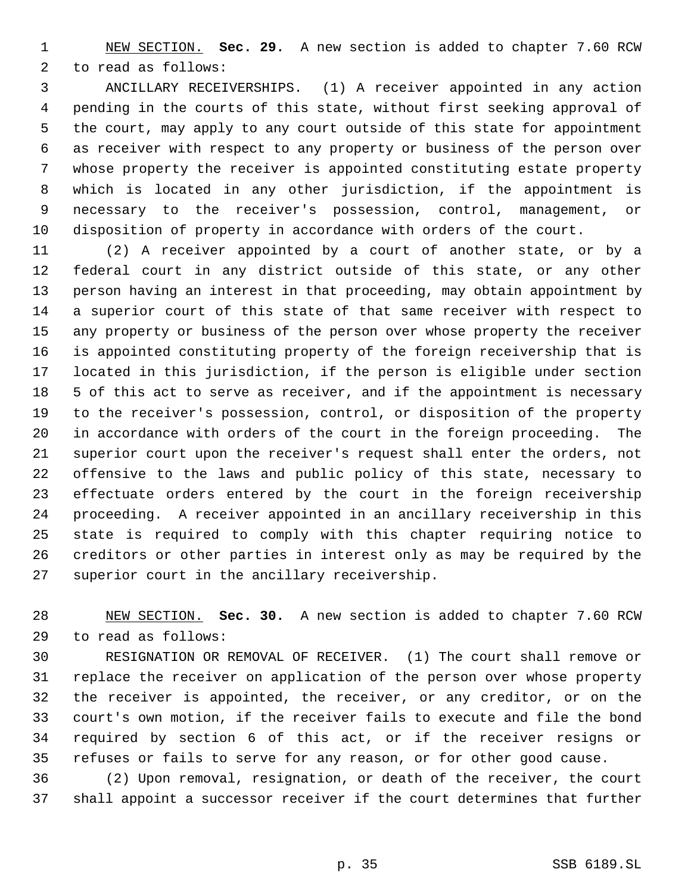NEW SECTION. **Sec. 29.** A new section is added to chapter 7.60 RCW to read as follows:

ANCILLARY RECEIVERSHIPS. (1) A receiver appointed in any action pending in the courts of this state, without first seeking approval of the court, may apply to any court outside of this state for appointment as receiver with respect to any property or business of the person over whose property the receiver is appointed constituting estate property which is located in any other jurisdiction, if the appointment is necessary to the receiver's possession, control, management, or disposition of property in accordance with orders of the court.

(2) A receiver appointed by a court of another state, or by a federal court in any district outside of this state, or any other person having an interest in that proceeding, may obtain appointment by a superior court of this state of that same receiver with respect to any property or business of the person over whose property the receiver is appointed constituting property of the foreign receivership that is located in this jurisdiction, if the person is eligible under section 5 of this act to serve as receiver, and if the appointment is necessary to the receiver's possession, control, or disposition of the property in accordance with orders of the court in the foreign proceeding. The superior court upon the receiver's request shall enter the orders, not offensive to the laws and public policy of this state, necessary to effectuate orders entered by the court in the foreign receivership proceeding. A receiver appointed in an ancillary receivership in this state is required to comply with this chapter requiring notice to creditors or other parties in interest only as may be required by the superior court in the ancillary receivership.

NEW SECTION. **Sec. 30.** A new section is added to chapter 7.60 RCW to read as follows:

RESIGNATION OR REMOVAL OF RECEIVER. (1) The court shall remove or replace the receiver on application of the person over whose property the receiver is appointed, the receiver, or any creditor, or on the court's own motion, if the receiver fails to execute and file the bond required by section 6 of this act, or if the receiver resigns or refuses or fails to serve for any reason, or for other good cause.

(2) Upon removal, resignation, or death of the receiver, the court shall appoint a successor receiver if the court determines that further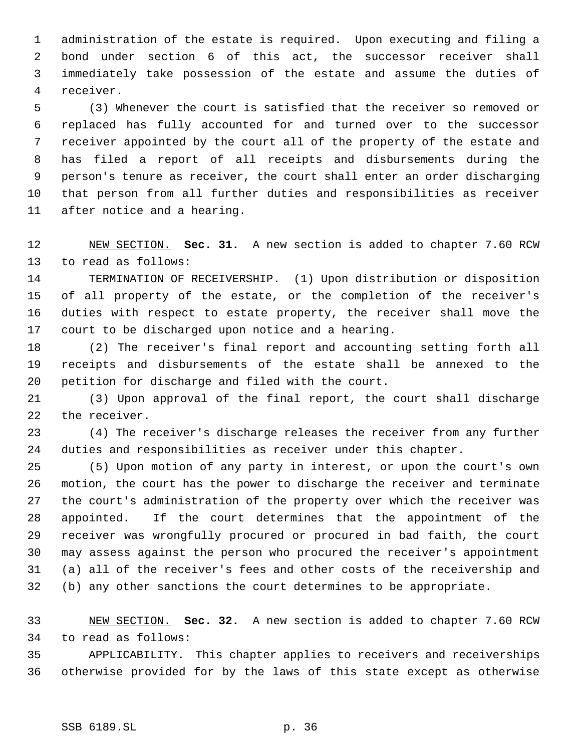administration of the estate is required. Upon executing and filing a bond under section 6 of this act, the successor receiver shall immediately take possession of the estate and assume the duties of receiver.

(3) Whenever the court is satisfied that the receiver so removed or replaced has fully accounted for and turned over to the successor receiver appointed by the court all of the property of the estate and has filed a report of all receipts and disbursements during the person's tenure as receiver, the court shall enter an order discharging that person from all further duties and responsibilities as receiver after notice and a hearing.

NEW SECTION. **Sec. 31.** A new section is added to chapter 7.60 RCW to read as follows:

TERMINATION OF RECEIVERSHIP. (1) Upon distribution or disposition of all property of the estate, or the completion of the receiver's duties with respect to estate property, the receiver shall move the court to be discharged upon notice and a hearing.

(2) The receiver's final report and accounting setting forth all receipts and disbursements of the estate shall be annexed to the petition for discharge and filed with the court.

(3) Upon approval of the final report, the court shall discharge the receiver.

(4) The receiver's discharge releases the receiver from any further duties and responsibilities as receiver under this chapter.

(5) Upon motion of any party in interest, or upon the court's own motion, the court has the power to discharge the receiver and terminate the court's administration of the property over which the receiver was appointed. If the court determines that the appointment of the receiver was wrongfully procured or procured in bad faith, the court may assess against the person who procured the receiver's appointment (a) all of the receiver's fees and other costs of the receivership and (b) any other sanctions the court determines to be appropriate.

NEW SECTION. **Sec. 32.** A new section is added to chapter 7.60 RCW to read as follows:

APPLICABILITY. This chapter applies to receivers and receiverships otherwise provided for by the laws of this state except as otherwise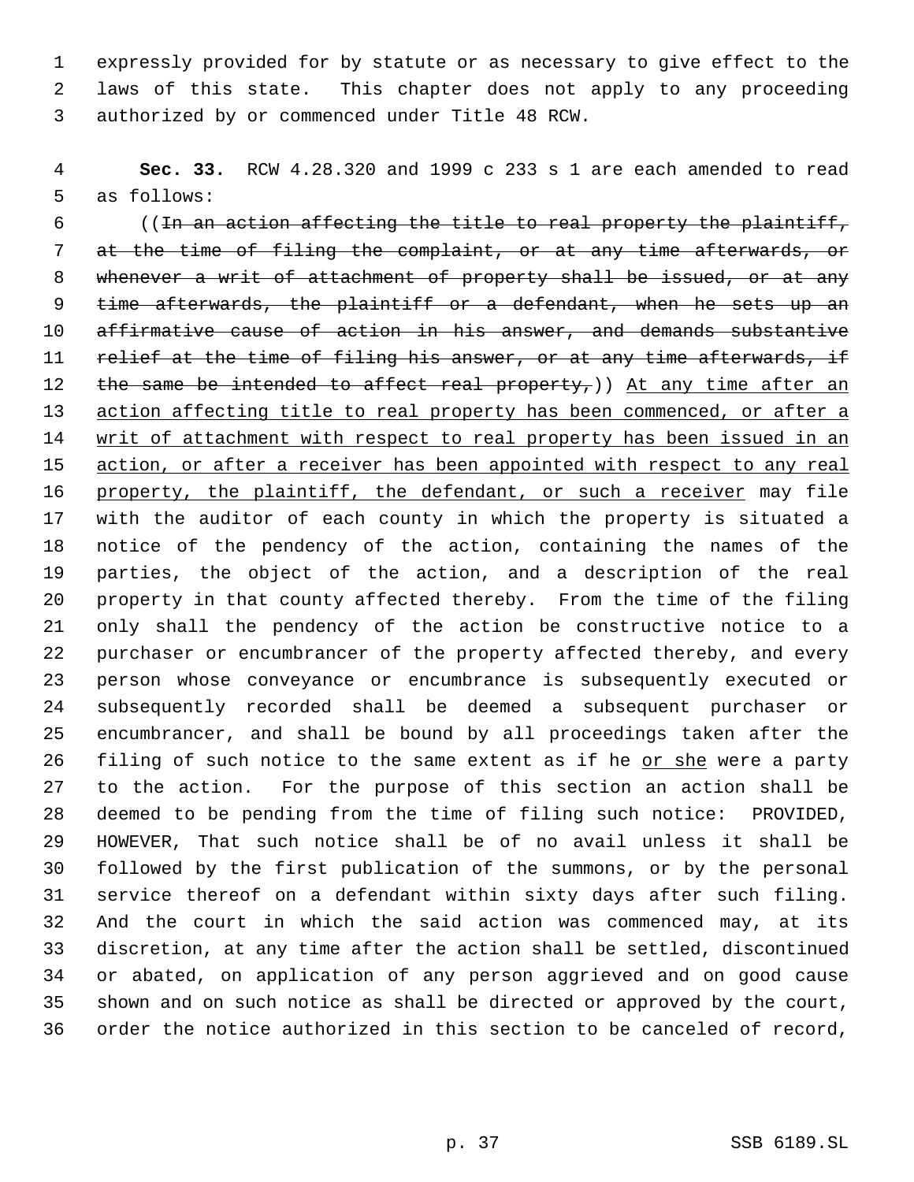expressly provided for by statute or as necessary to give effect to the laws of this state. This chapter does not apply to any proceeding authorized by or commenced under Title 48 RCW.

**Sec. 33.** RCW 4.28.320 and 1999 c 233 s 1 are each amended to read as follows:

((~~In an action affecting the title to real property the plaintiff, at the time of filing the complaint, or at any time afterwards, or whenever a writ of attachment of property shall be issued, or at any time afterwards, the plaintiff or a defendant, when he sets up an affirmative cause of action in his answer, and demands substantive relief at the time of filing his answer, or at any time afterwards, if the same be intended to affect real property,~~)) <u>At any time after an action affecting title to real property has been commenced, or after a writ of attachment with respect to real property has been issued in an action, or after a receiver has been appointed with respect to any real property, the plaintiff, the defendant, or such a receiver</u> may file with the auditor of each county in which the property is situated a notice of the pendency of the action, containing the names of the parties, the object of the action, and a description of the real property in that county affected thereby. From the time of the filing only shall the pendency of the action be constructive notice to a purchaser or encumbrancer of the property affected thereby, and every person whose conveyance or encumbrance is subsequently executed or subsequently recorded shall be deemed a subsequent purchaser or encumbrancer, and shall be bound by all proceedings taken after the filing of such notice to the same extent as if he <u>or she</u> were a party to the action. For the purpose of this section an action shall be deemed to be pending from the time of filing such notice: PROVIDED, HOWEVER, That such notice shall be of no avail unless it shall be followed by the first publication of the summons, or by the personal service thereof on a defendant within sixty days after such filing. And the court in which the said action was commenced may, at its discretion, at any time after the action shall be settled, discontinued or abated, on application of any person aggrieved and on good cause shown and on such notice as shall be directed or approved by the court, order the notice authorized in this section to be canceled of record,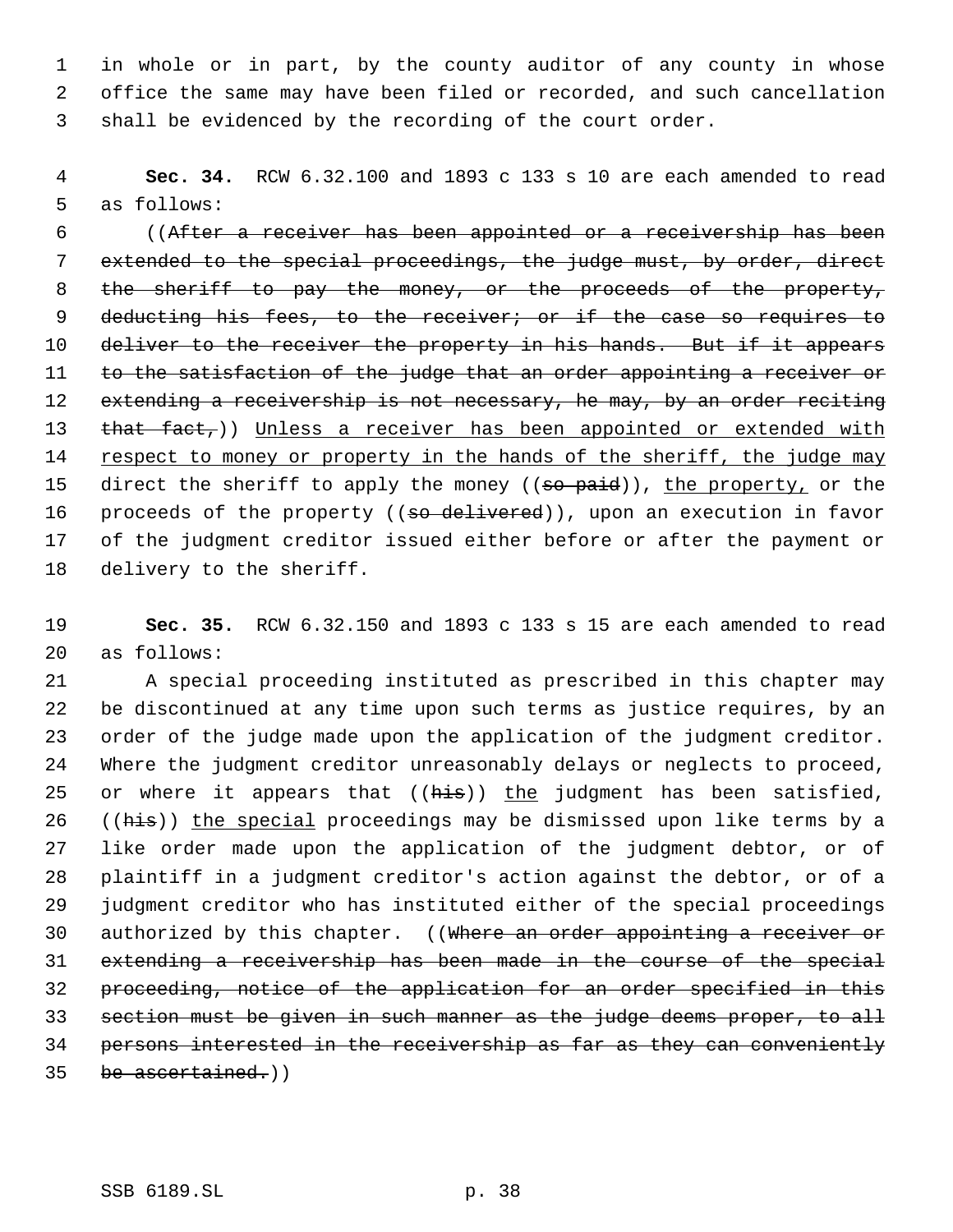in whole or in part, by the county auditor of any county in whose office the same may have been filed or recorded, and such cancellation shall be evidenced by the recording of the court order.

**Sec. 34.** RCW 6.32.100 and 1893 c 133 s 10 are each amended to read as follows:

((~~After a receiver has been appointed or a receivership has been extended to the special proceedings, the judge must, by order, direct the sheriff to pay the money, or the proceeds of the property, deducting his fees, to the receiver; or if the case so requires to deliver to the receiver the property in his hands. But if it appears to the satisfaction of the judge that an order appointing a receiver or extending a receivership is not necessary, he may, by an order reciting that fact,~~)) <u>Unless a receiver has been appointed or extended with respect to money or property in the hands of the sheriff, the judge may</u> direct the sheriff to apply the money ((~~so paid~~)), <u>the property,</u> or the proceeds of the property ((~~so delivered~~)), upon an execution in favor of the judgment creditor issued either before or after the payment or delivery to the sheriff.

**Sec. 35.** RCW 6.32.150 and 1893 c 133 s 15 are each amended to read as follows:

A special proceeding instituted as prescribed in this chapter may be discontinued at any time upon such terms as justice requires, by an order of the judge made upon the application of the judgment creditor. Where the judgment creditor unreasonably delays or neglects to proceed, or where it appears that ((~~his~~)) <u>the</u> judgment has been satisfied, ((~~his~~)) <u>the special</u> proceedings may be dismissed upon like terms by a like order made upon the application of the judgment debtor, or of plaintiff in a judgment creditor's action against the debtor, or of a judgment creditor who has instituted either of the special proceedings authorized by this chapter. ((~~Where an order appointing a receiver or extending a receivership has been made in the course of the special proceeding, notice of the application for an order specified in this section must be given in such manner as the judge deems proper, to all persons interested in the receivership as far as they can conveniently be ascertained.~~))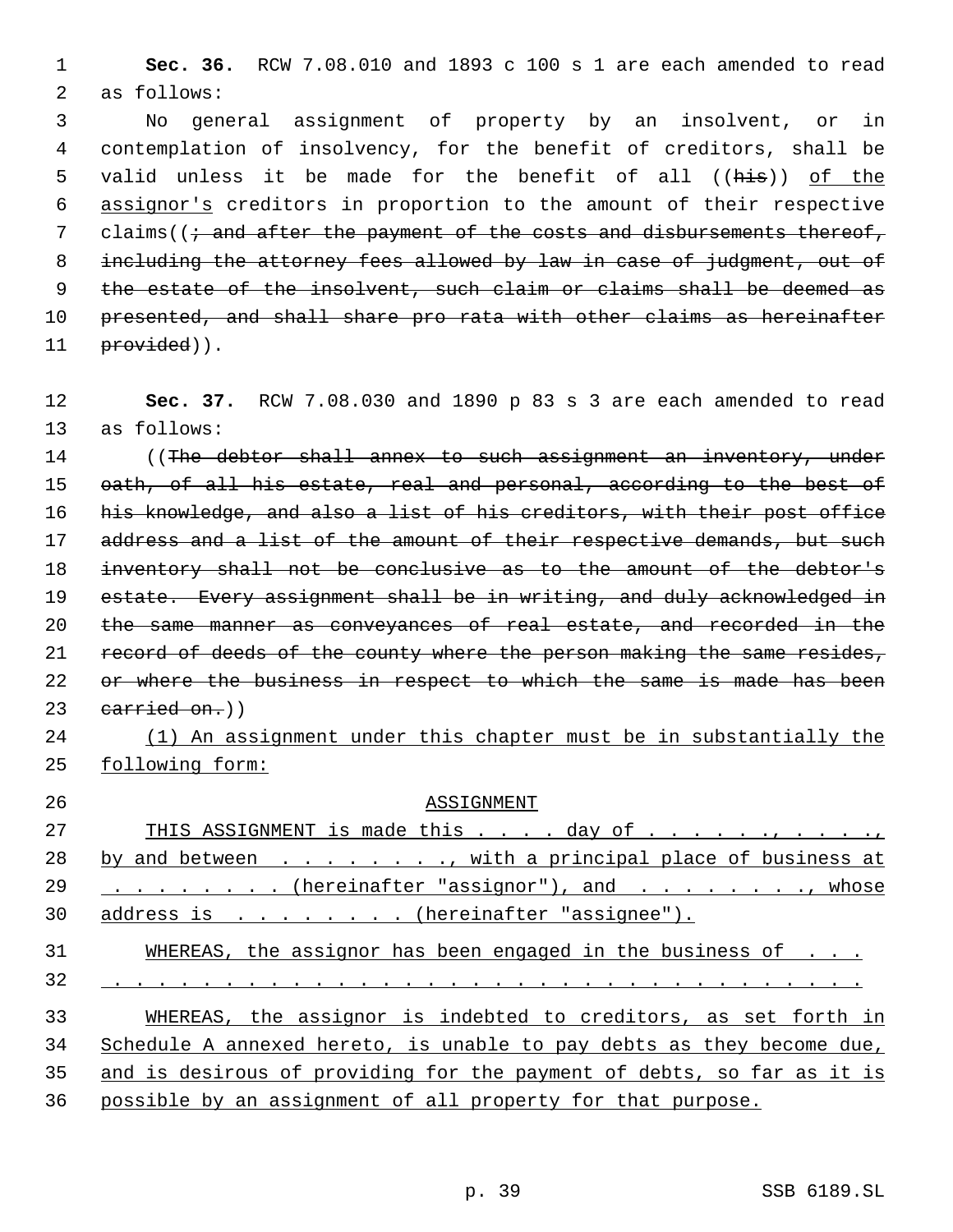**Sec. 36.** RCW 7.08.010 and 1893 c 100 s 1 are each amended to read as follows:

No general assignment of property by an insolvent, or in contemplation of insolvency, for the benefit of creditors, shall be valid unless it be made for the benefit of all ((~~his~~)) <u>of the assignor's</u> creditors in proportion to the amount of their respective claims((~~; and after the payment of the costs and disbursements thereof, including the attorney fees allowed by law in case of judgment, out of the estate of the insolvent, such claim or claims shall be deemed as presented, and shall share pro rata with other claims as hereinafter provided~~)).

**Sec. 37.** RCW 7.08.030 and 1890 p 83 s 3 are each amended to read as follows:

((~~The debtor shall annex to such assignment an inventory, under oath, of all his estate, real and personal, according to the best of his knowledge, and also a list of his creditors, with their post office address and a list of the amount of their respective demands, but such inventory shall not be conclusive as to the amount of the debtor's estate. Every assignment shall be in writing, and duly acknowledged in the same manner as conveyances of real estate, and recorded in the record of deeds of the county where the person making the same resides, or where the business in respect to which the same is made has been carried on.~~))

<u>(1) An assignment under this chapter must be in substantially the following form:</u>

<u>ASSIGNMENT</u>

<u>THIS ASSIGNMENT is made this . . . . day of . . . . . . ., . . . . ., by and between . . . . . . . . ., with a principal place of business at . . . . . . . . . (hereinafter "assignor"), and . . . . . . . . ., whose address is . . . . . . . . . (hereinafter "assignee").</u>

<u>WHEREAS, the assignor has been engaged in the business of . . . . . . . . . . . . . . . . . . . . . . . . . . . . . . . . . . . . . . . .</u>

<u>WHEREAS, the assignor is indebted to creditors, as set forth in Schedule A annexed hereto, is unable to pay debts as they become due, and is desirous of providing for the payment of debts, so far as it is possible by an assignment of all property for that purpose.</u>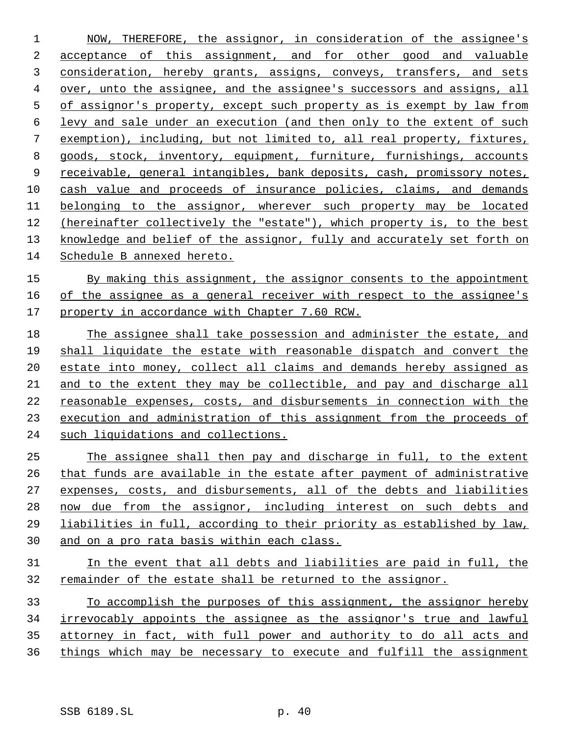NOW, THEREFORE, the assignor, in consideration of the assignee's acceptance of this assignment, and for other good and valuable consideration, hereby grants, assigns, conveys, transfers, and sets over, unto the assignee, and the assignee's successors and assigns, all of assignor's property, except such property as is exempt by law from levy and sale under an execution (and then only to the extent of such exemption), including, but not limited to, all real property, fixtures, goods, stock, inventory, equipment, furniture, furnishings, accounts receivable, general intangibles, bank deposits, cash, promissory notes, cash value and proceeds of insurance policies, claims, and demands belonging to the assignor, wherever such property may be located (hereinafter collectively the "estate"), which property is, to the best knowledge and belief of the assignor, fully and accurately set forth on Schedule B annexed hereto.

By making this assignment, the assignor consents to the appointment of the assignee as a general receiver with respect to the assignee's property in accordance with Chapter 7.60 RCW.

The assignee shall take possession and administer the estate, and shall liquidate the estate with reasonable dispatch and convert the estate into money, collect all claims and demands hereby assigned as and to the extent they may be collectible, and pay and discharge all reasonable expenses, costs, and disbursements in connection with the execution and administration of this assignment from the proceeds of such liquidations and collections.

The assignee shall then pay and discharge in full, to the extent that funds are available in the estate after payment of administrative expenses, costs, and disbursements, all of the debts and liabilities now due from the assignor, including interest on such debts and liabilities in full, according to their priority as established by law, and on a pro rata basis within each class.

In the event that all debts and liabilities are paid in full, the remainder of the estate shall be returned to the assignor.

To accomplish the purposes of this assignment, the assignor hereby irrevocably appoints the assignee as the assignor's true and lawful attorney in fact, with full power and authority to do all acts and things which may be necessary to execute and fulfill the assignment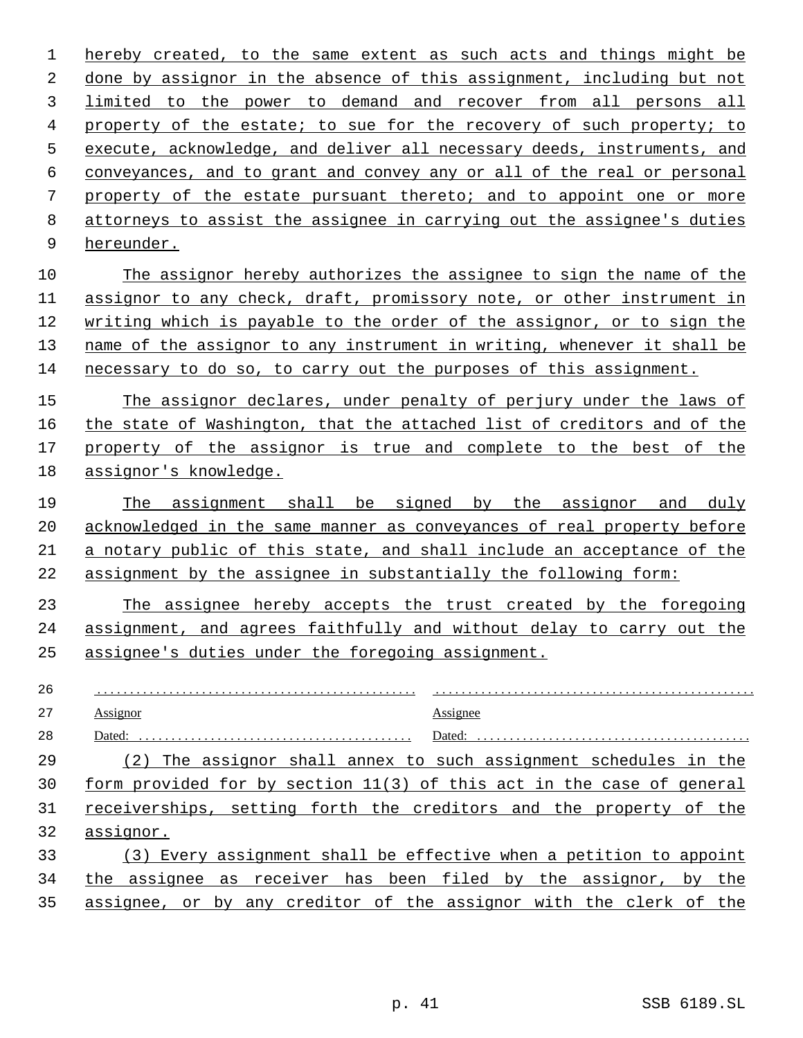hereby created, to the same extent as such acts and things might be done by assignor in the absence of this assignment, including but not limited to the power to demand and recover from all persons all property of the estate; to sue for the recovery of such property; to execute, acknowledge, and deliver all necessary deeds, instruments, and conveyances, and to grant and convey any or all of the real or personal property of the estate pursuant thereto; and to appoint one or more attorneys to assist the assignee in carrying out the assignee's duties hereunder.

The assignor hereby authorizes the assignee to sign the name of the assignor to any check, draft, promissory note, or other instrument in writing which is payable to the order of the assignor, or to sign the name of the assignor to any instrument in writing, whenever it shall be necessary to do so, to carry out the purposes of this assignment.

The assignor declares, under penalty of perjury under the laws of the state of Washington, that the attached list of creditors and of the property of the assignor is true and complete to the best of the assignor's knowledge.

The assignment shall be signed by the assignor and duly acknowledged in the same manner as conveyances of real property before a notary public of this state, and shall include an acceptance of the assignment by the assignee in substantially the following form:

The assignee hereby accepts the trust created by the foregoing assignment, and agrees faithfully and without delay to carry out the assignee's duties under the foregoing assignment.

| ................................................ | ................................................ |
|---|---|
| Assignor | Assignee |
| Dated: .......................................... | Dated: .......................................... |

(2) The assignor shall annex to such assignment schedules in the form provided for by section 11(3) of this act in the case of general receiverships, setting forth the creditors and the property of the assignor.

(3) Every assignment shall be effective when a petition to appoint the assignee as receiver has been filed by the assignor, by the assignee, or by any creditor of the assignor with the clerk of the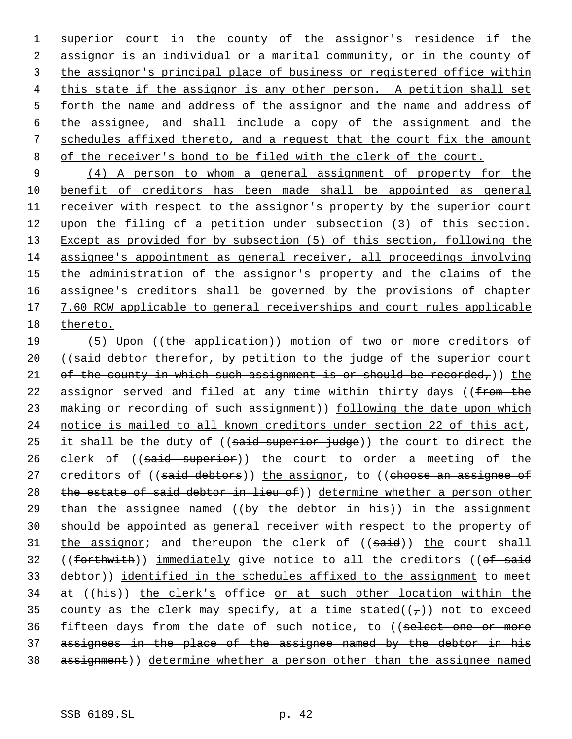superior court in the county of the assignor's residence if the assignor is an individual or a marital community, or in the county of the assignor's principal place of business or registered office within this state if the assignor is any other person. A petition shall set forth the name and address of the assignor and the name and address of the assignee, and shall include a copy of the assignment and the schedules affixed thereto, and a request that the court fix the amount of the receiver's bond to be filed with the clerk of the court.

(4) A person to whom a general assignment of property for the benefit of creditors has been made shall be appointed as general receiver with respect to the assignor's property by the superior court upon the filing of a petition under subsection (3) of this section. Except as provided for by subsection (5) of this section, following the assignee's appointment as general receiver, all proceedings involving the administration of the assignor's property and the claims of the assignee's creditors shall be governed by the provisions of chapter 7.60 RCW applicable to general receiverships and court rules applicable thereto.

(5) Upon ((~~the application~~)) motion of two or more creditors of ((~~said debtor therefor, by petition to the judge of the superior court of the county in which such assignment is or should be recorded,~~)) the assignor served and filed at any time within thirty days ((~~from the making or recording of such assignment~~)) following the date upon which notice is mailed to all known creditors under section 22 of this act, it shall be the duty of ((~~said superior judge~~)) the court to direct the clerk of ((~~said superior~~)) the court to order a meeting of the creditors of ((~~said debtors~~)) the assignor, to ((~~choose an assignee of the estate of said debtor in lieu of~~)) determine whether a person other than the assignee named ((~~by the debtor in his~~)) in the assignment should be appointed as general receiver with respect to the property of the assignor; and thereupon the clerk of ((~~said~~)) the court shall ((~~forthwith~~)) immediately give notice to all the creditors ((~~of said debtor~~)) identified in the schedules affixed to the assignment to meet at ((~~his~~)) the clerk's office or at such other location within the county as the clerk may specify, at a time stated((~~,~~)) not to exceed fifteen days from the date of such notice, to ((~~select one or more assignees in the place of the assignee named by the debtor in his assignment~~)) determine whether a person other than the assignee named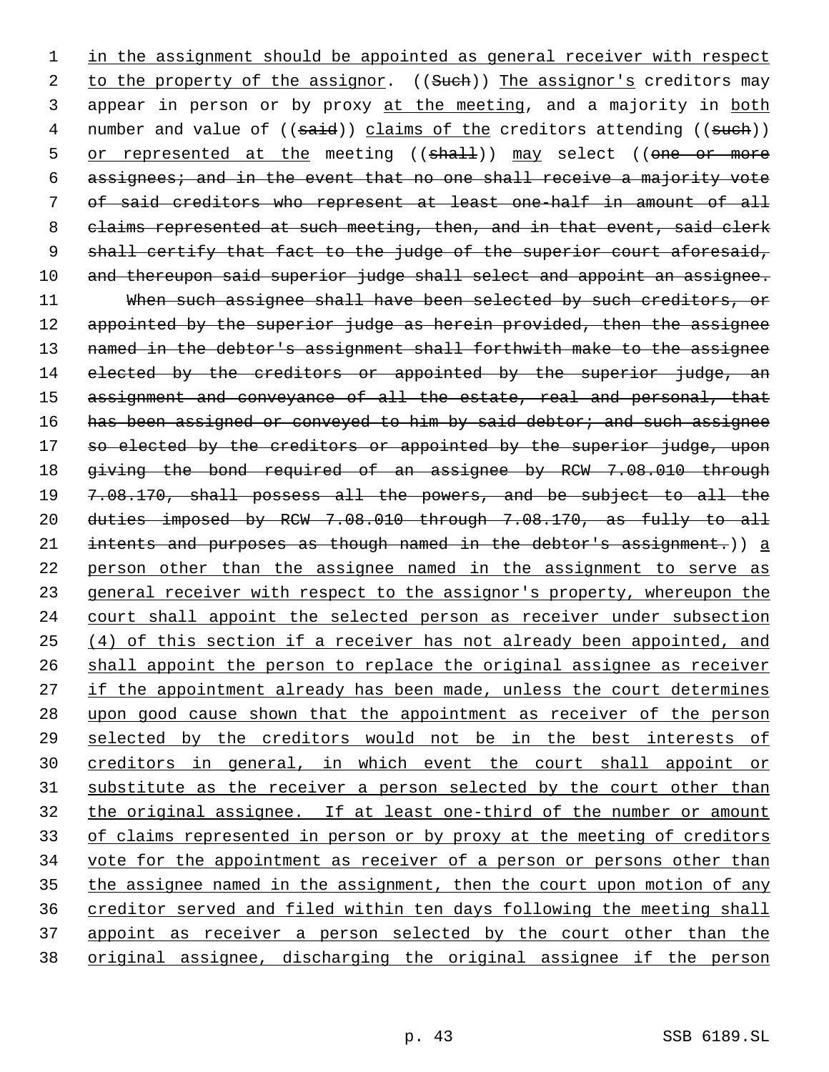in the assignment should be appointed as general receiver with respect to the property of the assignor. ((Such)) The assignor's creditors may appear in person or by proxy at the meeting, and a majority in both number and value of ((said)) claims of the creditors attending ((such)) or represented at the meeting ((shall)) may select ((one or more assignees; and in the event that no one shall receive a majority vote of said creditors who represent at least one-half in amount of all claims represented at such meeting, then, and in that event, said clerk shall certify that fact to the judge of the superior court aforesaid, and thereupon said superior judge shall select and appoint an assignee.

When such assignee shall have been selected by such creditors, or appointed by the superior judge as herein provided, then the assignee named in the debtor's assignment shall forthwith make to the assignee elected by the creditors or appointed by the superior judge, an assignment and conveyance of all the estate, real and personal, that has been assigned or conveyed to him by said debtor; and such assignee so elected by the creditors or appointed by the superior judge, upon giving the bond required of an assignee by RCW 7.08.010 through 7.08.170, shall possess all the powers, and be subject to all the duties imposed by RCW 7.08.010 through 7.08.170, as fully to all intents and purposes as though named in the debtor's assignment.)) a person other than the assignee named in the assignment to serve as general receiver with respect to the assignor's property, whereupon the court shall appoint the selected person as receiver under subsection (4) of this section if a receiver has not already been appointed, and shall appoint the person to replace the original assignee as receiver if the appointment already has been made, unless the court determines upon good cause shown that the appointment as receiver of the person selected by the creditors would not be in the best interests of creditors in general, in which event the court shall appoint or substitute as the receiver a person selected by the court other than the original assignee. If at least one-third of the number or amount of claims represented in person or by proxy at the meeting of creditors vote for the appointment as receiver of a person or persons other than the assignee named in the assignment, then the court upon motion of any creditor served and filed within ten days following the meeting shall appoint as receiver a person selected by the court other than the original assignee, discharging the original assignee if the person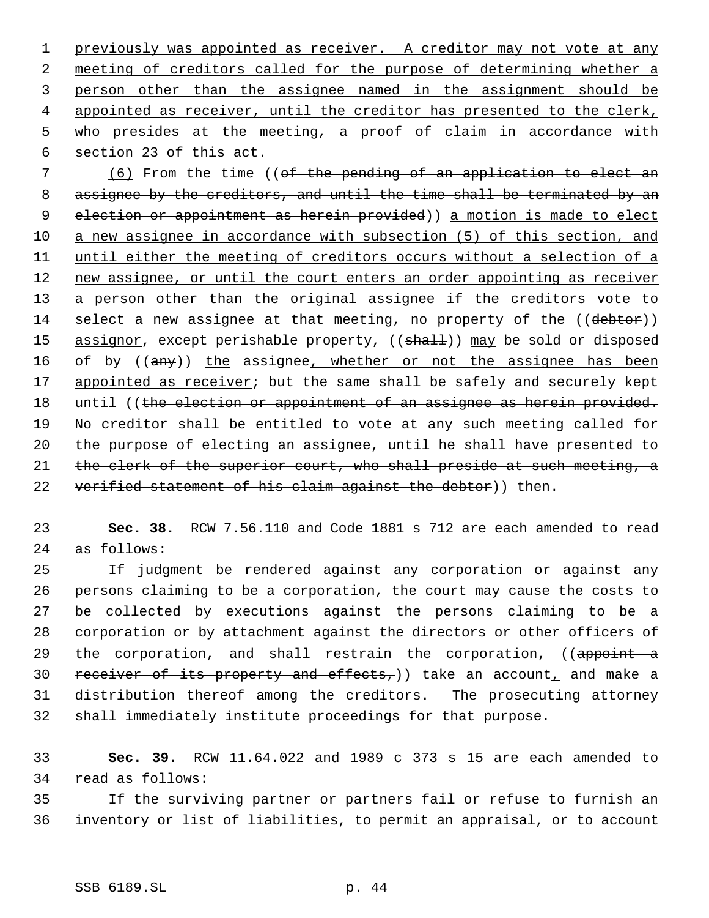previously was appointed as receiver. A creditor may not vote at any meeting of creditors called for the purpose of determining whether a person other than the assignee named in the assignment should be appointed as receiver, until the creditor has presented to the clerk, who presides at the meeting, a proof of claim in accordance with section 23 of this act.

(6) From the time ((of the pending of an application to elect an assignee by the creditors, and until the time shall be terminated by an election or appointment as herein provided)) a motion is made to elect a new assignee in accordance with subsection (5) of this section, and until either the meeting of creditors occurs without a selection of a new assignee, or until the court enters an order appointing as receiver a person other than the original assignee if the creditors vote to select a new assignee at that meeting, no property of the ((debtor)) assignor, except perishable property, ((shall)) may be sold or disposed of by ((any)) the assignee, whether or not the assignee has been appointed as receiver; but the same shall be safely and securely kept until ((the election or appointment of an assignee as herein provided. No creditor shall be entitled to vote at any such meeting called for the purpose of electing an assignee, until he shall have presented to the clerk of the superior court, who shall preside at such meeting, a verified statement of his claim against the debtor)) then.

**Sec. 38.** RCW 7.56.110 and Code 1881 s 712 are each amended to read as follows:

If judgment be rendered against any corporation or against any persons claiming to be a corporation, the court may cause the costs to be collected by executions against the persons claiming to be a corporation or by attachment against the directors or other officers of the corporation, and shall restrain the corporation, ((appoint a receiver of its property and effects,)) take an account, and make a distribution thereof among the creditors. The prosecuting attorney shall immediately institute proceedings for that purpose.

**Sec. 39.** RCW 11.64.022 and 1989 c 373 s 15 are each amended to read as follows:

If the surviving partner or partners fail or refuse to furnish an inventory or list of liabilities, to permit an appraisal, or to account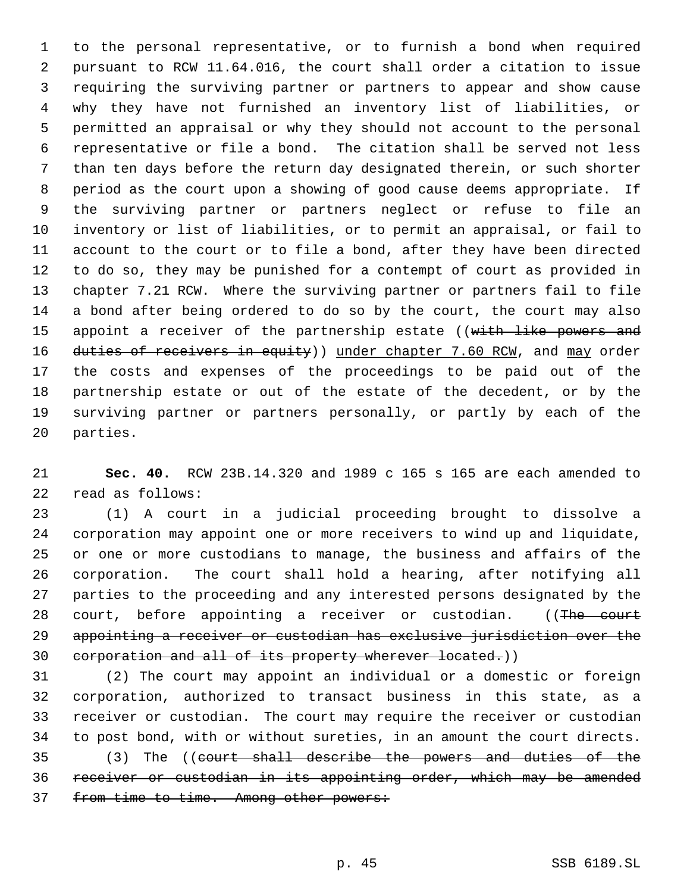to the personal representative, or to furnish a bond when required pursuant to RCW 11.64.016, the court shall order a citation to issue requiring the surviving partner or partners to appear and show cause why they have not furnished an inventory list of liabilities, or permitted an appraisal or why they should not account to the personal representative or file a bond. The citation shall be served not less than ten days before the return day designated therein, or such shorter period as the court upon a showing of good cause deems appropriate. If the surviving partner or partners neglect or refuse to file an inventory or list of liabilities, or to permit an appraisal, or fail to account to the court or to file a bond, after they have been directed to do so, they may be punished for a contempt of court as provided in chapter 7.21 RCW. Where the surviving partner or partners fail to file a bond after being ordered to do so by the court, the court may also appoint a receiver of the partnership estate ((~~with like powers and duties of receivers in equity~~)) under chapter 7.60 RCW, and may order the costs and expenses of the proceedings to be paid out of the partnership estate or out of the estate of the decedent, or by the surviving partner or partners personally, or partly by each of the parties.

**Sec. 40.** RCW 23B.14.320 and 1989 c 165 s 165 are each amended to read as follows:

(1) A court in a judicial proceeding brought to dissolve a corporation may appoint one or more receivers to wind up and liquidate, or one or more custodians to manage, the business and affairs of the corporation. The court shall hold a hearing, after notifying all parties to the proceeding and any interested persons designated by the court, before appointing a receiver or custodian. ((~~The court appointing a receiver or custodian has exclusive jurisdiction over the corporation and all of its property wherever located.~~))

(2) The court may appoint an individual or a domestic or foreign corporation, authorized to transact business in this state, as a receiver or custodian. The court may require the receiver or custodian to post bond, with or without sureties, in an amount the court directs.

(3) The ((~~court shall describe the powers and duties of the receiver or custodian in its appointing order, which may be amended from time to time. Among other powers:~~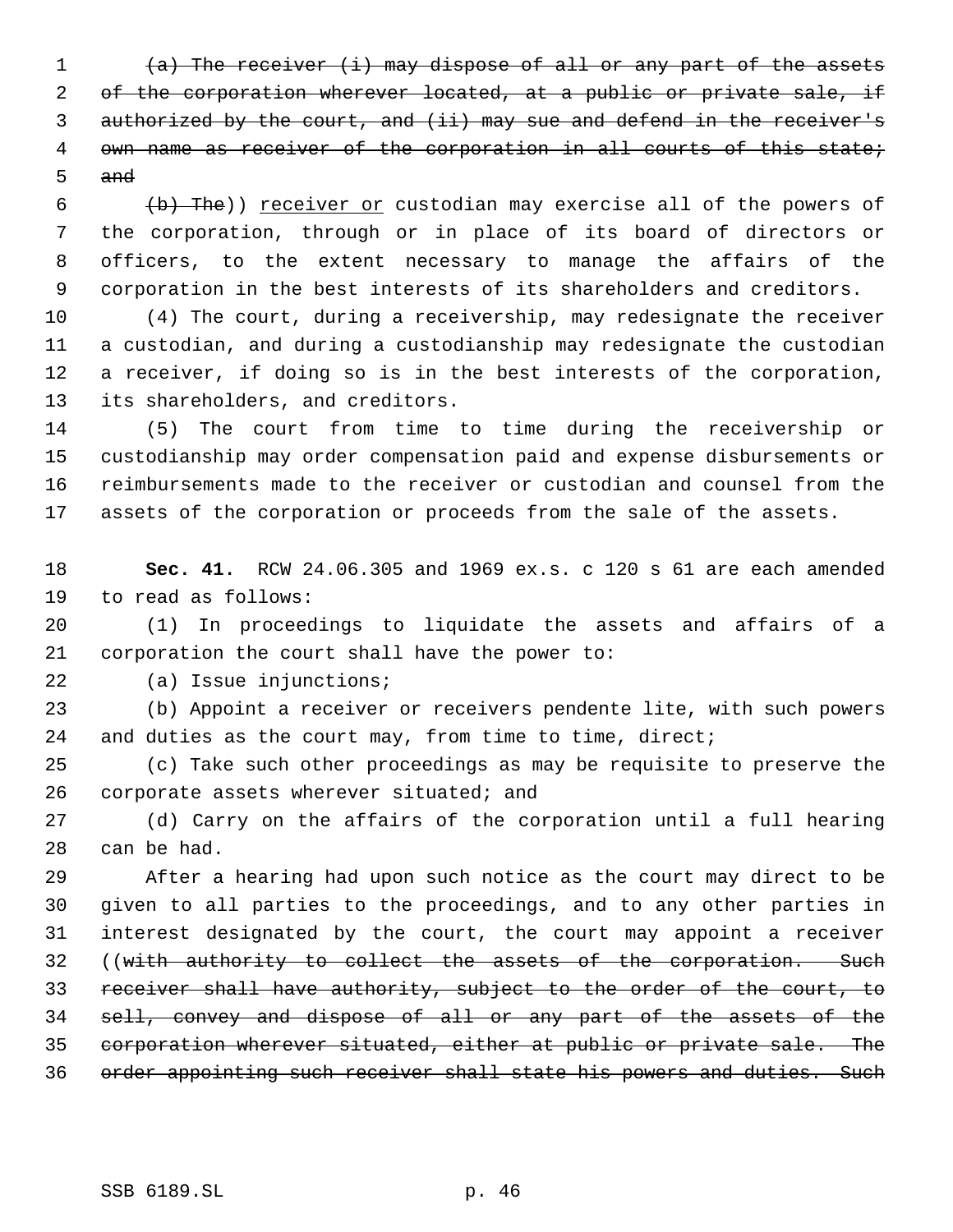~~(a) The receiver (i) may dispose of all or any part of the assets of the corporation wherever located, at a public or private sale, if authorized by the court, and (ii) may sue and defend in the receiver's own name as receiver of the corporation in all courts of this state; and~~

~~(b) The~~)) <u>receiver or</u> custodian may exercise all of the powers of the corporation, through or in place of its board of directors or officers, to the extent necessary to manage the affairs of the corporation in the best interests of its shareholders and creditors.

(4) The court, during a receivership, may redesignate the receiver a custodian, and during a custodianship may redesignate the custodian a receiver, if doing so is in the best interests of the corporation, its shareholders, and creditors.

(5) The court from time to time during the receivership or custodianship may order compensation paid and expense disbursements or reimbursements made to the receiver or custodian and counsel from the assets of the corporation or proceeds from the sale of the assets.

**Sec. 41.** RCW 24.06.305 and 1969 ex.s. c 120 s 61 are each amended to read as follows:

(1) In proceedings to liquidate the assets and affairs of a corporation the court shall have the power to:

(a) Issue injunctions;

(b) Appoint a receiver or receivers pendente lite, with such powers and duties as the court may, from time to time, direct;

(c) Take such other proceedings as may be requisite to preserve the corporate assets wherever situated; and

(d) Carry on the affairs of the corporation until a full hearing can be had.

After a hearing had upon such notice as the court may direct to be given to all parties to the proceedings, and to any other parties in interest designated by the court, the court may appoint a receiver ((~~with authority to collect the assets of the corporation. Such receiver shall have authority, subject to the order of the court, to sell, convey and dispose of all or any part of the assets of the corporation wherever situated, either at public or private sale. The order appointing such receiver shall state his powers and duties. Such~~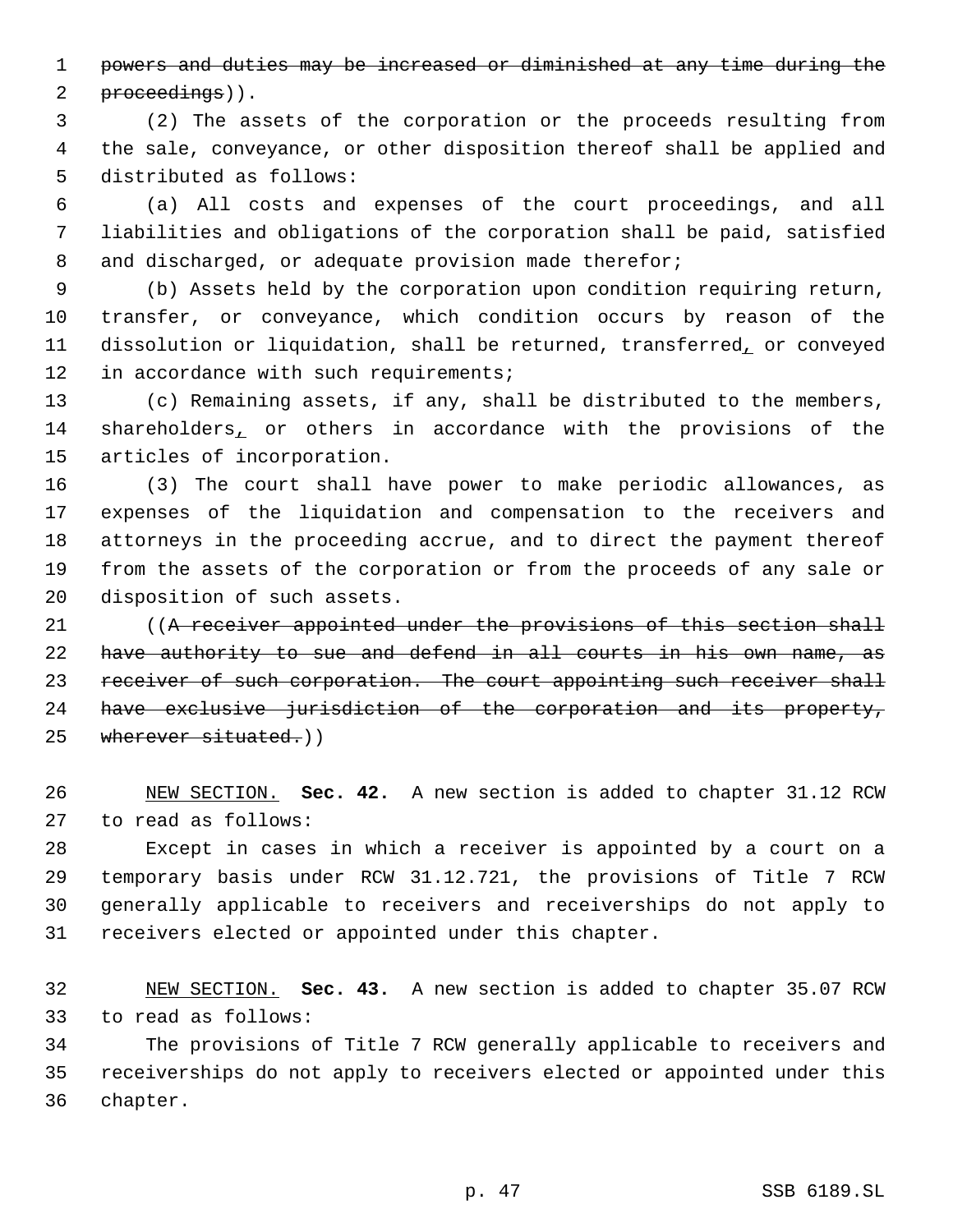~~powers and duties may be increased or diminished at any time during the proceedings~~)).

(2) The assets of the corporation or the proceeds resulting from the sale, conveyance, or other disposition thereof shall be applied and distributed as follows:

(a) All costs and expenses of the court proceedings, and all liabilities and obligations of the corporation shall be paid, satisfied and discharged, or adequate provision made therefor;

(b) Assets held by the corporation upon condition requiring return, transfer, or conveyance, which condition occurs by reason of the dissolution or liquidation, shall be returned, transferred, or conveyed in accordance with such requirements;

(c) Remaining assets, if any, shall be distributed to the members, shareholders, or others in accordance with the provisions of the articles of incorporation.

(3) The court shall have power to make periodic allowances, as expenses of the liquidation and compensation to the receivers and attorneys in the proceeding accrue, and to direct the payment thereof from the assets of the corporation or from the proceeds of any sale or disposition of such assets.

((~~A receiver appointed under the provisions of this section shall have authority to sue and defend in all courts in his own name, as receiver of such corporation. The court appointing such receiver shall have exclusive jurisdiction of the corporation and its property, wherever situated.~~))

NEW SECTION. **Sec. 42.** A new section is added to chapter 31.12 RCW to read as follows:

Except in cases in which a receiver is appointed by a court on a temporary basis under RCW 31.12.721, the provisions of Title 7 RCW generally applicable to receivers and receiverships do not apply to receivers elected or appointed under this chapter.

NEW SECTION. **Sec. 43.** A new section is added to chapter 35.07 RCW to read as follows:

The provisions of Title 7 RCW generally applicable to receivers and receiverships do not apply to receivers elected or appointed under this chapter.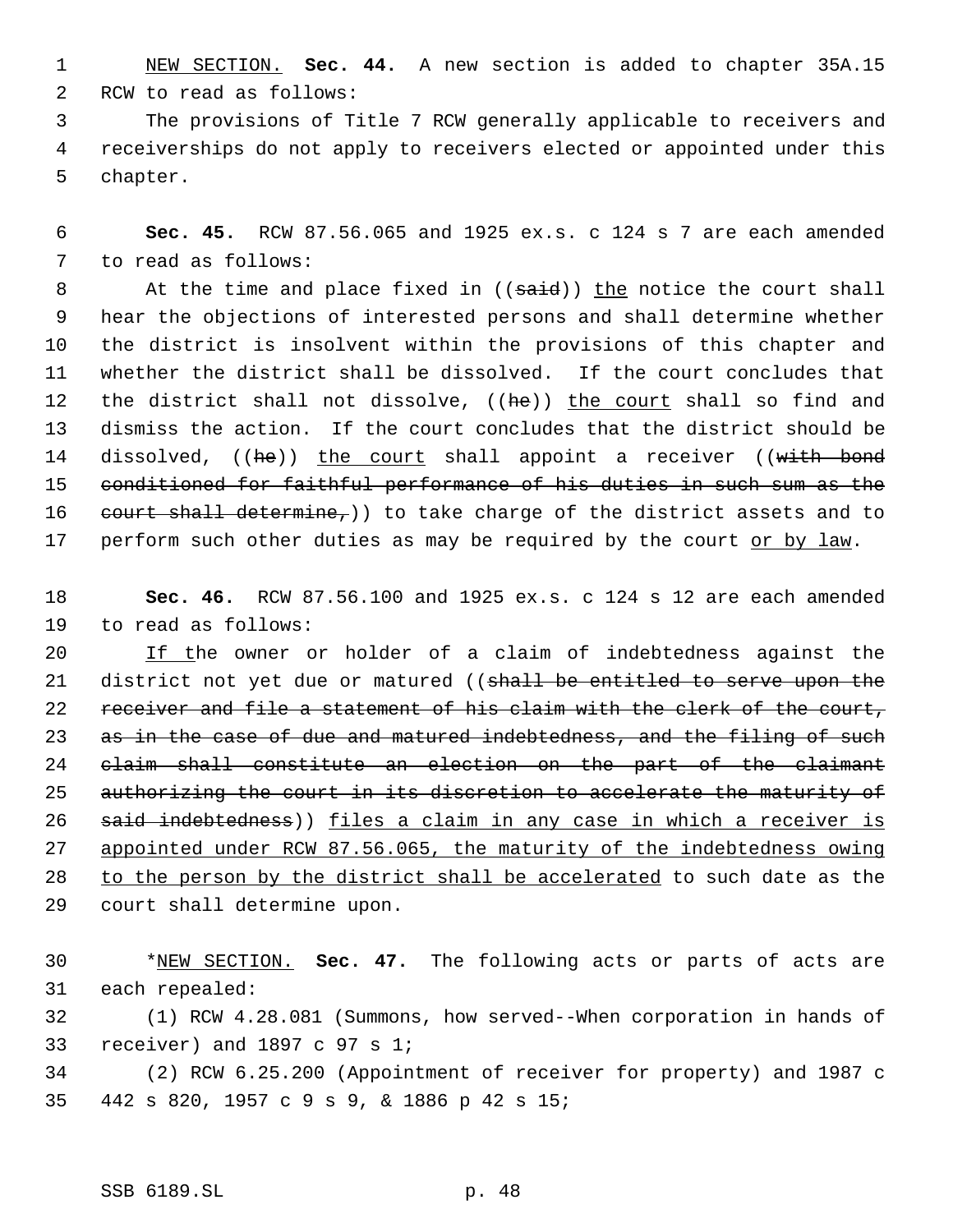NEW SECTION. **Sec. 44.** A new section is added to chapter 35A.15 RCW to read as follows:

The provisions of Title 7 RCW generally applicable to receivers and receiverships do not apply to receivers elected or appointed under this chapter.

**Sec. 45.** RCW 87.56.065 and 1925 ex.s. c 124 s 7 are each amended to read as follows:

At the time and place fixed in ((~~said~~)) the notice the court shall hear the objections of interested persons and shall determine whether the district is insolvent within the provisions of this chapter and whether the district shall be dissolved. If the court concludes that the district shall not dissolve, ((~~he~~)) the court shall so find and dismiss the action. If the court concludes that the district should be dissolved, ((~~he~~)) the court shall appoint a receiver ((~~with bond conditioned for faithful performance of his duties in such sum as the court shall determine,~~)) to take charge of the district assets and to perform such other duties as may be required by the court or by law.

**Sec. 46.** RCW 87.56.100 and 1925 ex.s. c 124 s 12 are each amended to read as follows:

If the owner or holder of a claim of indebtedness against the district not yet due or matured ((~~shall be entitled to serve upon the receiver and file a statement of his claim with the clerk of the court, as in the case of due and matured indebtedness, and the filing of such claim shall constitute an election on the part of the claimant authorizing the court in its discretion to accelerate the maturity of said indebtedness~~)) files a claim in any case in which a receiver is appointed under RCW 87.56.065, the maturity of the indebtedness owing to the person by the district shall be accelerated to such date as the court shall determine upon.

*NEW SECTION. **Sec. 47.** The following acts or parts of acts are each repealed:

(1) RCW 4.28.081 (Summons, how served--When corporation in hands of receiver) and 1897 c 97 s 1;

(2) RCW 6.25.200 (Appointment of receiver for property) and 1987 c 442 s 820, 1957 c 9 s 9, & 1886 p 42 s 15;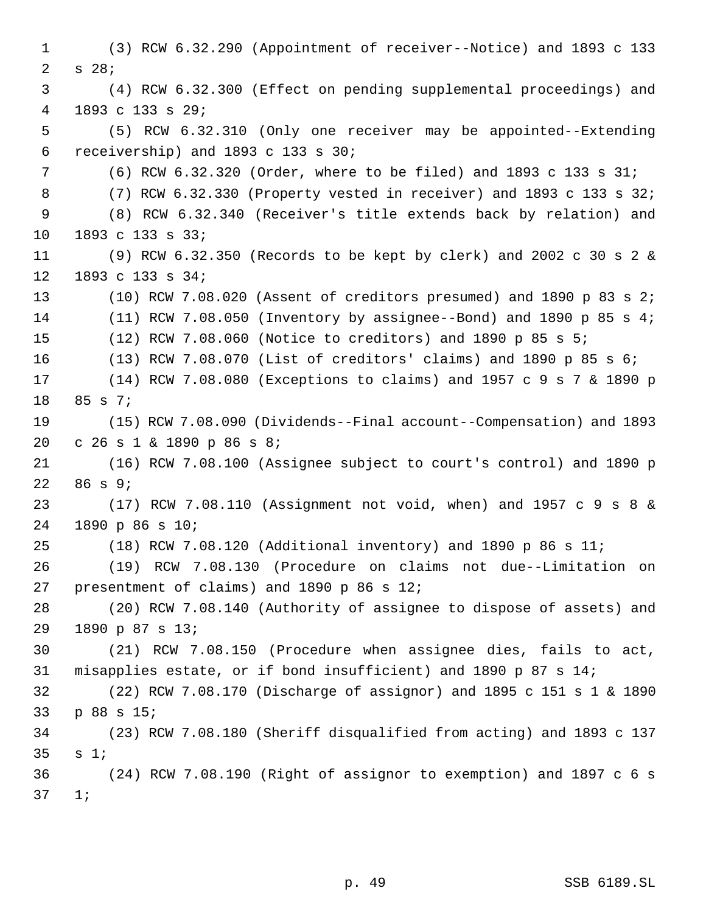(3) RCW 6.32.290 (Appointment of receiver--Notice) and 1893 c 133 s 28;

(4) RCW 6.32.300 (Effect on pending supplemental proceedings) and 1893 c 133 s 29;

(5) RCW 6.32.310 (Only one receiver may be appointed--Extending receivership) and 1893 c 133 s 30;

(6) RCW 6.32.320 (Order, where to be filed) and 1893 c 133 s 31;

(7) RCW 6.32.330 (Property vested in receiver) and 1893 c 133 s 32;

(8) RCW 6.32.340 (Receiver's title extends back by relation) and 1893 c 133 s 33;

(9) RCW 6.32.350 (Records to be kept by clerk) and 2002 c 30 s 2 & 1893 c 133 s 34;

(10) RCW 7.08.020 (Assent of creditors presumed) and 1890 p 83 s 2;

(11) RCW 7.08.050 (Inventory by assignee--Bond) and 1890 p 85 s 4;

(12) RCW 7.08.060 (Notice to creditors) and 1890 p 85 s 5;

(13) RCW 7.08.070 (List of creditors' claims) and 1890 p 85 s 6;

(14) RCW 7.08.080 (Exceptions to claims) and 1957 c 9 s 7 & 1890 p 85 s 7;

(15) RCW 7.08.090 (Dividends--Final account--Compensation) and 1893 c 26 s 1 & 1890 p 86 s 8;

(16) RCW 7.08.100 (Assignee subject to court's control) and 1890 p 86 s 9;

(17) RCW 7.08.110 (Assignment not void, when) and 1957 c 9 s 8 & 1890 p 86 s 10;

(18) RCW 7.08.120 (Additional inventory) and 1890 p 86 s 11;

(19) RCW 7.08.130 (Procedure on claims not due--Limitation on presentment of claims) and 1890 p 86 s 12;

(20) RCW 7.08.140 (Authority of assignee to dispose of assets) and 1890 p 87 s 13;

(21) RCW 7.08.150 (Procedure when assignee dies, fails to act, misapplies estate, or if bond insufficient) and 1890 p 87 s 14;

(22) RCW 7.08.170 (Discharge of assignor) and 1895 c 151 s 1 & 1890 p 88 s 15;

(23) RCW 7.08.180 (Sheriff disqualified from acting) and 1893 c 137 s 1;

(24) RCW 7.08.190 (Right of assignor to exemption) and 1897 c 6 s 1;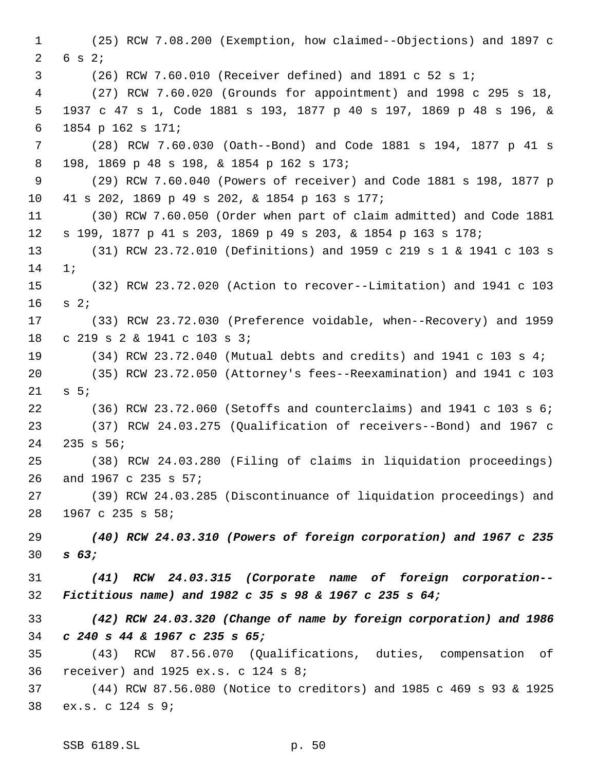(25) RCW 7.08.200 (Exemption, how claimed--Objections) and 1897 c 6 s 2;

(26) RCW 7.60.010 (Receiver defined) and 1891 c 52 s 1;

(27) RCW 7.60.020 (Grounds for appointment) and 1998 c 295 s 18, 1937 c 47 s 1, Code 1881 s 193, 1877 p 40 s 197, 1869 p 48 s 196, & 1854 p 162 s 171;

(28) RCW 7.60.030 (Oath--Bond) and Code 1881 s 194, 1877 p 41 s 198, 1869 p 48 s 198, & 1854 p 162 s 173;

(29) RCW 7.60.040 (Powers of receiver) and Code 1881 s 198, 1877 p 41 s 202, 1869 p 49 s 202, & 1854 p 163 s 177;

(30) RCW 7.60.050 (Order when part of claim admitted) and Code 1881 s 199, 1877 p 41 s 203, 1869 p 49 s 203, & 1854 p 163 s 178;

(31) RCW 23.72.010 (Definitions) and 1959 c 219 s 1 & 1941 c 103 s 1;

(32) RCW 23.72.020 (Action to recover--Limitation) and 1941 c 103 s 2;

(33) RCW 23.72.030 (Preference voidable, when--Recovery) and 1959 c 219 s 2 & 1941 c 103 s 3;

(34) RCW 23.72.040 (Mutual debts and credits) and 1941 c 103 s 4;

(35) RCW 23.72.050 (Attorney's fees--Reexamination) and 1941 c 103 s 5;

(36) RCW 23.72.060 (Setoffs and counterclaims) and 1941 c 103 s 6;

(37) RCW 24.03.275 (Qualification of receivers--Bond) and 1967 c 235 s 56;

(38) RCW 24.03.280 (Filing of claims in liquidation proceedings) and 1967 c 235 s 57;

(39) RCW 24.03.285 (Discontinuance of liquidation proceedings) and 1967 c 235 s 58;

***(40) RCW 24.03.310 (Powers of foreign corporation) and 1967 c 235 s 63;***

***(41) RCW 24.03.315 (Corporate name of foreign corporation--Fictitious name) and 1982 c 35 s 98 & 1967 c 235 s 64;***

***(42) RCW 24.03.320 (Change of name by foreign corporation) and 1986 c 240 s 44 & 1967 c 235 s 65;***

(43) RCW 87.56.070 (Qualifications, duties, compensation of receiver) and 1925 ex.s. c 124 s 8;

(44) RCW 87.56.080 (Notice to creditors) and 1985 c 469 s 93 & 1925 ex.s. c 124 s 9;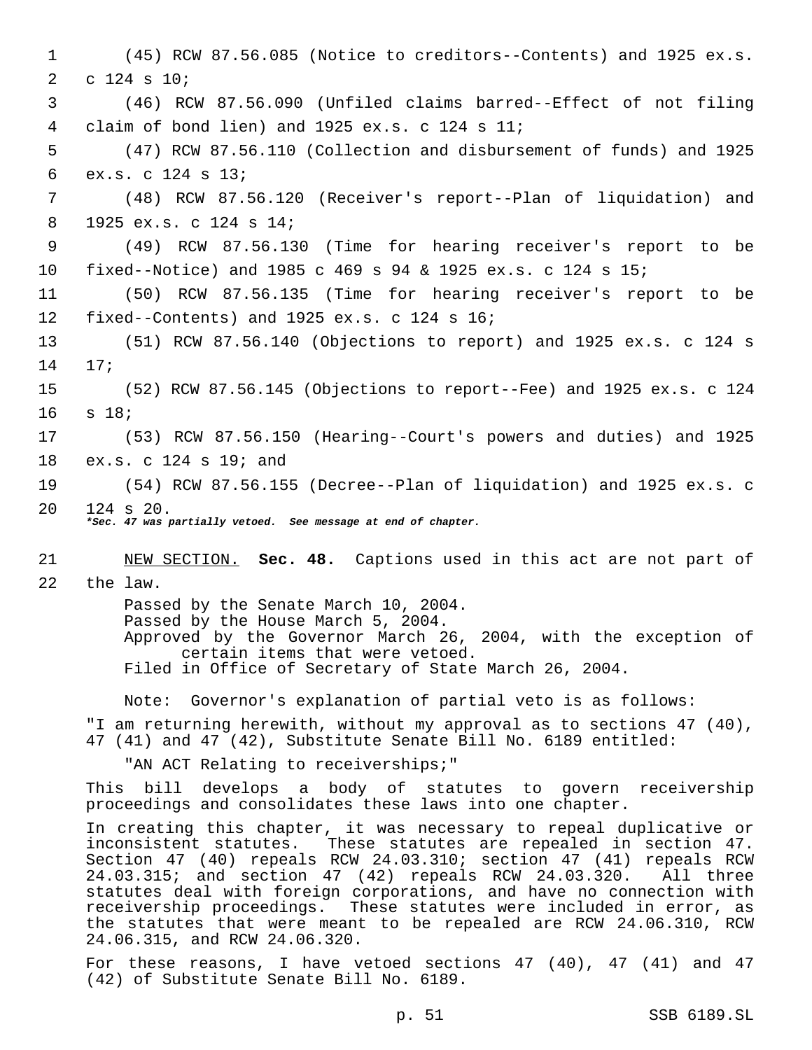(45) RCW 87.56.085 (Notice to creditors--Contents) and 1925 ex.s. c 124 s 10;

(46) RCW 87.56.090 (Unfiled claims barred--Effect of not filing claim of bond lien) and 1925 ex.s. c 124 s 11;

(47) RCW 87.56.110 (Collection and disbursement of funds) and 1925 ex.s. c 124 s 13;

(48) RCW 87.56.120 (Receiver's report--Plan of liquidation) and 1925 ex.s. c 124 s 14;

(49) RCW 87.56.130 (Time for hearing receiver's report to be fixed--Notice) and 1985 c 469 s 94 & 1925 ex.s. c 124 s 15;

(50) RCW 87.56.135 (Time for hearing receiver's report to be fixed--Contents) and 1925 ex.s. c 124 s 16;

(51) RCW 87.56.140 (Objections to report) and 1925 ex.s. c 124 s 17;

(52) RCW 87.56.145 (Objections to report--Fee) and 1925 ex.s. c 124 s 18;

(53) RCW 87.56.150 (Hearing--Court's powers and duties) and 1925 ex.s. c 124 s 19; and

(54) RCW 87.56.155 (Decree--Plan of liquidation) and 1925 ex.s. c 124 s 20.

***Sec. 47 was partially vetoed. See message at end of chapter.***

NEW SECTION. **Sec. 48.** Captions used in this act are not part of the law.

Passed by the Senate March 10, 2004.
Passed by the House March 5, 2004.
Approved by the Governor March 26, 2004, with the exception of certain items that were vetoed.
Filed in Office of Secretary of State March 26, 2004.

Note: Governor's explanation of partial veto is as follows:

"I am returning herewith, without my approval as to sections 47 (40), 47 (41) and 47 (42), Substitute Senate Bill No. 6189 entitled:

"AN ACT Relating to receiverships;"

This bill develops a body of statutes to govern receivership proceedings and consolidates these laws into one chapter.

In creating this chapter, it was necessary to repeal duplicative or inconsistent statutes. These statutes are repealed in section 47. Section 47 (40) repeals RCW 24.03.310; section 47 (41) repeals RCW 24.03.315; and section 47 (42) repeals RCW 24.03.320. All three statutes deal with foreign corporations, and have no connection with receivership proceedings. These statutes were included in error, as the statutes that were meant to be repealed are RCW 24.06.310, RCW 24.06.315, and RCW 24.06.320.

For these reasons, I have vetoed sections 47 (40), 47 (41) and 47 (42) of Substitute Senate Bill No. 6189.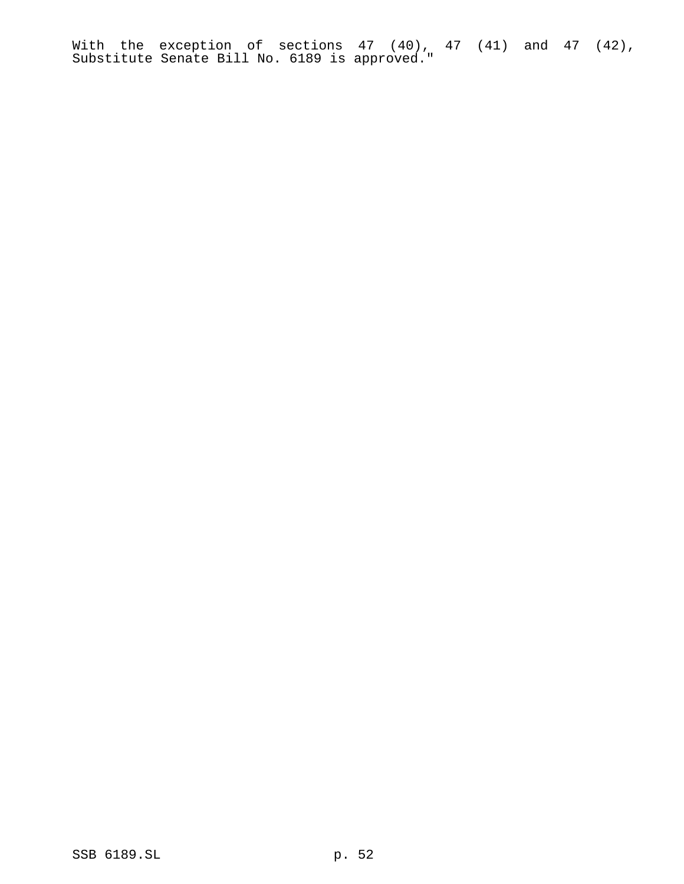With the exception of sections 47 (40), 47 (41) and 47 (42), Substitute Senate Bill No. 6189 is approved."